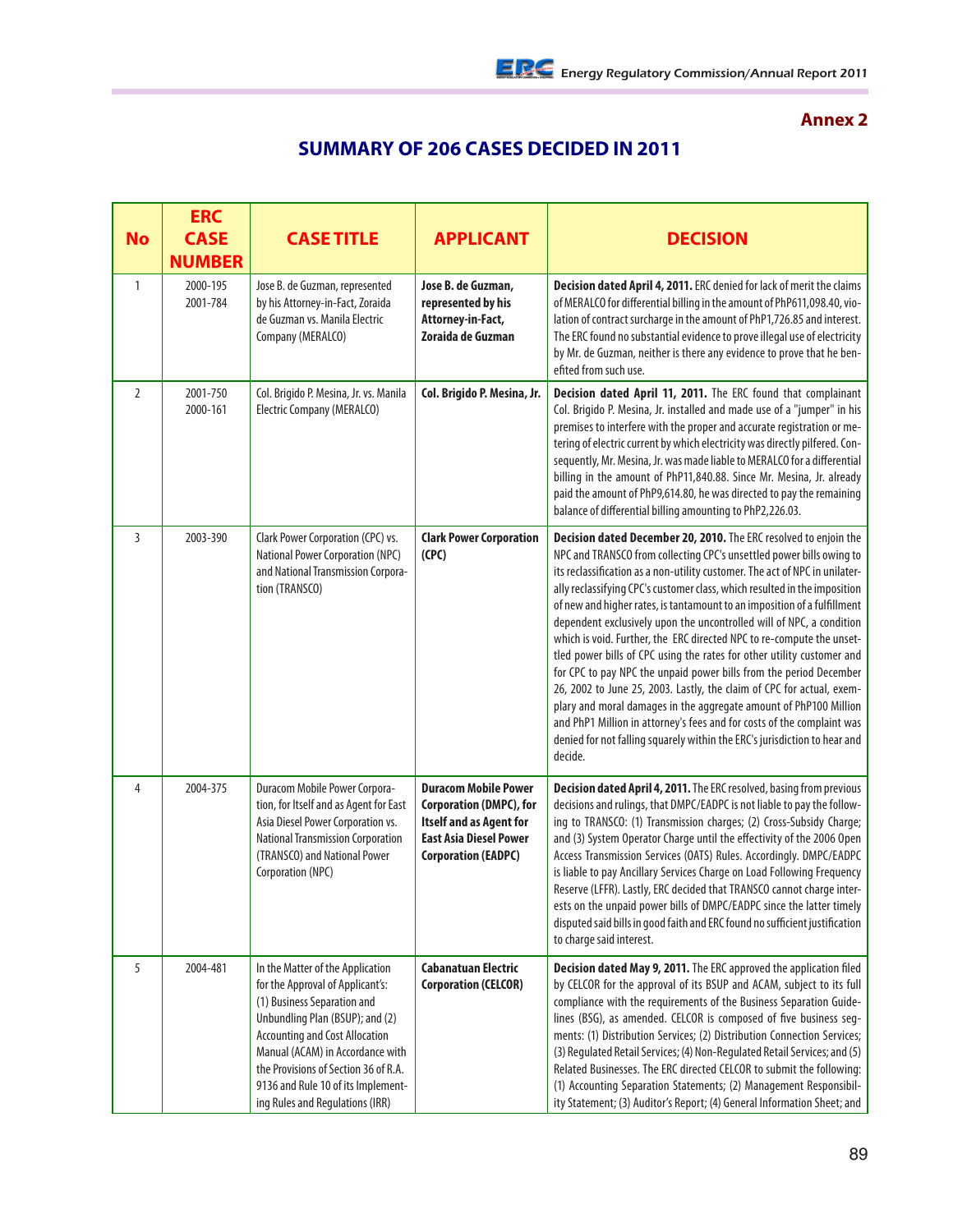**Annex 2**

## SUMMARY OF 206 CASES DECIDED IN 2011

| No | ERC CASE NUMBER | CASE TITLE | APPLICANT | DECISION |
|---|---|---|---|---|
| 1 | 2000-195<br>2001-784 | Jose B. de Guzman, represented by his Attorney-in-Fact, Zoraida de Guzman vs. Manila Electric Company (MERALCO) | **Jose B. de Guzman, represented by his Attorney-in-Fact, Zoraida de Guzman** | **Decision dated April 4, 2011.** ERC denied for lack of merit the claims of MERALCO for differential billing in the amount of PhP611,098.40, violation of contract surcharge in the amount of PhP1,726.85 and interest. The ERC found no substantial evidence to prove illegal use of electricity by Mr. de Guzman, neither is there any evidence to prove that he benefited from such use. |
| 2 | 2001-750<br>2000-161 | Col. Brigido P. Mesina, Jr. vs. Manila Electric Company (MERALCO) | **Col. Brigido P. Mesina, Jr.** | **Decision dated April 11, 2011.** The ERC found that complainant Col. Brigido P. Mesina, Jr. installed and made use of a "jumper" in his premises to interfere with the proper and accurate registration or metering of electric current by which electricity was directly pilfered. Consequently, Mr. Mesina, Jr. was made liable to MERALCO for a differential billing in the amount of PhP11,840.88. Since Mr. Mesina, Jr. already paid the amount of PhP9,614.80, he was directed to pay the remaining balance of differential billing amounting to PhP2,226.03. |
| 3 | 2003-390 | Clark Power Corporation (CPC) vs. National Power Corporation (NPC) and National Transmission Corporation (TRANSCO) | **Clark Power Corporation (CPC)** | **Decision dated December 20, 2010.** The ERC resolved to enjoin the NPC and TRANSCO from collecting CPC's unsettled power bills owing to its reclassification as a non-utility customer. The act of NPC in unilaterally reclassifying CPC's customer class, which resulted in the imposition of new and higher rates, is tantamount to an imposition of a fulfillment dependent exclusively upon the uncontrolled will of NPC, a condition which is void. Further, the ERC directed NPC to re-compute the unsettled power bills of CPC using the rates for other utility customer and for CPC to pay NPC the unpaid power bills from the period December 26, 2002 to June 25, 2003. Lastly, the claim of CPC for actual, exemplary and moral damages in the aggregate amount of PhP100 Million and PhP1 Million in attorney's fees and for costs of the complaint was denied for not falling squarely within the ERC's jurisdiction to hear and decide. |
| 4 | 2004-375 | Duracom Mobile Power Corporation, for Itself and as Agent for East Asia Diesel Power Corporation vs. National Transmission Corporation (TRANSCO) and National Power Corporation (NPC) | **Duracom Mobile Power Corporation (DMPC), for Itself and as Agent for East Asia Diesel Power Corporation (EADPC)** | **Decision dated April 4, 2011.** The ERC resolved, basing from previous decisions and rulings, that DMPC/EADPC is not liable to pay the following to TRANSCO: (1) Transmission charges; (2) Cross-Subsidy Charge; and (3) System Operator Charge until the effectivity of the 2006 Open Access Transmission Services (OATS) Rules. Accordingly. DMPC/EADPC is liable to pay Ancillary Services Charge on Load Following Frequency Reserve (LFFR). Lastly, ERC decided that TRANSCO cannot charge interests on the unpaid power bills of DMPC/EADPC since the latter timely disputed said bills in good faith and ERC found no sufficient justification to charge said interest. |
| 5 | 2004-481 | In the Matter of the Application for the Approval of Applicant's: (1) Business Separation and Unbundling Plan (BSUP); and (2) Accounting and Cost Allocation Manual (ACAM) in Accordance with the Provisions of Section 36 of R.A. 9136 and Rule 10 of its Implementing Rules and Regulations (IRR) | **Cabanatuan Electric Corporation (CELCOR)** | **Decision dated May 9, 2011.** The ERC approved the application filed by CELCOR for the approval of its BSUP and ACAM, subject to its full compliance with the requirements of the Business Separation Guidelines (BSG), as amended. CELCOR is composed of five business segments: (1) Distribution Services; (2) Distribution Connection Services; (3) Regulated Retail Services; (4) Non-Regulated Retail Services; and (5) Related Businesses. The ERC directed CELCOR to submit the following: (1) Accounting Separation Statements; (2) Management Responsibility Statement; (3) Auditor's Report; (4) General Information Sheet; and |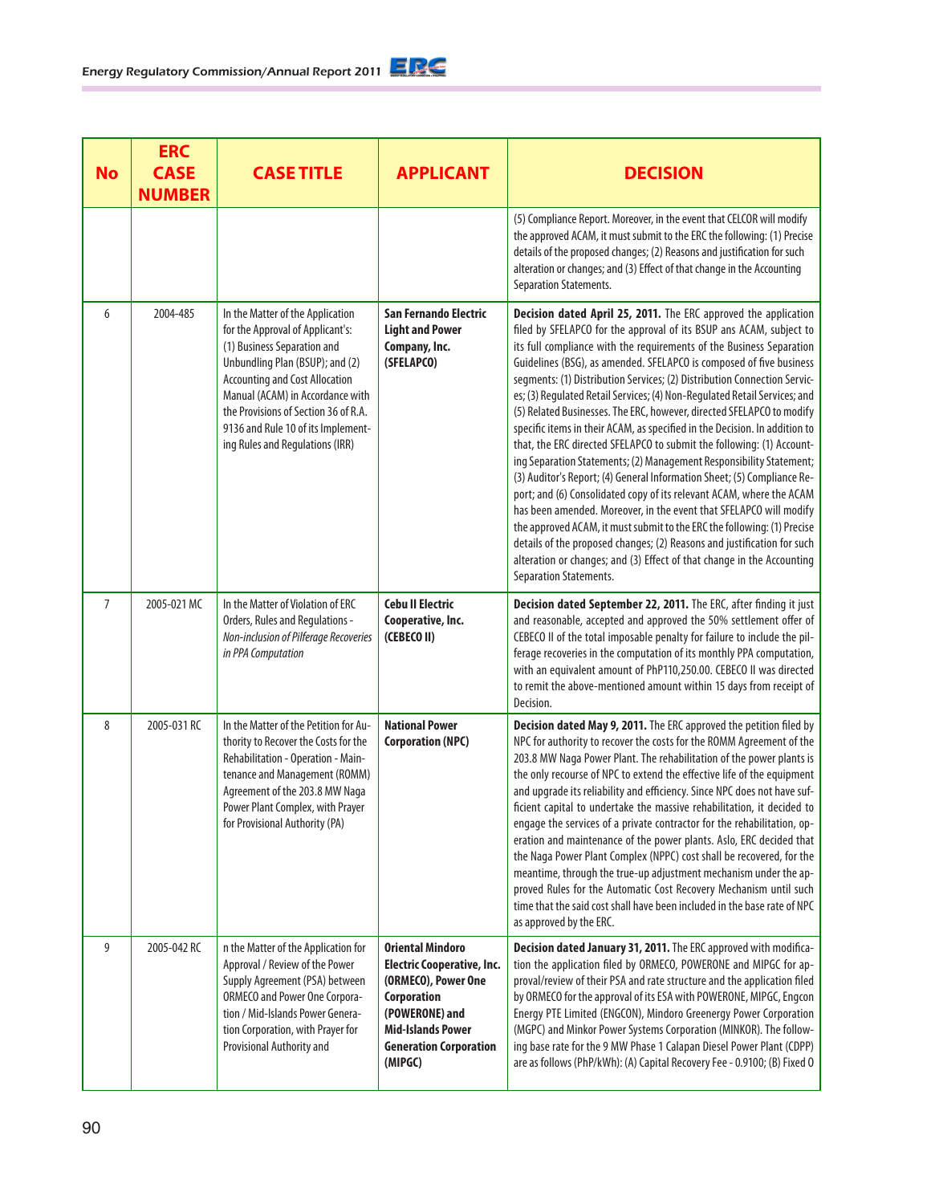| No | ERC CASE NUMBER | CASE TITLE | APPLICANT | DECISION |
|---|---|---|---|---|
| | | | | (5) Compliance Report. Moreover, in the event that CELCOR will modify the approved ACAM, it must submit to the ERC the following: (1) Precise details of the proposed changes; (2) Reasons and justification for such alteration or changes; and (3) Effect of that change in the Accounting Separation Statements. |
| 6 | 2004-485 | In the Matter of the Application for the Approval of Applicant's: (1) Business Separation and Unbundling Plan (BSUP); and (2) Accounting and Cost Allocation Manual (ACAM) in Accordance with the Provisions of Section 36 of R.A. 9136 and Rule 10 of its Implementing Rules and Regulations (IRR) | **San Fernando Electric Light and Power Company, Inc. (SFELAPCO)** | **Decision dated April 25, 2011.** The ERC approved the application filed by SFELAPCO for the approval of its BSUP ans ACAM, subject to its full compliance with the requirements of the Business Separation Guidelines (BSG), as amended. SFELAPCO is composed of five business segments: (1) Distribution Services; (2) Distribution Connection Services; (3) Regulated Retail Services; (4) Non-Regulated Retail Services; and (5) Related Businesses. The ERC, however, directed SFELAPCO to modify specific items in their ACAM, as specified in the Decision. In addition to that, the ERC directed SFELAPCO to submit the following: (1) Accounting Separation Statements; (2) Management Responsibility Statement; (3) Auditor's Report; (4) General Information Sheet; (5) Compliance Report; and (6) Consolidated copy of its relevant ACAM, where the ACAM has been amended. Moreover, in the event that SFELAPCO will modify the approved ACAM, it must submit to the ERC the following: (1) Precise details of the proposed changes; (2) Reasons and justification for such alteration or changes; and (3) Effect of that change in the Accounting Separation Statements. |
| 7 | 2005-021 MC | In the Matter of Violation of ERC Orders, Rules and Regulations - *Non-inclusion of Pilferage Recoveries in PPA Computation* | **Cebu II Electric Cooperative, Inc. (CEBECO II)** | **Decision dated September 22, 2011.** The ERC, after finding it just and reasonable, accepted and approved the 50% settlement offer of CEBECO II of the total imposable penalty for failure to include the pilferage recoveries in the computation of its monthly PPA computation, with an equivalent amount of PhP110,250.00. CEBECO II was directed to remit the above-mentioned amount within 15 days from receipt of Decision. |
| 8 | 2005-031 RC | In the Matter of the Petition for Authority to Recover the Costs for the Rehabilitation - Operation - Maintenance and Management (ROMM) Agreement of the 203.8 MW Naga Power Plant Complex, with Prayer for Provisional Authority (PA) | **National Power Corporation (NPC)** | **Decision dated May 9, 2011.** The ERC approved the petition filed by NPC for authority to recover the costs for the ROMM Agreement of the 203.8 MW Naga Power Plant. The rehabilitation of the power plants is the only recourse of NPC to extend the effective life of the equipment and upgrade its reliability and efficiency. Since NPC does not have sufficient capital to undertake the massive rehabilitation, it decided to engage the services of a private contractor for the rehabilitation, operation and maintenance of the power plants. Aslo, ERC decided that the Naga Power Plant Complex (NPPC) cost shall be recovered, for the meantime, through the true-up adjustment mechanism under the approved Rules for the Automatic Cost Recovery Mechanism until such time that the said cost shall have been included in the base rate of NPC as approved by the ERC. |
| 9 | 2005-042 RC | n the Matter of the Application for Approval / Review of the Power Supply Agreement (PSA) between ORMECO and Power One Corporation / Mid-Islands Power Generation Corporation, with Prayer for Provisional Authority and | **Oriental Mindoro Electric Cooperative, Inc. (ORMECO), Power One Corporation (POWERONE) and Mid-Islands Power Generation Corporation (MIPGC)** | **Decision dated January 31, 2011.** The ERC approved with modification the application filed by ORMECO, POWERONE and MIPGC for approval/review of their PSA and rate structure and the application filed by ORMECO for the approval of its ESA with POWERONE, MIPGC, Engcon Energy PTE Limited (ENGCON), Mindoro Greenergy Power Corporation (MGPC) and Minkor Power Systems Corporation (MINKOR). The following base rate for the 9 MW Phase 1 Calapan Diesel Power Plant (CDPP) are as follows (PhP/kWh): (A) Capital Recovery Fee - 0.9100; (B) Fixed O |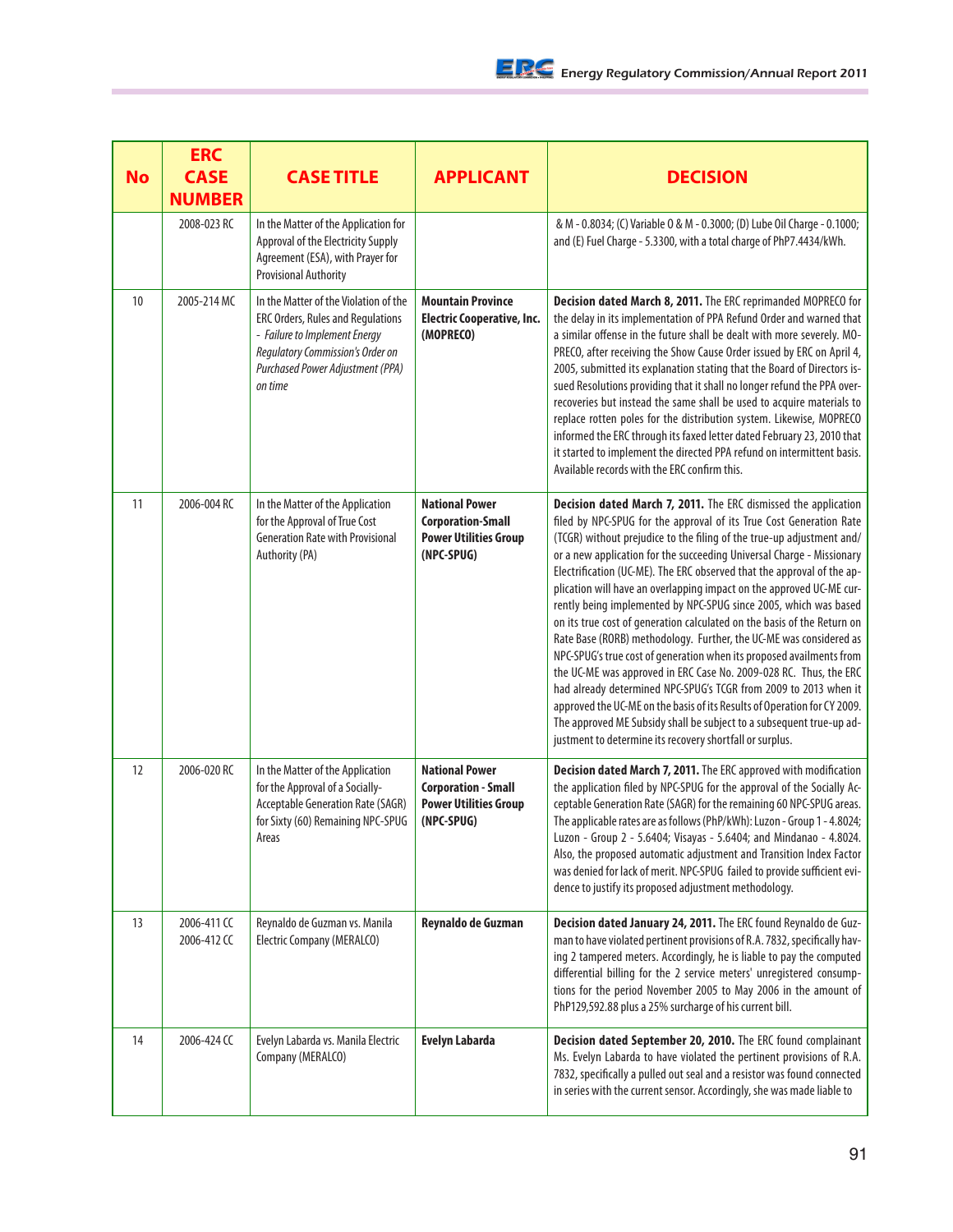| No | ERC CASE NUMBER | CASE TITLE | APPLICANT | DECISION |
|---|---|---|---|---|
| | 2008-023 RC | In the Matter of the Application for Approval of the Electricity Supply Agreement (ESA), with Prayer for Provisional Authority | | & M - 0.8034; (C) Variable O & M - 0.3000; (D) Lube Oil Charge - 0.1000; and (E) Fuel Charge - 5.3300, with a total charge of PhP7.4434/kWh. |
| 10 | 2005-214 MC | In the Matter of the Violation of the ERC Orders, Rules and Regulations - *Failure to Implement Energy Regulatory Commission's Order on Purchased Power Adjustment (PPA) on time* | **Mountain Province Electric Cooperative, Inc. (MOPRECO)** | **Decision dated March 8, 2011.** The ERC reprimanded MOPRECO for the delay in its implementation of PPA Refund Order and warned that a similar offense in the future shall be dealt with more severely. MOPRECO, after receiving the Show Cause Order issued by ERC on April 4, 2005, submitted its explanation stating that the Board of Directors issued Resolutions providing that it shall no longer refund the PPA over-recoveries but instead the same shall be used to acquire materials to replace rotten poles for the distribution system. Likewise, MOPRECO informed the ERC through its faxed letter dated February 23, 2010 that it started to implement the directed PPA refund on intermittent basis. Available records with the ERC confirm this. |
| 11 | 2006-004 RC | In the Matter of the Application for the Approval of True Cost Generation Rate with Provisional Authority (PA) | **National Power Corporation-Small Power Utilities Group (NPC-SPUG)** | **Decision dated March 7, 2011.** The ERC dismissed the application filed by NPC-SPUG for the approval of its True Cost Generation Rate (TCGR) without prejudice to the filing of the true-up adjustment and/or a new application for the succeeding Universal Charge - Missionary Electrification (UC-ME). The ERC observed that the approval of the application will have an overlapping impact on the approved UC-ME currently being implemented by NPC-SPUG since 2005, which was based on its true cost of generation calculated on the basis of the Return on Rate Base (RORB) methodology. Further, the UC-ME was considered as NPC-SPUG's true cost of generation when its proposed availments from the UC-ME was approved in ERC Case No. 2009-028 RC. Thus, the ERC had already determined NPC-SPUG's TCGR from 2009 to 2013 when it approved the UC-ME on the basis of its Results of Operation for CY 2009. The approved ME Subsidy shall be subject to a subsequent true-up adjustment to determine its recovery shortfall or surplus. |
| 12 | 2006-020 RC | In the Matter of the Application for the Approval of a Socially-Acceptable Generation Rate (SAGR) for Sixty (60) Remaining NPC-SPUG Areas | **National Power Corporation - Small Power Utilities Group (NPC-SPUG)** | **Decision dated March 7, 2011.** The ERC approved with modification the application filed by NPC-SPUG for the approval of the Socially Acceptable Generation Rate (SAGR) for the remaining 60 NPC-SPUG areas. The applicable rates are as follows (PhP/kWh): Luzon - Group 1 - 4.8024; Luzon - Group 2 - 5.6404; Visayas - 5.6404; and Mindanao - 4.8024. Also, the proposed automatic adjustment and Transition Index Factor was denied for lack of merit. NPC-SPUG failed to provide sufficient evidence to justify its proposed adjustment methodology. |
| 13 | 2006-411 CC 2006-412 CC | Reynaldo de Guzman vs. Manila Electric Company (MERALCO) | **Reynaldo de Guzman** | **Decision dated January 24, 2011.** The ERC found Reynaldo de Guzman to have violated pertinent provisions of R.A. 7832, specifically having 2 tampered meters. Accordingly, he is liable to pay the computed differential billing for the 2 service meters' unregistered consumptions for the period November 2005 to May 2006 in the amount of PhP129,592.88 plus a 25% surcharge of his current bill. |
| 14 | 2006-424 CC | Evelyn Labarda vs. Manila Electric Company (MERALCO) | **Evelyn Labarda** | **Decision dated September 20, 2010.** The ERC found complainant Ms. Evelyn Labarda to have violated the pertinent provisions of R.A. 7832, specifically a pulled out seal and a resistor was found connected in series with the current sensor. Accordingly, she was made liable to |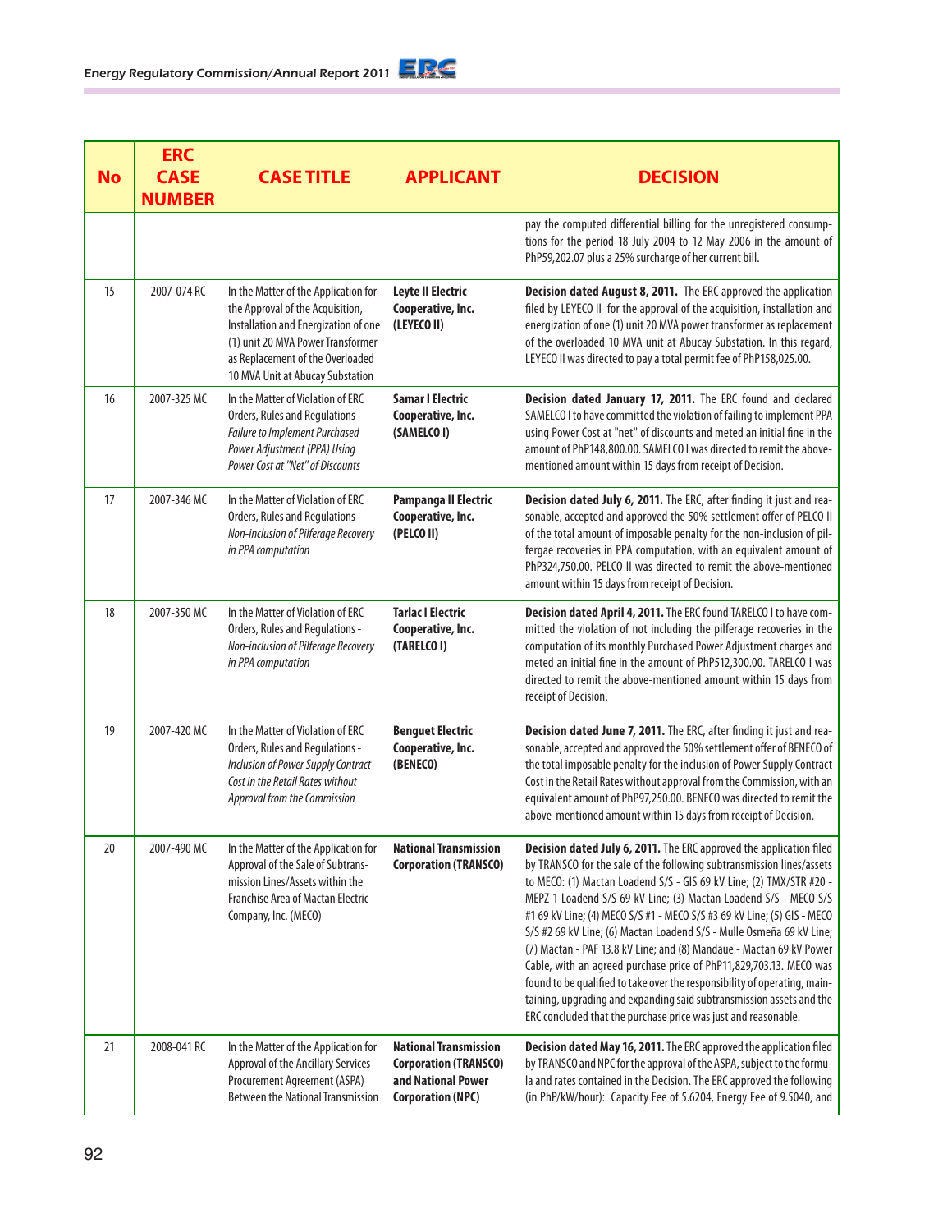| No | ERC CASE NUMBER | CASE TITLE | APPLICANT | DECISION |
|---|---|---|---|---|
| | | | | pay the computed differential billing for the unregistered consumptions for the period 18 July 2004 to 12 May 2006 in the amount of PhP59,202.07 plus a 25% surcharge of her current bill. |
| 15 | 2007-074 RC | In the Matter of the Application for the Approval of the Acquisition, Installation and Energization of one (1) unit 20 MVA Power Transformer as Replacement of the Overloaded 10 MVA Unit at Abucay Substation | **Leyte II Electric Cooperative, Inc. (LEYECO II)** | **Decision dated August 8, 2011.** The ERC approved the application filed by LEYECO II for the approval of the acquisition, installation and energization of one (1) unit 20 MVA power transformer as replacement of the overloaded 10 MVA unit at Abucay Substation. In this regard, LEYECO II was directed to pay a total permit fee of PhP158,025.00. |
| 16 | 2007-325 MC | In the Matter of Violation of ERC Orders, Rules and Regulations - *Failure to Implement Purchased Power Adjustment (PPA) Using Power Cost at "Net" of Discounts* | **Samar I Electric Cooperative, Inc. (SAMELCO I)** | **Decision dated January 17, 2011.** The ERC found and declared SAMELCO I to have committed the violation of failing to implement PPA using Power Cost at "net" of discounts and meted an initial fine in the amount of PhP148,800.00. SAMELCO I was directed to remit the above-mentioned amount within 15 days from receipt of Decision. |
| 17 | 2007-346 MC | In the Matter of Violation of ERC Orders, Rules and Regulations - *Non-inclusion of Pilferage Recovery in PPA computation* | **Pampanga II Electric Cooperative, Inc. (PELCO II)** | **Decision dated July 6, 2011.** The ERC, after finding it just and reasonable, accepted and approved the 50% settlement offer of PELCO II of the total amount of imposable penalty for the non-inclusion of pilfergae recoveries in PPA computation, with an equivalent amount of PhP324,750.00. PELCO II was directed to remit the above-mentioned amount within 15 days from receipt of Decision. |
| 18 | 2007-350 MC | In the Matter of Violation of ERC Orders, Rules and Regulations - *Non-inclusion of Pilferage Recovery in PPA computation* | **Tarlac I Electric Cooperative, Inc. (TARELCO I)** | **Decision dated April 4, 2011.** The ERC found TARELCO I to have committed the violation of not including the pilferage recoveries in the computation of its monthly Purchased Power Adjustment charges and meted an initial fine in the amount of PhP512,300.00. TARELCO I was directed to remit the above-mentioned amount within 15 days from receipt of Decision. |
| 19 | 2007-420 MC | In the Matter of Violation of ERC Orders, Rules and Regulations - *Inclusion of Power Supply Contract Cost in the Retail Rates without Approval from the Commission* | **Benguet Electric Cooperative, Inc. (BENECO)** | **Decision dated June 7, 2011.** The ERC, after finding it just and reasonable, accepted and approved the 50% settlement offer of BENECO of the total imposable penalty for the inclusion of Power Supply Contract Cost in the Retail Rates without approval from the Commission, with an equivalent amount of PhP97,250.00. BENECO was directed to remit the above-mentioned amount within 15 days from receipt of Decision. |
| 20 | 2007-490 MC | In the Matter of the Application for Approval of the Sale of Subtransmission Lines/Assets within the Franchise Area of Mactan Electric Company, Inc. (MECO) | **National Transmission Corporation (TRANSCO)** | **Decision dated July 6, 2011.** The ERC approved the application filed by TRANSCO for the sale of the following subtransmission lines/assets to MECO: (1) Mactan Loadend S/S - GIS 69 kV Line; (2) TMX/STR #20 - MEPZ 1 Loadend S/S 69 kV Line; (3) Mactan Loadend S/S - MECO S/S #1 69 kV Line; (4) MECO S/S #1 - MECO S/S #3 69 kV Line; (5) GIS - MECO S/S #2 69 kV Line; (6) Mactan Loadend S/S - Mulle Osmeña 69 kV Line; (7) Mactan - PAF 13.8 kV Line; and (8) Mandaue - Mactan 69 kV Power Cable, with an agreed purchase price of PhP11,829,703.13. MECO was found to be qualified to take over the responsibility of operating, maintaining, upgrading and expanding said subtransmission assets and the ERC concluded that the purchase price was just and reasonable. |
| 21 | 2008-041 RC | In the Matter of the Application for Approval of the Ancillary Services Procurement Agreement (ASPA) Between the National Transmission | **National Transmission Corporation (TRANSCO) and National Power Corporation (NPC)** | **Decision dated May 16, 2011.** The ERC approved the application filed by TRANSCO and NPC for the approval of the ASPA, subject to the formula and rates contained in the Decision. The ERC approved the following (in PhP/kW/hour): Capacity Fee of 5.6204, Energy Fee of 9.5040, and |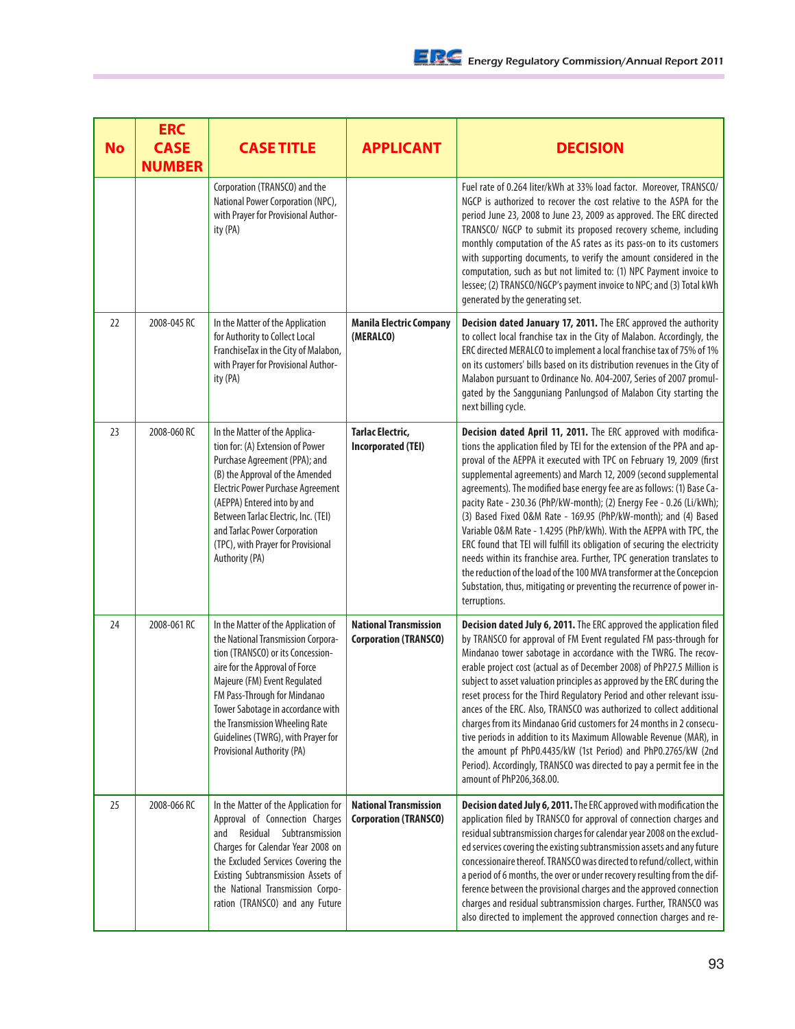| No | ERC CASE NUMBER | CASE TITLE | APPLICANT | DECISION |
|---|---|---|---|---|
| | | Corporation (TRANSCO) and the National Power Corporation (NPC), with Prayer for Provisional Authority (PA) | | Fuel rate of 0.264 liter/kWh at 33% load factor. Moreover, TRANSCO/NGCP is authorized to recover the cost relative to the ASPA for the period June 23, 2008 to June 23, 2009 as approved. The ERC directed TRANSCO/ NGCP to submit its proposed recovery scheme, including monthly computation of the AS rates as its pass-on to its customers with supporting documents, to verify the amount considered in the computation, such as but not limited to: (1) NPC Payment invoice to lessee; (2) TRANSCO/NGCP's payment invoice to NPC; and (3) Total kWh generated by the generating set. |
| 22 | 2008-045 RC | In the Matter of the Application for Authority to Collect Local FranchiseTax in the City of Malabon, with Prayer for Provisional Authority (PA) | **Manila Electric Company (MERALCO)** | **Decision dated January 17, 2011.** The ERC approved the authority to collect local franchise tax in the City of Malabon. Accordingly, the ERC directed MERALCO to implement a local franchise tax of 75% of 1% on its customers' bills based on its distribution revenues in the City of Malabon pursuant to Ordinance No. A04-2007, Series of 2007 promulgated by the Sangguniang Panlungsod of Malabon City starting the next billing cycle. |
| 23 | 2008-060 RC | In the Matter of the Application for: (A) Extension of Power Purchase Agreement (PPA); and (B) the Approval of the Amended Electric Power Purchase Agreement (AEPPA) Entered into by and Between Tarlac Electric, Inc. (TEI) and Tarlac Power Corporation (TPC), with Prayer for Provisional Authority (PA) | **Tarlac Electric, Incorporated (TEI)** | **Decision dated April 11, 2011.** The ERC approved with modifications the application filed by TEI for the extension of the PPA and approval of the AEPPA it executed with TPC on February 19, 2009 (first supplemental agreements) and March 12, 2009 (second supplemental agreements). The modified base energy fee are as follows: (1) Base Capacity Rate - 230.36 (PhP/kW-month); (2) Energy Fee - 0.26 (Li/kWh); (3) Based Fixed O&M Rate - 169.95 (PhP/kW-month); and (4) Based Variable O&M Rate - 1.4295 (PhP/kWh). With the AEPPA with TPC, the ERC found that TEI will fulfill its obligation of securing the electricity needs within its franchise area. Further, TPC generation translates to the reduction of the load of the 100 MVA transformer at the Concepcion Substation, thus, mitigating or preventing the recurrence of power interruptions. |
| 24 | 2008-061 RC | In the Matter of the Application of the National Transmission Corporation (TRANSCO) or its Concessionaire for the Approval of Force Majeure (FM) Event Regulated FM Pass-Through for Mindanao Tower Sabotage in accordance with the Transmission Wheeling Rate Guidelines (TWRG), with Prayer for Provisional Authority (PA) | **National Transmission Corporation (TRANSCO)** | **Decision dated July 6, 2011.** The ERC approved the application filed by TRANSCO for approval of FM Event regulated FM pass-through for Mindanao tower sabotage in accordance with the TWRG. The recoverable project cost (actual as of December 2008) of PhP27.5 Million is subject to asset valuation principles as approved by the ERC during the reset process for the Third Regulatory Period and other relevant issuances of the ERC. Also, TRANSCO was authorized to collect additional charges from its Mindanao Grid customers for 24 months in 2 consecutive periods in addition to its Maximum Allowable Revenue (MAR), in the amount pf PhP0.4435/kW (1st Period) and PhP0.2765/kW (2nd Period). Accordingly, TRANSCO was directed to pay a permit fee in the amount of PhP206,368.00. |
| 25 | 2008-066 RC | In the Matter of the Application for Approval of Connection Charges and Residual Subtransmission Charges for Calendar Year 2008 on the Excluded Services Covering the Existing Subtransmission Assets of the National Transmission Corporation (TRANSCO) and any Future | **National Transmission Corporation (TRANSCO)** | **Decision dated July 6, 2011.** The ERC approved with modification the application filed by TRANSCO for approval of connection charges and residual subtransmission charges for calendar year 2008 on the excluded services covering the existing subtransmission assets and any future concessionaire thereof. TRANSCO was directed to refund/collect, within a period of 6 months, the over or under recovery resulting from the difference between the provisional charges and the approved connection charges and residual subtransmission charges. Further, TRANSCO was also directed to implement the approved connection charges and re- |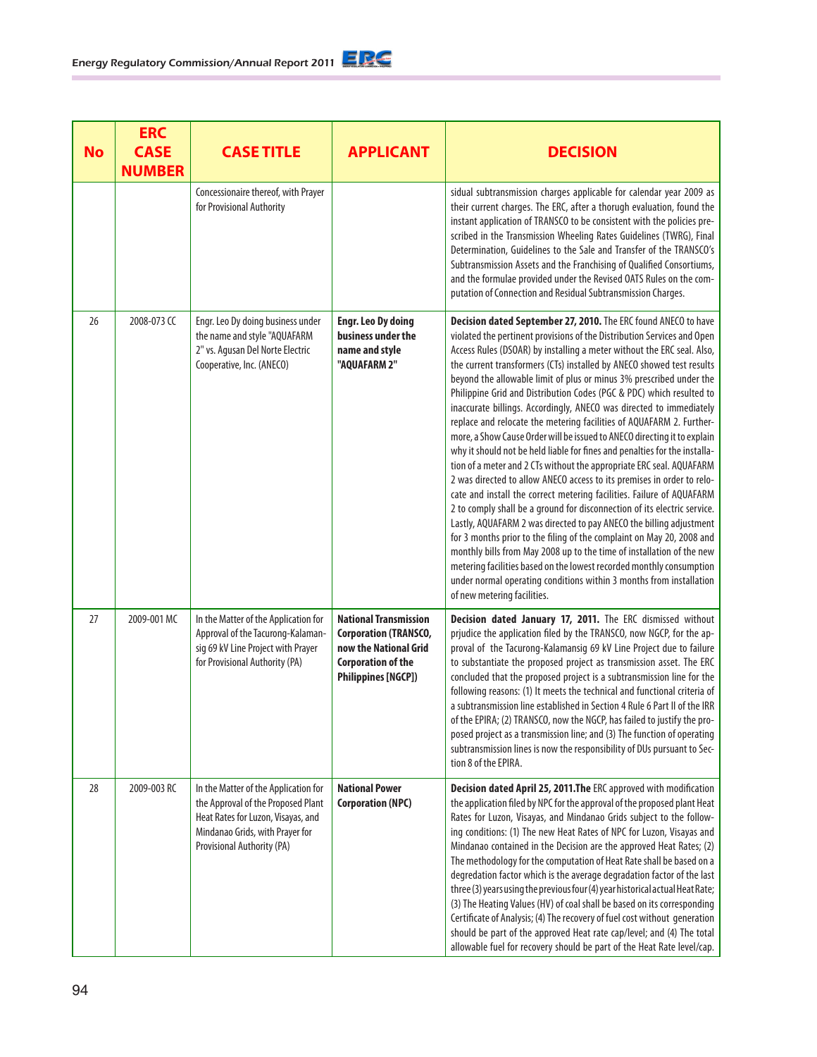| No | ERC CASE NUMBER | CASE TITLE | APPLICANT | DECISION |
|---|---|---|---|---|
| | | Concessionaire thereof, with Prayer for Provisional Authority | | sidual subtransmission charges applicable for calendar year 2009 as their current charges. The ERC, after a thorough evaluation, found the instant application of TRANSCO to be consistent with the policies prescribed in the Transmission Wheeling Rates Guidelines (TWRG), Final Determination, Guidelines to the Sale and Transfer of the TRANSCO's Subtransmission Assets and the Franchising of Qualified Consortiums, and the formulae provided under the Revised OATS Rules on the computation of Connection and Residual Subtransmission Charges. |
| 26 | 2008-073 CC | Engr. Leo Dy doing business under the name and style "AQUAFARM 2" vs. Agusan Del Norte Electric Cooperative, Inc. (ANECO) | **Engr. Leo Dy doing business under the name and style "AQUAFARM 2"** | **Decision dated September 27, 2010.** The ERC found ANECO to have violated the pertinent provisions of the Distribution Services and Open Access Rules (DSOAR) by installing a meter without the ERC seal. Also, the current transformers (CTs) installed by ANECO showed test results beyond the allowable limit of plus or minus 3% prescribed under the Philippine Grid and Distribution Codes (PGC & PDC) which resulted to inaccurate billings. Accordingly, ANECO was directed to immediately replace and relocate the metering facilities of AQUAFARM 2. Furthermore, a Show Cause Order will be issued to ANECO directing it to explain why it should not be held liable for fines and penalties for the installation of a meter and 2 CTs without the appropriate ERC seal. AQUAFARM 2 was directed to allow ANECO access to its premises in order to relocate and install the correct metering facilities. Failure of AQUAFARM 2 to comply shall be a ground for disconnection of its electric service. Lastly, AQUAFARM 2 was directed to pay ANECO the billing adjustment for 3 months prior to the filing of the complaint on May 20, 2008 and monthly bills from May 2008 up to the time of installation of the new metering facilities based on the lowest recorded monthly consumption under normal operating conditions within 3 months from installation of new metering facilities. |
| 27 | 2009-001 MC | In the Matter of the Application for Approval of the Tacurong-Kalamansig 69 kV Line Project with Prayer for Provisional Authority (PA) | **National Transmission Corporation (TRANSCO, now the National Grid Corporation of the Philippines [NGCP])** | **Decision dated January 17, 2011.** The ERC dismissed without prjudice the application filed by the TRANSCO, now NGCP, for the approval of the Tacurong-Kalamansig 69 kV Line Project due to failure to substantiate the proposed project as transmission asset. The ERC concluded that the proposed project is a subtransmission line for the following reasons: (1) It meets the technical and functional criteria of a subtransmission line established in Section 4 Rule 6 Part II of the IRR of the EPIRA; (2) TRANSCO, now the NGCP, has failed to justify the proposed project as a transmission line; and (3) The function of operating subtransmission lines is now the responsibility of DUs pursuant to Section 8 of the EPIRA. |
| 28 | 2009-003 RC | In the Matter of the Application for the Approval of the Proposed Plant Heat Rates for Luzon, Visayas, and Mindanao Grids, with Prayer for Provisional Authority (PA) | **National Power Corporation (NPC)** | **Decision dated April 25, 2011.The** ERC approved with modification the application filed by NPC for the approval of the proposed plant Heat Rates for Luzon, Visayas, and Mindanao Grids subject to the following conditions: (1) The new Heat Rates of NPC for Luzon, Visayas and Mindanao contained in the Decision are the approved Heat Rates; (2) The methodology for the computation of Heat Rate shall be based on a degredation factor which is the average degradation factor of the last three (3) years using the previous four (4) year historical actual Heat Rate; (3) The Heating Values (HV) of coal shall be based on its corresponding Certificate of Analysis; (4) The recovery of fuel cost without generation should be part of the approved Heat rate cap/level; and (4) The total allowable fuel for recovery should be part of the Heat Rate level/cap. |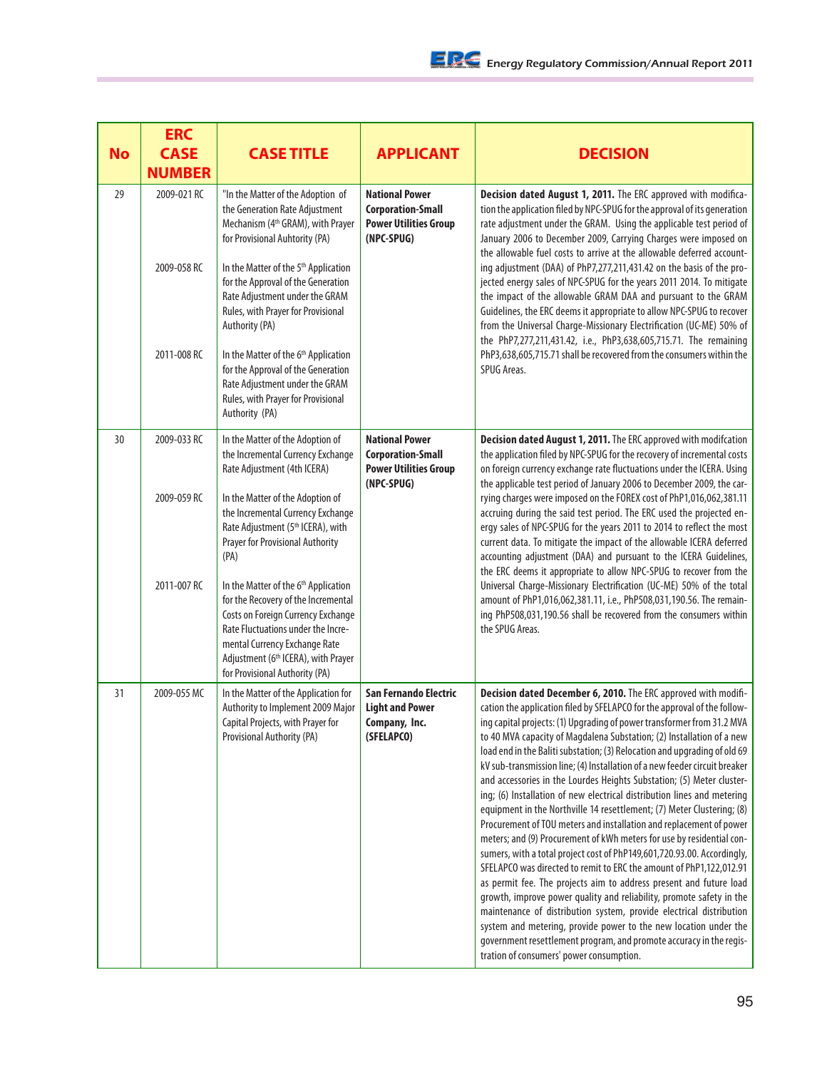| No | ERC CASE NUMBER | CASE TITLE | APPLICANT | DECISION |
|---|---|---|---|---|
| 29 | 2009-021 RC<br><br>2009-058 RC<br><br>2011-008 RC | "In the Matter of the Adoption of the Generation Rate Adjustment Mechanism (4th GRAM), with Prayer for Provisional Auhtority (PA)<br><br>In the Matter of the 5th Application for the Approval of the Generation Rate Adjustment under the GRAM Rules, with Prayer for Provisional Authority (PA)<br><br>In the Matter of the 6th Application for the Approval of the Generation Rate Adjustment under the GRAM Rules, with Prayer for Provisional Authority (PA) | **National Power Corporation-Small Power Utilities Group (NPC-SPUG)** | **Decision dated August 1, 2011.** The ERC approved with modification the application filed by NPC-SPUG for the approval of its generation rate adjustment under the GRAM. Using the applicable test period of January 2006 to December 2009, Carrying Charges were imposed on the allowable fuel costs to arrive at the allowable deferred accounting adjustment (DAA) of PhP7,277,211,431.42 on the basis of the projected energy sales of NPC-SPUG for the years 2011 2014. To mitigate the impact of the allowable GRAM DAA and pursuant to the GRAM Guidelines, the ERC deems it appropriate to allow NPC-SPUG to recover from the Universal Charge-Missionary Electrification (UC-ME) 50% of the PhP7,277,211,431.42, i.e., PhP3,638,605,715.71. The remaining PhP3,638,605,715.71 shall be recovered from the consumers within the SPUG Areas. |
| 30 | 2009-033 RC<br><br>2009-059 RC<br><br>2011-007 RC | In the Matter of the Adoption of the Incremental Currency Exchange Rate Adjustment (4th ICERA)<br><br>In the Matter of the Adoption of the Incremental Currency Exchange Rate Adjustment (5th ICERA), with Prayer for Provisional Authority (PA)<br><br>In the Matter of the 6th Application for the Recovery of the Incremental Costs on Foreign Currency Exchange Rate Fluctuations under the Incremental Currency Exchange Rate Adjustment (6th ICERA), with Prayer for Provisional Authority (PA) | **National Power Corporation-Small Power Utilities Group (NPC-SPUG)** | **Decision dated August 1, 2011.** The ERC approved with modifcation the application filed by NPC-SPUG for the recovery of incremental costs on foreign currency exchange rate fluctuations under the ICERA. Using the applicable test period of January 2006 to December 2009, the carrying charges were imposed on the FOREX cost of PhP1,016,062,381.11 accruing during the said test period. The ERC used the projected energy sales of NPC-SPUG for the years 2011 to 2014 to reflect the most current data. To mitigate the impact of the allowable ICERA deferred accounting adjustment (DAA) and pursuant to the ICERA Guidelines, the ERC deems it appropriate to allow NPC-SPUG to recover from the Universal Charge-Missionary Electrification (UC-ME) 50% of the total amount of PhP1,016,062,381.11, i.e., PhP508,031,190.56. The remaining PhP508,031,190.56 shall be recovered from the consumers within the SPUG Areas. |
| 31 | 2009-055 MC | In the Matter of the Application for Authority to Implement 2009 Major Capital Projects, with Prayer for Provisional Authority (PA) | **San Fernando Electric Light and Power Company, Inc. (SFELAPCO)** | **Decision dated December 6, 2010.** The ERC approved with modification the application filed by SFELAPCO for the approval of the following capital projects: (1) Upgrading of power transformer from 31.2 MVA to 40 MVA capacity of Magdalena Substation; (2) Installation of a new load end in the Baliti substation; (3) Relocation and upgrading of old 69 kV sub-transmission line; (4) Installation of a new feeder circuit breaker and accessories in the Lourdes Heights Substation; (5) Meter clustering; (6) Installation of new electrical distribution lines and metering equipment in the Northville 14 resettlement; (7) Meter Clustering; (8) Procurement of TOU meters and installation and replacement of power meters; and (9) Procurement of kWh meters for use by residential consumers, with a total project cost of PhP149,601,720.93.00. Accordingly, SFELAPCO was directed to remit to ERC the amount of PhP1,122,012.91 as permit fee. The projects aim to address present and future load growth, improve power quality and reliability, promote safety in the maintenance of distribution system, provide electrical distribution system and metering, provide power to the new location under the government resettlement program, and promote accuracy in the registration of consumers' power consumption. |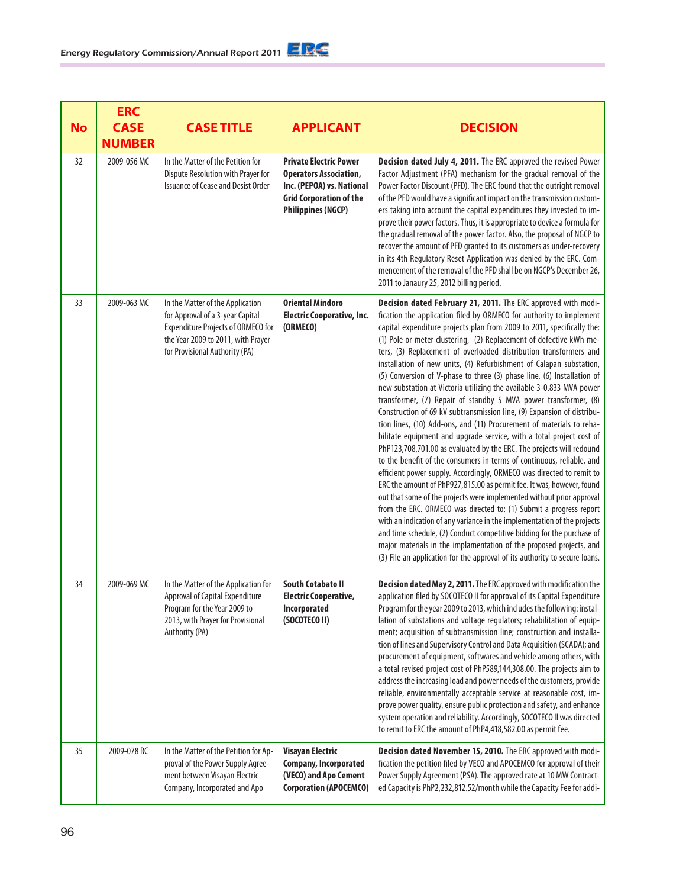| No | ERC CASE NUMBER | CASE TITLE | APPLICANT | DECISION |
|---|---|---|---|---|
| 32 | 2009-056 MC | In the Matter of the Petition for Dispute Resolution with Prayer for Issuance of Cease and Desist Order | **Private Electric Power Operators Association, Inc. (PEPOA) vs. National Grid Corporation of the Philippines (NGCP)** | **Decision dated July 4, 2011.** The ERC approved the revised Power Factor Adjustment (PFA) mechanism for the gradual removal of the Power Factor Discount (PFD). The ERC found that the outright removal of the PFD would have a significant impact on the transmission customers taking into account the capital expenditures they invested to improve their power factors. Thus, it is appropriate to device a formula for the gradual removal of the power factor. Also, the proposal of NGCP to recover the amount of PFD granted to its customers as under-recovery in its 4th Regulatory Reset Application was denied by the ERC. Commencement of the removal of the PFD shall be on NGCP's December 26, 2011 to Janaury 25, 2012 billing period. |
| 33 | 2009-063 MC | In the Matter of the Application for Approval of a 3-year Capital Expenditure Projects of ORMECO for the Year 2009 to 2011, with Prayer for Provisional Authority (PA) | **Oriental Mindoro Electric Cooperative, Inc. (ORMECO)** | **Decision dated February 21, 2011.** The ERC approved with modification the application filed by ORMECO for authority to implement capital expenditure projects plan from 2009 to 2011, specifically the: (1) Pole or meter clustering, (2) Replacement of defective kWh meters, (3) Replacement of overloaded distribution transformers and installation of new units, (4) Refurbishment of Calapan substation, (5) Conversion of V-phase to three (3) phase line, (6) Installation of new substation at Victoria utilizing the available 3-0.833 MVA power transformer, (7) Repair of standby 5 MVA power transformer, (8) Construction of 69 kV subtransmission line, (9) Expansion of distribution lines, (10) Add-ons, and (11) Procurement of materials to rehabilitate equipment and upgrade service, with a total project cost of PhP123,708,701.00 as evaluated by the ERC. The projects will redound to the benefit of the consumers in terms of continuous, reliable, and efficient power supply. Accordingly, ORMECO was directed to remit to ERC the amount of PhP927,815.00 as permit fee. It was, however, found out that some of the projects were implemented without prior approval from the ERC. ORMECO was directed to: (1) Submit a progress report with an indication of any variance in the implementation of the projects and time schedule, (2) Conduct competitive bidding for the purchase of major materials in the implementation of the proposed projects, and (3) File an application for the approval of its authority to secure loans. |
| 34 | 2009-069 MC | In the Matter of the Application for Approval of Capital Expenditure Program for the Year 2009 to 2013, with Prayer for Provisional Authority (PA) | **South Cotabato II Electric Cooperative, Incorporated (SOCOTECO II)** | **Decision dated May 2, 2011.** The ERC approved with modification the application filed by SOCOTECO II for approval of its Capital Expenditure Program for the year 2009 to 2013, which includes the following: installation of substations and voltage regulators; rehabilitation of equipment; acquisition of subtransmission line; construction and installation of lines and Supervisory Control and Data Acquisition (SCADA); and procurement of equipment, softwares and vehicle among others, with a total revised project cost of PhP589,144,308.00. The projects aim to address the increasing load and power needs of the customers, provide reliable, environmentally acceptable service at reasonable cost, improve power quality, ensure public protection and safety, and enhance system operation and reliability. Accordingly, SOCOTECO II was directed to remit to ERC the amount of PhP4,418,582.00 as permit fee. |
| 35 | 2009-078 RC | In the Matter of the Petition for Approval of the Power Supply Agreement between Visayan Electric Company, Incorporated and Apo | **Visayan Electric Company, Incorporated (VECO) and Apo Cement Corporation (APOCEMCO)** | **Decision dated November 15, 2010.** The ERC approved with modification the petition filed by VECO and APOCEMCO for approval of their Power Supply Agreement (PSA). The approved rate at 10 MW Contracted Capacity is PhP2,232,812.52/month while the Capacity Fee for addi- |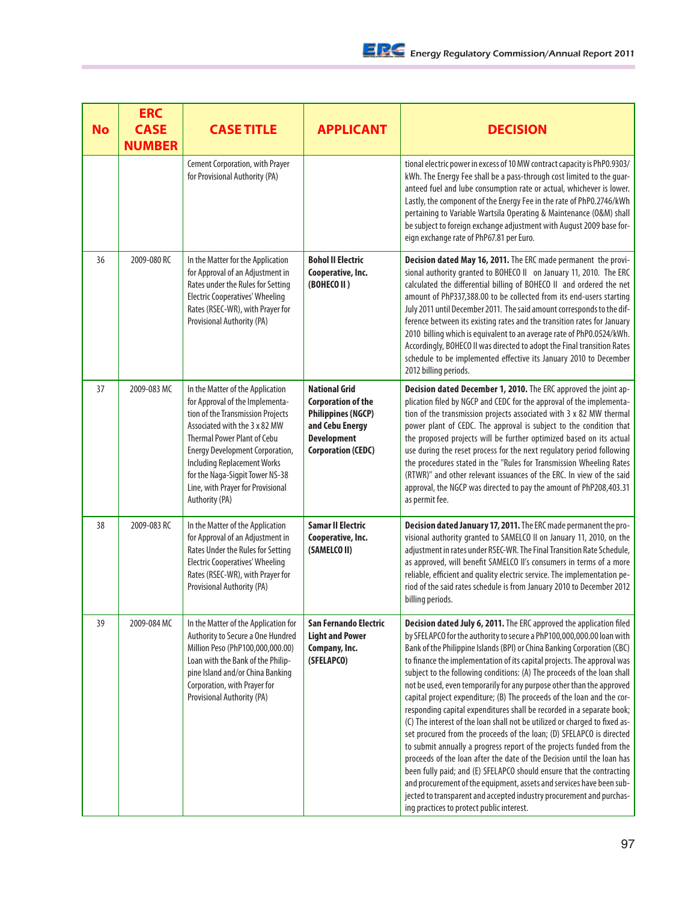| No | ERC CASE NUMBER | CASE TITLE | APPLICANT | DECISION |
|---|---|---|---|---|
| | | Cement Corporation, with Prayer for Provisional Authority (PA) | | tional electric power in excess of 10 MW contract capacity is PhP0.9303/kWh. The Energy Fee shall be a pass-through cost limited to the guaranteed fuel and lube consumption rate or actual, whichever is lower. Lastly, the component of the Energy Fee in the rate of PhP0.2746/kWh pertaining to Variable Wartsila Operating & Maintenance (O&M) shall be subject to foreign exchange adjustment with August 2009 base foreign exchange rate of PhP67.81 per Euro. |
| 36 | 2009-080 RC | In the Matter for the Application for Approval of an Adjustment in Rates under the Rules for Setting Electric Cooperatives' Wheeling Rates (RSEC-WR), with Prayer for Provisional Authority (PA) | **Bohol II Electric Cooperative, Inc. (BOHECO II )** | **Decision dated May 16, 2011.** The ERC made permanent the provisional authority granted to BOHECO II on January 11, 2010. The ERC calculated the differential billing of BOHECO II and ordered the net amount of PhP337,388.00 to be collected from its end-users starting July 2011 until December 2011. The said amount corresponds to the difference between its existing rates and the transition rates for January 2010 billing which is equivalent to an average rate of PhP0.0524/kWh. Accordingly, BOHECO II was directed to adopt the Final transition Rates schedule to be implemented effective its January 2010 to December 2012 billing periods. |
| 37 | 2009-083 MC | In the Matter of the Application for Approval of the Implementation of the Transmission Projects Associated with the 3 x 82 MW Thermal Power Plant of Cebu Energy Development Corporation, Including Replacement Works for the Naga-Sigpit Tower NS-38 Line, with Prayer for Provisional Authority (PA) | **National Grid Corporation of the Philippines (NGCP) and Cebu Energy Development Corporation (CEDC)** | **Decision dated December 1, 2010.** The ERC approved the joint application filed by NGCP and CEDC for the approval of the implementation of the transmission projects associated with 3 x 82 MW thermal power plant of CEDC. The approval is subject to the condition that the proposed projects will be further optimized based on its actual use during the reset process for the next regulatory period following the procedures stated in the "Rules for Transmission Wheeling Rates (RTWR)" and other relevant issuances of the ERC. In view of the said approval, the NGCP was directed to pay the amount of PhP208,403.31 as permit fee. |
| 38 | 2009-083 RC | In the Matter of the Application for Approval of an Adjustment in Rates Under the Rules for Setting Electric Cooperatives' Wheeling Rates (RSEC-WR), with Prayer for Provisional Authority (PA) | **Samar II Electric Cooperative, Inc. (SAMELCO II)** | **Decision dated January 17, 2011.** The ERC made permanent the provisional authority granted to SAMELCO II on January 11, 2010, on the adjustment in rates under RSEC-WR. The Final Transition Rate Schedule, as approved, will benefit SAMELCO II's consumers in terms of a more reliable, efficient and quality electric service. The implementation period of the said rates schedule is from January 2010 to December 2012 billing periods. |
| 39 | 2009-084 MC | In the Matter of the Application for Authority to Secure a One Hundred Million Peso (PhP100,000,000.00) Loan with the Bank of the Philippine Island and/or China Banking Corporation, with Prayer for Provisional Authority (PA) | **San Fernando Electric Light and Power Company, Inc. (SFELAPCO)** | **Decision dated July 6, 2011.** The ERC approved the application filed by SFELAPCO for the authority to secure a PhP100,000,000.00 loan with Bank of the Philippine Islands (BPI) or China Banking Corporation (CBC) to finance the implementation of its capital projects. The approval was subject to the following conditions: (A) The proceeds of the loan shall not be used, even temporarily for any purpose other than the approved capital project expenditure; (B) The proceeds of the loan and the corresponding capital expenditures shall be recorded in a separate book; (C) The interest of the loan shall not be utilized or charged to fixed asset procured from the proceeds of the loan; (D) SFELAPCO is directed to submit annually a progress report of the projects funded from the proceeds of the loan after the date of the Decision until the loan has been fully paid; and (E) SFELAPCO should ensure that the contracting and procurement of the equipment, assets and services have been subjected to transparent and accepted industry procurement and purchasing practices to protect public interest. |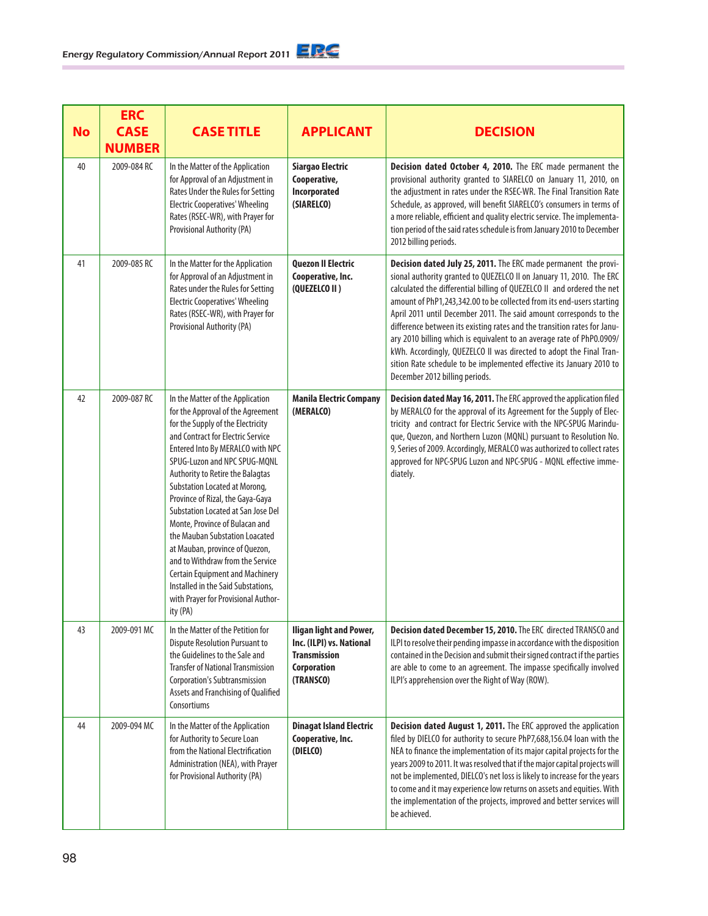| No | ERC CASE NUMBER | CASE TITLE | APPLICANT | DECISION |
|---|---|---|---|---|
| 40 | 2009-084 RC | In the Matter of the Application for Approval of an Adjustment in Rates Under the Rules for Setting Electric Cooperatives' Wheeling Rates (RSEC-WR), with Prayer for Provisional Authority (PA) | **Siargao Electric Cooperative, Incorporated (SIARELCO)** | **Decision dated October 4, 2010.** The ERC made permanent the provisional authority granted to SIARELCO on January 11, 2010, on the adjustment in rates under the RSEC-WR. The Final Transition Rate Schedule, as approved, will benefit SIARELCO's consumers in terms of a more reliable, efficient and quality electric service. The implementation period of the said rates schedule is from January 2010 to December 2012 billing periods. |
| 41 | 2009-085 RC | In the Matter for the Application for Approval of an Adjustment in Rates under the Rules for Setting Electric Cooperatives' Wheeling Rates (RSEC-WR), with Prayer for Provisional Authority (PA) | **Quezon II Electric Cooperative, Inc. (QUEZELCO II )** | **Decision dated July 25, 2011.** The ERC made permanent the provisional authority granted to QUEZELCO II on January 11, 2010. The ERC calculated the differential billing of QUEZELCO II and ordered the net amount of PhP1,243,342.00 to be collected from its end-users starting April 2011 until December 2011. The said amount corresponds to the difference between its existing rates and the transition rates for January 2010 billing which is equivalent to an average rate of PhP0.0909/kWh. Accordingly, QUEZELCO II was directed to adopt the Final Transition Rate schedule to be implemented effective its January 2010 to December 2012 billing periods. |
| 42 | 2009-087 RC | In the Matter of the Application for the Approval of the Agreement for the Supply of the Electricity and Contract for Electric Service Entered Into By MERALCO with NPC SPUG-Luzon and NPC SPUG-MQNL Authority to Retire the Balagtas Substation Located at Morong, Province of Rizal, the Gaya-Gaya Substation Located at San Jose Del Monte, Province of Bulacan and the Mauban Substation Loacated at Mauban, province of Quezon, and to Withdraw from the Service Certain Equipment and Machinery Installed in the Said Substations, with Prayer for Provisional Authority (PA) | **Manila Electric Company (MERALCO)** | **Decision dated May 16, 2011.** The ERC approved the application filed by MERALCO for the approval of its Agreement for the Supply of Electricity and contract for Electric Service with the NPC-SPUG Marinduque, Quezon, and Northern Luzon (MQNL) pursuant to Resolution No. 9, Series of 2009. Accordingly, MERALCO was authorized to collect rates approved for NPC-SPUG Luzon and NPC-SPUG - MQNL effective immediately. |
| 43 | 2009-091 MC | In the Matter of the Petition for Dispute Resolution Pursuant to the Guidelines to the Sale and Transfer of National Transmission Corporation's Subtransmission Assets and Franchising of Qualified Consortiums | **Iligan light and Power, Inc. (ILPI) vs. National Transmission Corporation (TRANSCO)** | **Decision dated December 15, 2010.** The ERC directed TRANSCO and ILPI to resolve their pending impasse in accordance with the disposition contained in the Decision and submit their signed contract if the parties are able to come to an agreement. The impasse specifically involved ILPI's apprehension over the Right of Way (ROW). |
| 44 | 2009-094 MC | In the Matter of the Application for Authority to Secure Loan from the National Electrification Administration (NEA), with Prayer for Provisional Authority (PA) | **Dinagat Island Electric Cooperative, Inc. (DIELCO)** | **Decision dated August 1, 2011.** The ERC approved the application filed by DIELCO for authority to secure PhP7,688,156.04 loan with the NEA to finance the implementation of its major capital projects for the years 2009 to 2011. It was resolved that if the major capital projects will not be implemented, DIELCO's net loss is likely to increase for the years to come and it may experience low returns on assets and equities. With the implementation of the projects, improved and better services will be achieved. |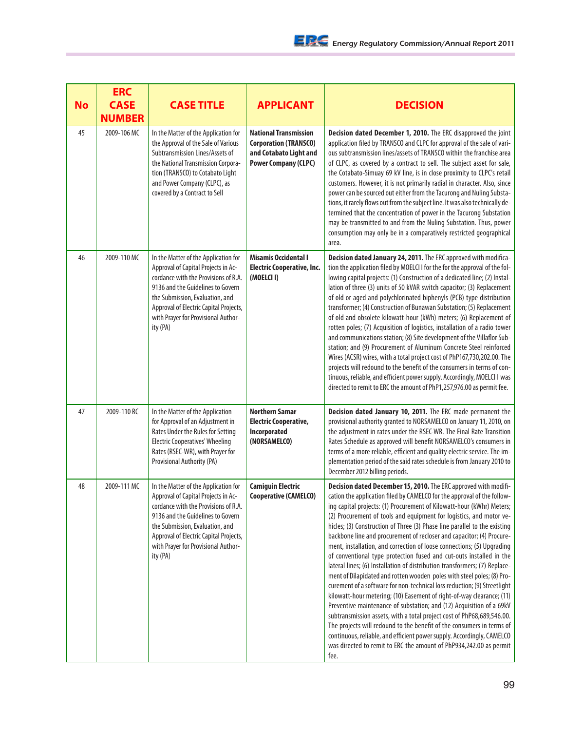| No | ERC CASE NUMBER | CASE TITLE | APPLICANT | DECISION |
|---|---|---|---|---|
| 45 | 2009-106 MC | In the Matter of the Application for the Approval of the Sale of Various Subtransmission Lines/Assets of the National Transmission Corporation (TRANSCO) to Cotabato Light and Power Company (CLPC), as covered by a Contract to Sell | **National Transmission Corporation (TRANSCO) and Cotabato Light and Power Company (CLPC)** | **Decision dated December 1, 2010.** The ERC disapproved the joint application filed by TRANSCO and CLPC for approval of the sale of various subtransmission lines/assets of TRANSCO within the franchise area of CLPC, as covered by a contract to sell. The subject asset for sale, the Cotabato-Simuay 69 kV line, is in close proximity to CLPC's retail customers. However, it is not primarily radial in character. Also, since power can be sourced out either from the Tacurong and Nuling Substations, it rarely flows out from the subject line. It was also technically determined that the concentration of power in the Tacurong Substation may be transmitted to and from the Nuling Substation. Thus, power consumption may only be in a comparatively restricted geographical area. |
| 46 | 2009-110 MC | In the Matter of the Application for Approval of Capital Projects in Accordance with the Provisions of R.A. 9136 and the Guidelines to Govern the Submission, Evaluation, and Approval of Electric Capital Projects, with Prayer for Provisional Authority (PA) | **Misamis Occidental I Electric Cooperative, Inc. (MOELCI I)** | **Decision dated January 24, 2011.** The ERC approved with modification the application filed by MOELCI I for the for the approval of the following capital projects: (1) Construction of a dedicated line; (2) Installation of three (3) units of 50 kVAR switch capacitor; (3) Replacement of old or aged and polychlorinated biphenyls (PCB) type distribution transformer; (4) Construction of Bunawan Substation; (5) Replacement of old and obsolete kilowatt-hour (kWh) meters; (6) Replacement of rotten poles; (7) Acquisition of logistics, installation of a radio tower and communications station; (8) Site development of the Villaflor Substation; and (9) Procurement of Aluminum Concrete Steel reinforced Wires (ACSR) wires, with a total project cost of PhP167,730,202.00. The projects will redound to the benefit of the consumers in terms of continuous, reliable, and efficient power supply. Accordingly, MOELCI I was directed to remit to ERC the amount of PhP1,257,976.00 as permit fee. |
| 47 | 2009-110 RC | In the Matter of the Application for Approval of an Adjustment in Rates Under the Rules for Setting Electric Cooperatives' Wheeling Rates (RSEC-WR), with Prayer for Provisional Authority (PA) | **Northern Samar Electric Cooperative, Incorporated (NORSAMELCO)** | **Decision dated January 10, 2011.** The ERC made permanent the provisional authority granted to NORSAMELCO on January 11, 2010, on the adjustment in rates under the RSEC-WR. The Final Rate Transition Rates Schedule as approved will benefit NORSAMELCO's consumers in terms of a more reliable, efficient and quality electric service. The implementation period of the said rates schedule is from January 2010 to December 2012 billing periods. |
| 48 | 2009-111 MC | In the Matter of the Application for Approval of Capital Projects in Accordance with the Provisions of R.A. 9136 and the Guidelines to Govern the Submission, Evaluation, and Approval of Electric Capital Projects, with Prayer for Provisional Authority (PA) | **Camiguin Electric Cooperative (CAMELCO)** | **Decision dated December 15, 2010.** The ERC approved with modification the application filed by CAMELCO for the approval of the following capital projects: (1) Procurement of Kilowatt-hour (kWhr) Meters; (2) Procurement of tools and equipment for logistics, and motor vehicles; (3) Construction of Three (3) Phase line parallel to the existing backbone line and procurement of recloser and capacitor; (4) Procurement, installation, and correction of loose connections; (5) Upgrading of conventional type protection fused and cut-outs installed in the lateral lines; (6) Installation of distribution transformers; (7) Replacement of Dilapidated and rotten wooden poles with steel poles; (8) Procurement of a software for non-technical loss reduction; (9) Streetlight kilowatt-hour metering; (10) Easement of right-of-way clearance; (11) Preventive maintenance of substation; and (12) Acquisition of a 69kV subtransmission assets, with a total project cost of PhP68,689,546.00. The projects will redound to the benefit of the consumers in terms of continuous, reliable, and efficient power supply. Accordingly, CAMELCO was directed to remit to ERC the amount of PhP934,242.00 as permit fee. |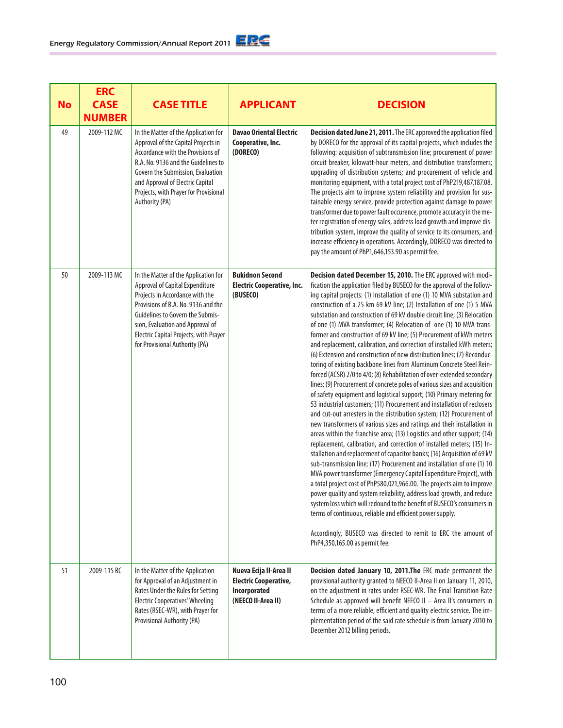| No | ERC CASE NUMBER | CASE TITLE | APPLICANT | DECISION |
|---|---|---|---|---|
| 49 | 2009-112 MC | In the Matter of the Application for Approval of the Capital Projects in Accordance with the Provisions of R.A. No. 9136 and the Guidelines to Govern the Submission, Evaluation and Approval of Electric Capital Projects, with Prayer for Provisional Authority (PA) | **Davao Oriental Electric Cooperative, Inc. (DORECO)** | **Decision dated June 21, 2011.** The ERC approved the application filed by DORECO for the approval of its capital projects, which includes the following: acquisition of subtransmission line; procurement of power circuit breaker, kilowatt-hour meters, and distribution transformers; upgrading of distribution systems; and procurement of vehicle and monitoring equipment, with a total project cost of PhP219,487,187.08. The projects aim to improve system reliability and provision for sustainable energy service, provide protection against damage to power transformer due to power fault occurence, promote accuracy in the meter registration of energy sales, address load growth and improve distribution system, improve the quality of service to its consumers, and increase efficiency in operations. Accordingly, DORECO was directed to pay the amount of PhP1,646,153.90 as permit fee. |
| 50 | 2009-113 MC | In the Matter of the Application for Approval of Capital Expenditure Projects in Accordance with the Provisions of R.A. No. 9136 and the Guidelines to Govern the Submission, Evaluation and Approval of Electric Capital Projects, with Prayer for Provisional Authority (PA) | **Bukidnon Second Electric Cooperative, Inc. (BUSECO)** | **Decision dated December 15, 2010.** The ERC approved with modification the application filed by BUSECO for the approval of the following capital projects: (1) Installation of one (1) 10 MVA substation and construction of a 25 km 69 kV line; (2) Installation of one (1) 5 MVA substation and construction of 69 kV double circuit line; (3) Relocation of one (1) MVA transformer; (4) Relocation of one (1) 10 MVA transformer and construction of 69 kV line; (5) Procurement of kWh meters and replacement, calibration, and correction of installed kWh meters; (6) Extension and construction of new distribution lines; (7) Reconductoring of existing backbone lines from Aluminum Concrete Steel Reinforced (ACSR) 2/0 to 4/0; (8) Rehabilitation of over-extended secondary lines; (9) Procurement of concrete poles of various sizes and acquisition of safety equipment and logistical support; (10) Primary metering for 53 industrial customers; (11) Procurement and installation of reclosers and cut-out arresters in the distribution system; (12) Procurement of new transformers of various sizes and ratings and their installation in areas within the franchise area; (13) Logistics and other support; (14) replacement, calibration, and correction of installed meters; (15) Installation and replacement of capacitor banks; (16) Acquisition of 69 kV sub-transmission line; (17) Procurement and installation of one (1) 10 MVA power transformer (Emergency Capital Expenditure Project), with a total project cost of PhP580,021,966.00. The projects aim to improve power quality and system reliability, address load growth, and reduce system loss which will redound to the benefit of BUSECO's consumers in terms of continuous, reliable and efficient power supply.<br><br>Accordingly, BUSECO was directed to remit to ERC the amount of PhP4,350,165.00 as permit fee. |
| 51 | 2009-115 RC | In the Matter of the Application for Approval of an Adjustment in Rates Under the Rules for Setting Electric Cooperatives' Wheeling Rates (RSEC-WR), with Prayer for Provisional Authority (PA) | **Nueva Ecija II-Area II Electric Cooperative, Incorporated (NEECO II-Area II)** | **Decision dated January 10, 2011.The** ERC made permanent the provisional authority granted to NEECO II-Area II on January 11, 2010, on the adjustment in rates under RSEC-WR. The Final Transition Rate Schedule as approved will benefit NEECO II – Area II's consumers in terms of a more reliable, efficient and quality electric service. The implementation period of the said rate schedule is from January 2010 to December 2012 billing periods. |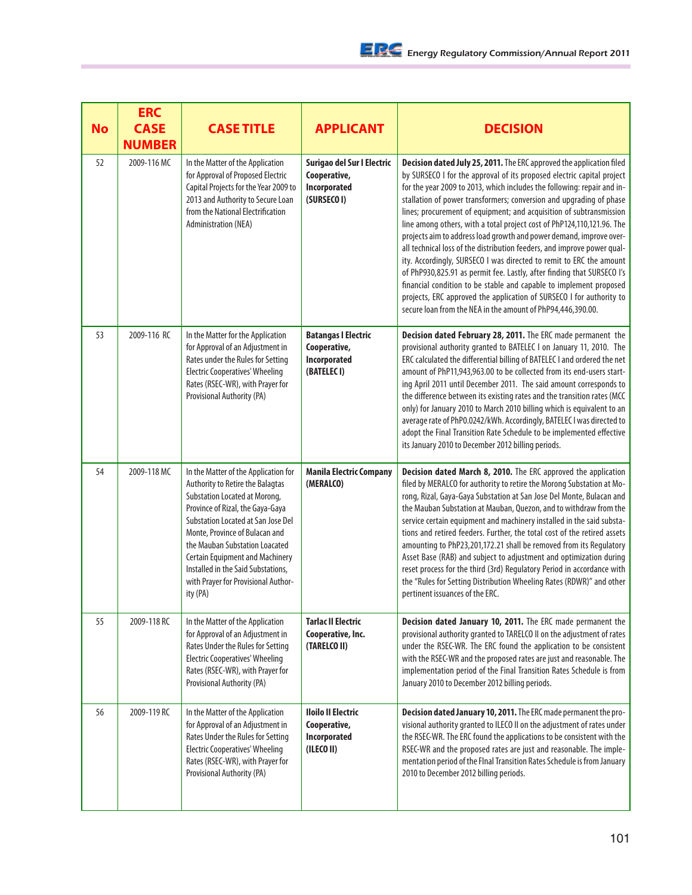| No | ERC CASE NUMBER | CASE TITLE | APPLICANT | DECISION |
|---|---|---|---|---|
| 52 | 2009-116 MC | In the Matter of the Application for Approval of Proposed Electric Capital Projects for the Year 2009 to 2013 and Authority to Secure Loan from the National Electrification Administration (NEA) | **Surigao del Sur I Electric Cooperative, Incorporated (SURSECO I)** | **Decision dated July 25, 2011.** The ERC approved the application filed by SURSECO I for the approval of its proposed electric capital project for the year 2009 to 2013, which includes the following: repair and installation of power transformers; conversion and upgrading of phase lines; procurement of equipment; and acquisition of subtransmission line among others, with a total project cost of PhP124,110,121.96. The projects aim to address load growth and power demand, improve overall technical loss of the distribution feeders, and improve power quality. Accordingly, SURSECO I was directed to remit to ERC the amount of PhP930,825.91 as permit fee. Lastly, after finding that SURSECO I's financial condition to be stable and capable to implement proposed projects, ERC approved the application of SURSECO I for authority to secure loan from the NEA in the amount of PhP94,446,390.00. |
| 53 | 2009-116 RC | In the Matter for the Application for Approval of an Adjustment in Rates under the Rules for Setting Electric Cooperatives' Wheeling Rates (RSEC-WR), with Prayer for Provisional Authority (PA) | **Batangas I Electric Cooperative, Incorporated (BATELEC I)** | **Decision dated February 28, 2011.** The ERC made permanent the provisional authority granted to BATELEC I on January 11, 2010. The ERC calculated the differential billing of BATELEC I and ordered the net amount of PhP11,943,963.00 to be collected from its end-users starting April 2011 until December 2011. The said amount corresponds to the difference between its existing rates and the transition rates (MCC only) for January 2010 to March 2010 billing which is equivalent to an average rate of PhP0.0242/kWh. Accordingly, BATELEC I was directed to adopt the Final Transition Rate Schedule to be implemented effective its January 2010 to December 2012 billing periods. |
| 54 | 2009-118 MC | In the Matter of the Application for Authority to Retire the Balagtas Substation Located at Morong, Province of Rizal, the Gaya-Gaya Substation Located at San Jose Del Monte, Province of Bulacan and the Mauban Substation Loacated Certain Equipment and Machinery Installed in the Said Substations, with Prayer for Provisional Authority (PA) | **Manila Electric Company (MERALCO)** | **Decision dated March 8, 2010.** The ERC approved the application filed by MERALCO for authority to retire the Morong Substation at Morong, Rizal, Gaya-Gaya Substation at San Jose Del Monte, Bulacan and the Mauban Substation at Mauban, Quezon, and to withdraw from the service certain equipment and machinery installed in the said substations and retired feeders. Further, the total cost of the retired assets amounting to PhP23,201,172.21 shall be removed from its Regulatory Asset Base (RAB) and subject to adjustment and optimization during reset process for the third (3rd) Regulatory Period in accordance with the "Rules for Setting Distribution Wheeling Rates (RDWR)" and other pertinent issuances of the ERC. |
| 55 | 2009-118 RC | In the Matter of the Application for Approval of an Adjustment in Rates Under the Rules for Setting Electric Cooperatives' Wheeling Rates (RSEC-WR), with Prayer for Provisional Authority (PA) | **Tarlac II Electric Cooperative, Inc. (TARELCO II)** | **Decision dated January 10, 2011.** The ERC made permanent the provisional authority granted to TARELCO II on the adjustment of rates under the RSEC-WR. The ERC found the application to be consistent with the RSEC-WR and the proposed rates are just and reasonable. The implementation period of the Final Transition Rates Schedule is from January 2010 to December 2012 billing periods. |
| 56 | 2009-119 RC | In the Matter of the Application for Approval of an Adjustment in Rates Under the Rules for Setting Electric Cooperatives' Wheeling Rates (RSEC-WR), with Prayer for Provisional Authority (PA) | **Iloilo II Electric Cooperative, Incorporated (ILECO II)** | **Decision dated January 10, 2011.** The ERC made permanent the provisional authority granted to ILECO II on the adjustment of rates under the RSEC-WR. The ERC found the applications to be consistent with the RSEC-WR and the proposed rates are just and reasonable. The implementation period of the FInal Transition Rates Schedule is from January 2010 to December 2012 billing periods. |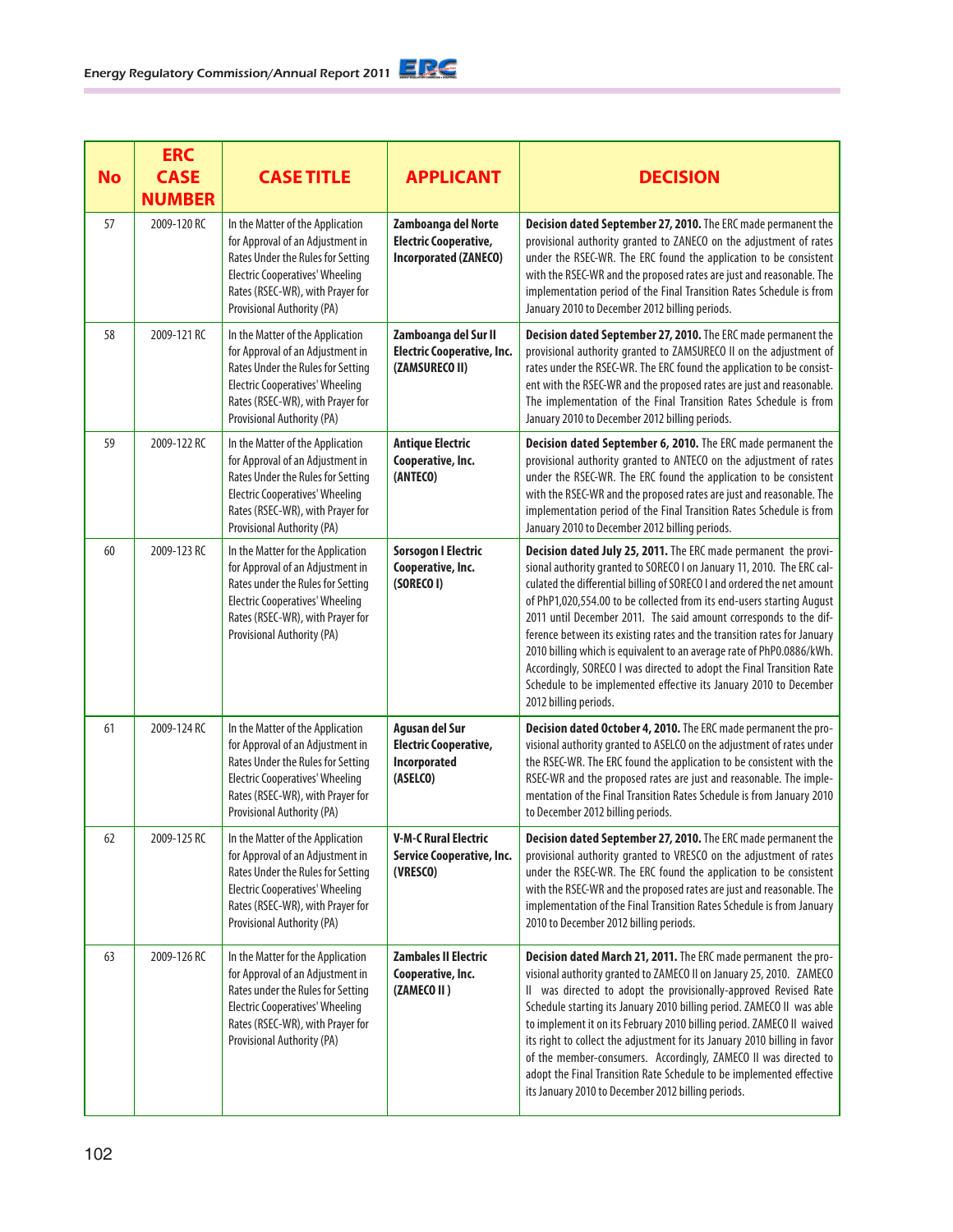| No | ERC CASE NUMBER | CASE TITLE | APPLICANT | DECISION |
|---|---|---|---|---|
| 57 | 2009-120 RC | In the Matter of the Application for Approval of an Adjustment in Rates Under the Rules for Setting Electric Cooperatives' Wheeling Rates (RSEC-WR), with Prayer for Provisional Authority (PA) | **Zamboanga del Norte Electric Cooperative, Incorporated (ZANECO)** | **Decision dated September 27, 2010.** The ERC made permanent the provisional authority granted to ZANECO on the adjustment of rates under the RSEC-WR. The ERC found the application to be consistent with the RSEC-WR and the proposed rates are just and reasonable. The implementation period of the Final Transition Rates Schedule is from January 2010 to December 2012 billing periods. |
| 58 | 2009-121 RC | In the Matter of the Application for Approval of an Adjustment in Rates Under the Rules for Setting Electric Cooperatives' Wheeling Rates (RSEC-WR), with Prayer for Provisional Authority (PA) | **Zamboanga del Sur II Electric Cooperative, Inc. (ZAMSURECO II)** | **Decision dated September 27, 2010.** The ERC made permanent the provisional authority granted to ZAMSURECO II on the adjustment of rates under the RSEC-WR. The ERC found the application to be consistent with the RSEC-WR and the proposed rates are just and reasonable. The implementation of the Final Transition Rates Schedule is from January 2010 to December 2012 billing periods. |
| 59 | 2009-122 RC | In the Matter of the Application for Approval of an Adjustment in Rates Under the Rules for Setting Electric Cooperatives' Wheeling Rates (RSEC-WR), with Prayer for Provisional Authority (PA) | **Antique Electric Cooperative, Inc. (ANTECO)** | **Decision dated September 6, 2010.** The ERC made permanent the provisional authority granted to ANTECO on the adjustment of rates under the RSEC-WR. The ERC found the application to be consistent with the RSEC-WR and the proposed rates are just and reasonable. The implementation period of the Final Transition Rates Schedule is from January 2010 to December 2012 billing periods. |
| 60 | 2009-123 RC | In the Matter for the Application for Approval of an Adjustment in Rates under the Rules for Setting Electric Cooperatives' Wheeling Rates (RSEC-WR), with Prayer for Provisional Authority (PA) | **Sorsogon I Electric Cooperative, Inc. (SORECO I)** | **Decision dated July 25, 2011.** The ERC made permanent the provisional authority granted to SORECO I on January 11, 2010. The ERC calculated the differential billing of SORECO I and ordered the net amount of PhP1,020,554.00 to be collected from its end-users starting August 2011 until December 2011. The said amount corresponds to the difference between its existing rates and the transition rates for January 2010 billing which is equivalent to an average rate of PhP0.0886/kWh. Accordingly, SORECO I was directed to adopt the Final Transition Rate Schedule to be implemented effective its January 2010 to December 2012 billing periods. |
| 61 | 2009-124 RC | In the Matter of the Application for Approval of an Adjustment in Rates Under the Rules for Setting Electric Cooperatives' Wheeling Rates (RSEC-WR), with Prayer for Provisional Authority (PA) | **Agusan del Sur Electric Cooperative, Incorporated (ASELCO)** | **Decision dated October 4, 2010.** The ERC made permanent the provisional authority granted to ASELCO on the adjustment of rates under the RSEC-WR. The ERC found the application to be consistent with the RSEC-WR and the proposed rates are just and reasonable. The implementation of the Final Transition Rates Schedule is from January 2010 to December 2012 billing periods. |
| 62 | 2009-125 RC | In the Matter of the Application for Approval of an Adjustment in Rates Under the Rules for Setting Electric Cooperatives' Wheeling Rates (RSEC-WR), with Prayer for Provisional Authority (PA) | **V-M-C Rural Electric Service Cooperative, Inc. (VRESCO)** | **Decision dated September 27, 2010.** The ERC made permanent the provisional authority granted to VRESCO on the adjustment of rates under the RSEC-WR. The ERC found the application to be consistent with the RSEC-WR and the proposed rates are just and reasonable. The implementation of the Final Transition Rates Schedule is from January 2010 to December 2012 billing periods. |
| 63 | 2009-126 RC | In the Matter for the Application for Approval of an Adjustment in Rates under the Rules for Setting Electric Cooperatives' Wheeling Rates (RSEC-WR), with Prayer for Provisional Authority (PA) | **Zambales II Electric Cooperative, Inc. (ZAMECO II)** | **Decision dated March 21, 2011.** The ERC made permanent the provisional authority granted to ZAMECO II on January 25, 2010. ZAMECO II was directed to adopt the provisionally-approved Revised Rate Schedule starting its January 2010 billing period. ZAMECO II was able to implement it on its February 2010 billing period. ZAMECO II waived its right to collect the adjustment for its January 2010 billing in favor of the member-consumers. Accordingly, ZAMECO II was directed to adopt the Final Transition Rate Schedule to be implemented effective its January 2010 to December 2012 billing periods. |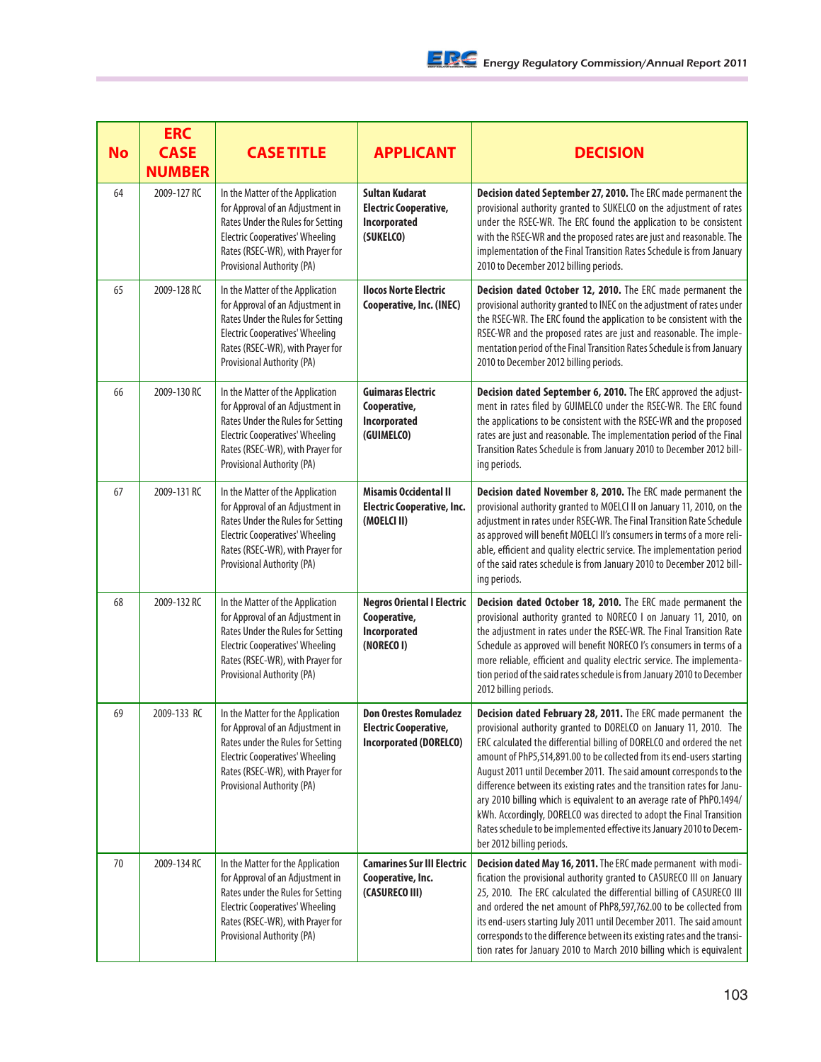| No | ERC CASE NUMBER | CASE TITLE | APPLICANT | DECISION |
|---|---|---|---|---|
| 64 | 2009-127 RC | In the Matter of the Application for Approval of an Adjustment in Rates Under the Rules for Setting Electric Cooperatives' Wheeling Rates (RSEC-WR), with Prayer for Provisional Authority (PA) | **Sultan Kudarat Electric Cooperative, Incorporated (SUKELCO)** | **Decision dated September 27, 2010.** The ERC made permanent the provisional authority granted to SUKELCO on the adjustment of rates under the RSEC-WR. The ERC found the application to be consistent with the RSEC-WR and the proposed rates are just and reasonable. The implementation of the Final Transition Rates Schedule is from January 2010 to December 2012 billing periods. |
| 65 | 2009-128 RC | In the Matter of the Application for Approval of an Adjustment in Rates Under the Rules for Setting Electric Cooperatives' Wheeling Rates (RSEC-WR), with Prayer for Provisional Authority (PA) | **Ilocos Norte Electric Cooperative, Inc. (INEC)** | **Decision dated October 12, 2010.** The ERC made permanent the provisional authority granted to INEC on the adjustment of rates under the RSEC-WR. The ERC found the application to be consistent with the RSEC-WR and the proposed rates are just and reasonable. The implementation period of the Final Transition Rates Schedule is from January 2010 to December 2012 billing periods. |
| 66 | 2009-130 RC | In the Matter of the Application for Approval of an Adjustment in Rates Under the Rules for Setting Electric Cooperatives' Wheeling Rates (RSEC-WR), with Prayer for Provisional Authority (PA) | **Guimaras Electric Cooperative, Incorporated (GUIMELCO)** | **Decision dated September 6, 2010.** The ERC approved the adjustment in rates filed by GUIMELCO under the RSEC-WR. The ERC found the applications to be consistent with the RSEC-WR and the proposed rates are just and reasonable. The implementation period of the Final Transition Rates Schedule is from January 2010 to December 2012 billing periods. |
| 67 | 2009-131 RC | In the Matter of the Application for Approval of an Adjustment in Rates Under the Rules for Setting Electric Cooperatives' Wheeling Rates (RSEC-WR), with Prayer for Provisional Authority (PA) | **Misamis Occidental II Electric Cooperative, Inc. (MOELCI II)** | **Decision dated November 8, 2010.** The ERC made permanent the provisional authority granted to MOELCI II on January 11, 2010, on the adjustment in rates under RSEC-WR. The Final Transition Rate Schedule as approved will benefit MOELCI II's consumers in terms of a more reliable, efficient and quality electric service. The implementation period of the said rates schedule is from January 2010 to December 2012 billing periods. |
| 68 | 2009-132 RC | In the Matter of the Application for Approval of an Adjustment in Rates Under the Rules for Setting Electric Cooperatives' Wheeling Rates (RSEC-WR), with Prayer for Provisional Authority (PA) | **Negros Oriental I Electric Cooperative, Incorporated (NORECO I)** | **Decision dated October 18, 2010.** The ERC made permanent the provisional authority granted to NORECO I on January 11, 2010, on the adjustment in rates under the RSEC-WR. The Final Transition Rate Schedule as approved will benefit NORECO I's consumers in terms of a more reliable, efficient and quality electric service. The implementation period of the said rates schedule is from January 2010 to December 2012 billing periods. |
| 69 | 2009-133 RC | In the Matter for the Application for Approval of an Adjustment in Rates under the Rules for Setting Electric Cooperatives' Wheeling Rates (RSEC-WR), with Prayer for Provisional Authority (PA) | **Don Orestes Romualdez Electric Cooperative, Incorporated (DORELCO)** | **Decision dated February 28, 2011.** The ERC made permanent the provisional authority granted to DORELCO on January 11, 2010. The ERC calculated the differential billing of DORELCO and ordered the net amount of PhP5,514,891.00 to be collected from its end-users starting August 2011 until December 2011. The said amount corresponds to the difference between its existing rates and the transition rates for January 2010 billing which is equivalent to an average rate of PhP0.1494/kWh. Accordingly, DORELCO was directed to adopt the Final Transition Rates schedule to be implemented effective its January 2010 to December 2012 billing periods. |
| 70 | 2009-134 RC | In the Matter for the Application for Approval of an Adjustment in Rates under the Rules for Setting Electric Cooperatives' Wheeling Rates (RSEC-WR), with Prayer for Provisional Authority (PA) | **Camarines Sur III Electric Cooperative, Inc. (CASURECO III)** | **Decision dated May 16, 2011.** The ERC made permanent with modification the provisional authority granted to CASURECO III on January 25, 2010. The ERC calculated the differential billing of CASURECO III and ordered the net amount of PhP8,597,762.00 to be collected from its end-users starting July 2011 until December 2011. The said amount corresponds to the difference between its existing rates and the transition rates for January 2010 to March 2010 billing which is equivalent |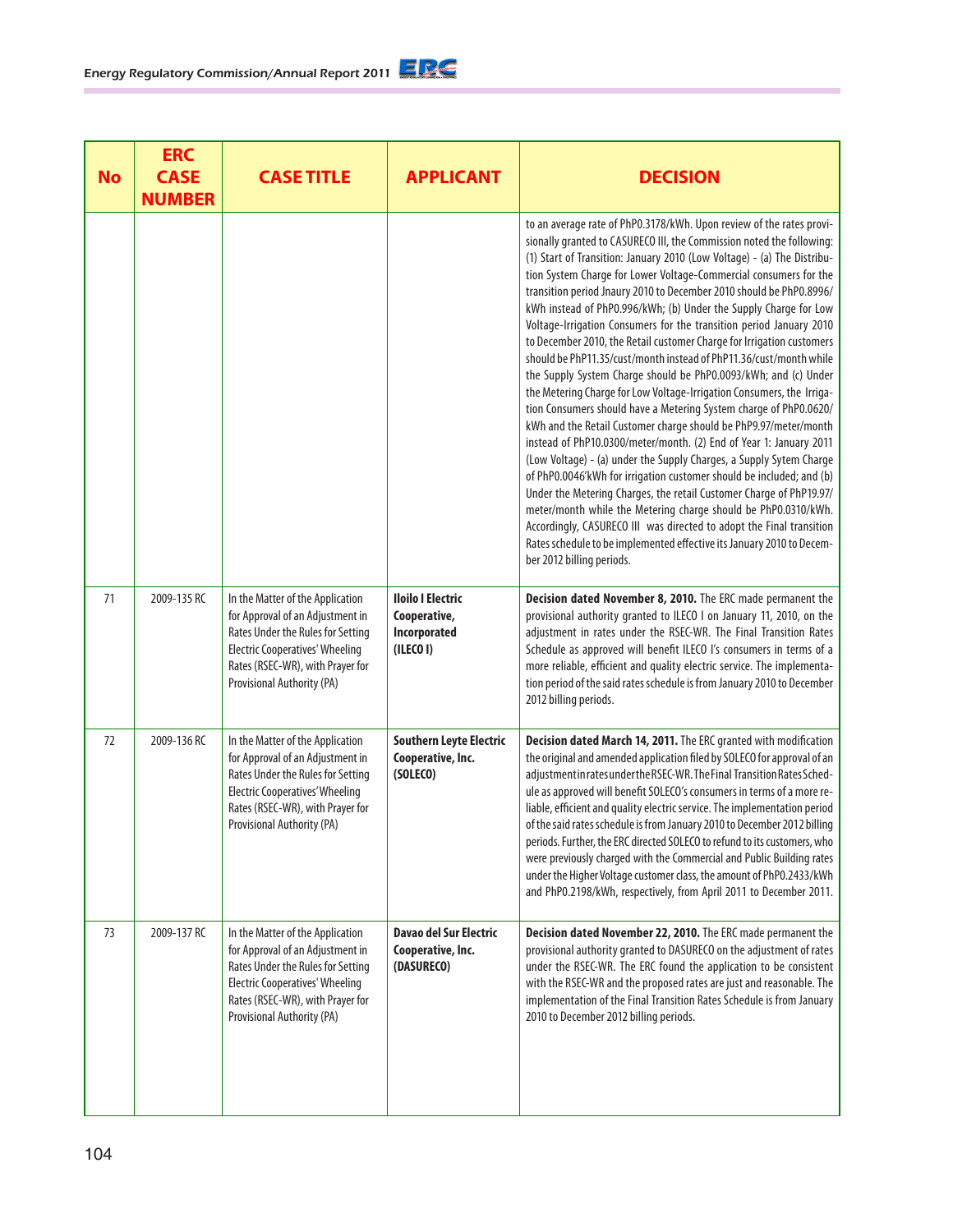| No | ERC CASE NUMBER | CASE TITLE | APPLICANT | DECISION |
|---|---|---|---|---|
| | | | | to an average rate of PhP0.3178/kWh. Upon review of the rates provisionally granted to CASURECO III, the Commission noted the following: (1) Start of Transition: January 2010 (Low Voltage) - (a) The Distribution System Charge for Lower Voltage-Commercial consumers for the transition period Jnaury 2010 to December 2010 should be PhP0.8996/kWh instead of PhP0.996/kWh; (b) Under the Supply Charge for Low Voltage-Irrigation Consumers for the transition period January 2010 to December 2010, the Retail customer Charge for Irrigation customers should be PhP11.35/cust/month instead of PhP11.36/cust/month while the Supply System Charge should be PhP0.0093/kWh; and (c) Under the Metering Charge for Low Voltage-Irrigation Consumers, the Irrigation Consumers should have a Metering System charge of PhP0.0620/kWh and the Retail Customer charge should be PhP9.97/meter/month instead of PhP10.0300/meter/month. (2) End of Year 1: January 2011 (Low Voltage) - (a) under the Supply Charges, a Supply Sytem Charge of PhP0.0046'kWh for irrigation customer should be included; and (b) Under the Metering Charges, the retail Customer Charge of PhP19.97/meter/month while the Metering charge should be PhP0.0310/kWh. Accordingly, CASURECO III was directed to adopt the Final transition Rates schedule to be implemented effective its January 2010 to December 2012 billing periods. |
| 71 | 2009-135 RC | In the Matter of the Application for Approval of an Adjustment in Rates Under the Rules for Setting Electric Cooperatives' Wheeling Rates (RSEC-WR), with Prayer for Provisional Authority (PA) | **Iloilo I Electric Cooperative, Incorporated (ILECO I)** | **Decision dated November 8, 2010.** The ERC made permanent the provisional authority granted to ILECO I on January 11, 2010, on the adjustment in rates under the RSEC-WR. The Final Transition Rates Schedule as approved will benefit ILECO I's consumers in terms of a more reliable, efficient and quality electric service. The implementation period of the said rates schedule is from January 2010 to December 2012 billing periods. |
| 72 | 2009-136 RC | In the Matter of the Application for Approval of an Adjustment in Rates Under the Rules for Setting Electric Cooperatives' Wheeling Rates (RSEC-WR), with Prayer for Provisional Authority (PA) | **Southern Leyte Electric Cooperative, Inc. (SOLECO)** | **Decision dated March 14, 2011.** The ERC granted with modification the original and amended application filed by SOLECO for approval of an adjustment in rates under the RSEC-WR. The Final Transition Rates Schedule as approved will benefit SOLECO's consumers in terms of a more reliable, efficient and quality electric service. The implementation period of the said rates schedule is from January 2010 to December 2012 billing periods. Further, the ERC directed SOLECO to refund to its customers, who were previously charged with the Commercial and Public Building rates under the Higher Voltage customer class, the amount of PhP0.2433/kWh and PhP0.2198/kWh, respectively, from April 2011 to December 2011. |
| 73 | 2009-137 RC | In the Matter of the Application for Approval of an Adjustment in Rates Under the Rules for Setting Electric Cooperatives' Wheeling Rates (RSEC-WR), with Prayer for Provisional Authority (PA) | **Davao del Sur Electric Cooperative, Inc. (DASURECO)** | **Decision dated November 22, 2010.** The ERC made permanent the provisional authority granted to DASURECO on the adjustment of rates under the RSEC-WR. The ERC found the application to be consistent with the RSEC-WR and the proposed rates are just and reasonable. The implementation of the Final Transition Rates Schedule is from January 2010 to December 2012 billing periods. |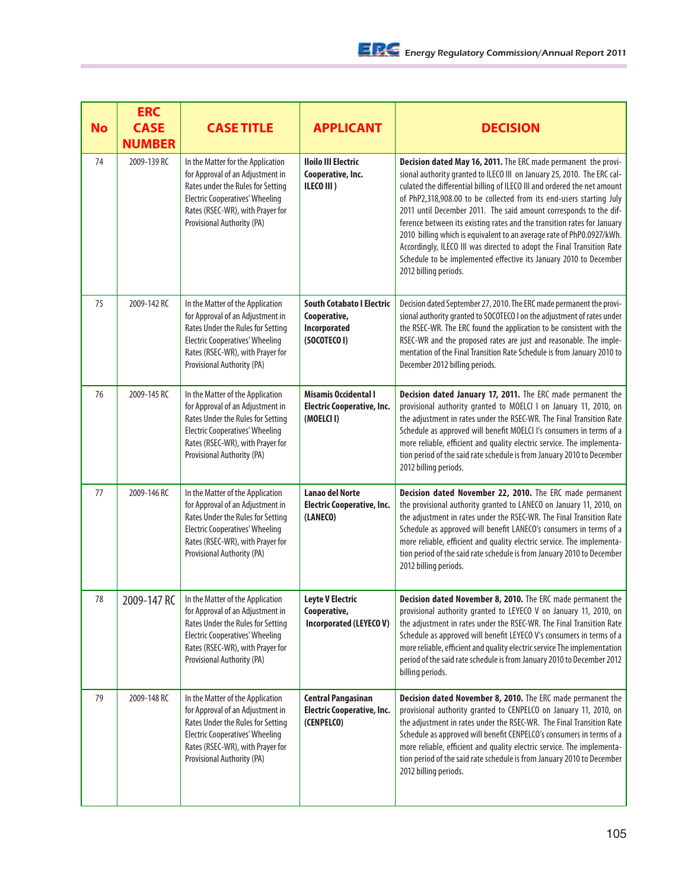| No | ERC CASE NUMBER | CASE TITLE | APPLICANT | DECISION |
|---|---|---|---|---|
| 74 | 2009-139 RC | In the Matter for the Application for Approval of an Adjustment in Rates under the Rules for Setting Electric Cooperatives' Wheeling Rates (RSEC-WR), with Prayer for Provisional Authority (PA) | **Iloilo III Electric Cooperative, Inc. ILECO III )** | **Decision dated May 16, 2011.** The ERC made permanent the provisional authority granted to ILECO III on January 25, 2010. The ERC calculated the differential billing of ILECO III and ordered the net amount of PhP2,318,908.00 to be collected from its end-users starting July 2011 until December 2011. The said amount corresponds to the difference between its existing rates and the transition rates for January 2010 billing which is equivalent to an average rate of PhP0.0927/kWh. Accordingly, ILECO III was directed to adopt the Final Transition Rate Schedule to be implemented effective its January 2010 to December 2012 billing periods. |
| 75 | 2009-142 RC | In the Matter of the Application for Approval of an Adjustment in Rates Under the Rules for Setting Electric Cooperatives' Wheeling Rates (RSEC-WR), with Prayer for Provisional Authority (PA) | **South Cotabato I Electric Cooperative, Incorporated (SOCOTECO I)** | Decision dated September 27, 2010. The ERC made permanent the provisional authority granted to SOCOTECO I on the adjustment of rates under the RSEC-WR. The ERC found the application to be consistent with the RSEC-WR and the proposed rates are just and reasonable. The implementation of the Final Transition Rate Schedule is from January 2010 to December 2012 billing periods. |
| 76 | 2009-145 RC | In the Matter of the Application for Approval of an Adjustment in Rates Under the Rules for Setting Electric Cooperatives' Wheeling Rates (RSEC-WR), with Prayer for Provisional Authority (PA) | **Misamis Occidental I Electric Cooperative, Inc. (MOELCI I)** | **Decision dated January 17, 2011.** The ERC made permanent the provisional authority granted to MOELCI I on January 11, 2010, on the adjustment in rates under the RSEC-WR. The Final Transition Rate Schedule as approved will benefit MOELCI I's consumers in terms of a more reliable, efficient and quality electric service. The implementation period of the said rate schedule is from January 2010 to December 2012 billing periods. |
| 77 | 2009-146 RC | In the Matter of the Application for Approval of an Adjustment in Rates Under the Rules for Setting Electric Cooperatives' Wheeling Rates (RSEC-WR), with Prayer for Provisional Authority (PA) | **Lanao del Norte Electric Cooperative, Inc. (LANECO)** | **Decision dated November 22, 2010.** The ERC made permanent the provisional authority granted to LANECO on January 11, 2010, on the adjustment in rates under the RSEC-WR. The Final Transition Rate Schedule as approved will benefit LANECO's consumers in terms of a more reliable, efficient and quality electric service. The implementation period of the said rate schedule is from January 2010 to December 2012 billing periods. |
| 78 | 2009-147 RC | In the Matter of the Application for Approval of an Adjustment in Rates Under the Rules for Setting Electric Cooperatives' Wheeling Rates (RSEC-WR), with Prayer for Provisional Authority (PA) | **Leyte V Electric Cooperative, Incorporated (LEYECO V)** | **Decision dated November 8, 2010.** The ERC made permanent the provisional authority granted to LEYECO V on January 11, 2010, on the adjustment in rates under the RSEC-WR. The Final Transition Rate Schedule as approved will benefit LEYECO V's consumers in terms of a more reliable, efficient and quality electric service The implementation period of the said rate schedule is from January 2010 to December 2012 billing periods. |
| 79 | 2009-148 RC | In the Matter of the Application for Approval of an Adjustment in Rates Under the Rules for Setting Electric Cooperatives' Wheeling Rates (RSEC-WR), with Prayer for Provisional Authority (PA) | **Central Pangasinan Electric Cooperative, Inc. (CENPELCO)** | **Decision dated November 8, 2010.** The ERC made permanent the provisional authority granted to CENPELCO on January 11, 2010, on the adjustment in rates under the RSEC-WR. The Final Transition Rate Schedule as approved will benefit CENPELCO's consumers in terms of a more reliable, efficient and quality electric service. The implementation period of the said rate schedule is from January 2010 to December 2012 billing periods. |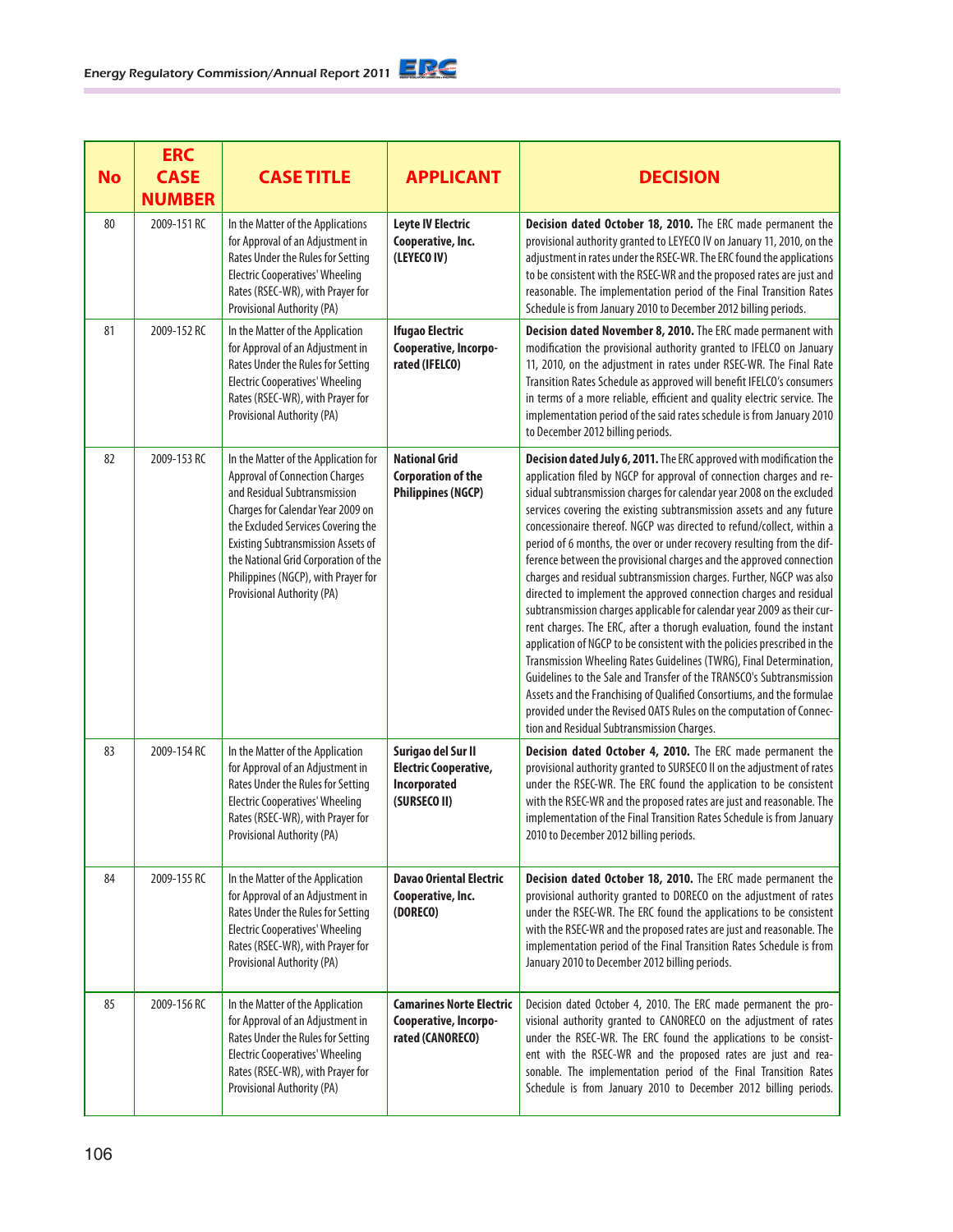| No | ERC CASE NUMBER | CASE TITLE | APPLICANT | DECISION |
|---|---|---|---|---|
| 80 | 2009-151 RC | In the Matter of the Applications for Approval of an Adjustment in Rates Under the Rules for Setting Electric Cooperatives' Wheeling Rates (RSEC-WR), with Prayer for Provisional Authority (PA) | **Leyte IV Electric Cooperative, Inc. (LEYECO IV)** | **Decision dated October 18, 2010.** The ERC made permanent the provisional authority granted to LEYECO IV on January 11, 2010, on the adjustment in rates under the RSEC-WR. The ERC found the applications to be consistent with the RSEC-WR and the proposed rates are just and reasonable. The implementation period of the Final Transition Rates Schedule is from January 2010 to December 2012 billing periods. |
| 81 | 2009-152 RC | In the Matter of the Application for Approval of an Adjustment in Rates Under the Rules for Setting Electric Cooperatives' Wheeling Rates (RSEC-WR), with Prayer for Provisional Authority (PA) | **Ifugao Electric Cooperative, Incorporated (IFELCO)** | **Decision dated November 8, 2010.** The ERC made permanent with modification the provisional authority granted to IFELCO on January 11, 2010, on the adjustment in rates under RSEC-WR. The Final Rate Transition Rates Schedule as approved will benefit IFELCO's consumers in terms of a more reliable, efficient and quality electric service. The implementation period of the said rates schedule is from January 2010 to December 2012 billing periods. |
| 82 | 2009-153 RC | In the Matter of the Application for Approval of Connection Charges and Residual Subtransmission Charges for Calendar Year 2009 on the Excluded Services Covering the Existing Subtransmission Assets of the National Grid Corporation of the Philippines (NGCP), with Prayer for Provisional Authority (PA) | **National Grid Corporation of the Philippines (NGCP)** | **Decision dated July 6, 2011.** The ERC approved with modification the application filed by NGCP for approval of connection charges and residual subtransmission charges for calendar year 2008 on the excluded services covering the existing subtransmission assets and any future concessionaire thereof. NGCP was directed to refund/collect, within a period of 6 months, the over or under recovery resulting from the difference between the provisional charges and the approved connection charges and residual subtransmission charges. Further, NGCP was also directed to implement the approved connection charges and residual subtransmission charges applicable for calendar year 2009 as their current charges. The ERC, after a thorugh evaluation, found the instant application of NGCP to be consistent with the policies prescribed in the Transmission Wheeling Rates Guidelines (TWRG), Final Determination, Guidelines to the Sale and Transfer of the TRANSCO's Subtransmission Assets and the Franchising of Qualified Consortiums, and the formulae provided under the Revised OATS Rules on the computation of Connection and Residual Subtransmission Charges. |
| 83 | 2009-154 RC | In the Matter of the Application for Approval of an Adjustment in Rates Under the Rules for Setting Electric Cooperatives' Wheeling Rates (RSEC-WR), with Prayer for Provisional Authority (PA) | **Surigao del Sur II Electric Cooperative, Incorporated (SURSECO II)** | **Decision dated October 4, 2010.** The ERC made permanent the provisional authority granted to SURSECO II on the adjustment of rates under the RSEC-WR. The ERC found the application to be consistent with the RSEC-WR and the proposed rates are just and reasonable. The implementation of the Final Transition Rates Schedule is from January 2010 to December 2012 billing periods. |
| 84 | 2009-155 RC | In the Matter of the Application for Approval of an Adjustment in Rates Under the Rules for Setting Electric Cooperatives' Wheeling Rates (RSEC-WR), with Prayer for Provisional Authority (PA) | **Davao Oriental Electric Cooperative, Inc. (DORECO)** | **Decision dated October 18, 2010.** The ERC made permanent the provisional authority granted to DORECO on the adjustment of rates under the RSEC-WR. The ERC found the applications to be consistent with the RSEC-WR and the proposed rates are just and reasonable. The implementation period of the Final Transition Rates Schedule is from January 2010 to December 2012 billing periods. |
| 85 | 2009-156 RC | In the Matter of the Application for Approval of an Adjustment in Rates Under the Rules for Setting Electric Cooperatives' Wheeling Rates (RSEC-WR), with Prayer for Provisional Authority (PA) | **Camarines Norte Electric Cooperative, Incorporated (CANORECO)** | Decision dated October 4, 2010. The ERC made permanent the provisional authority granted to CANORECO on the adjustment of rates under the RSEC-WR. The ERC found the applications to be consistent with the RSEC-WR and the proposed rates are just and reasonable. The implementation period of the Final Transition Rates Schedule is from January 2010 to December 2012 billing periods. |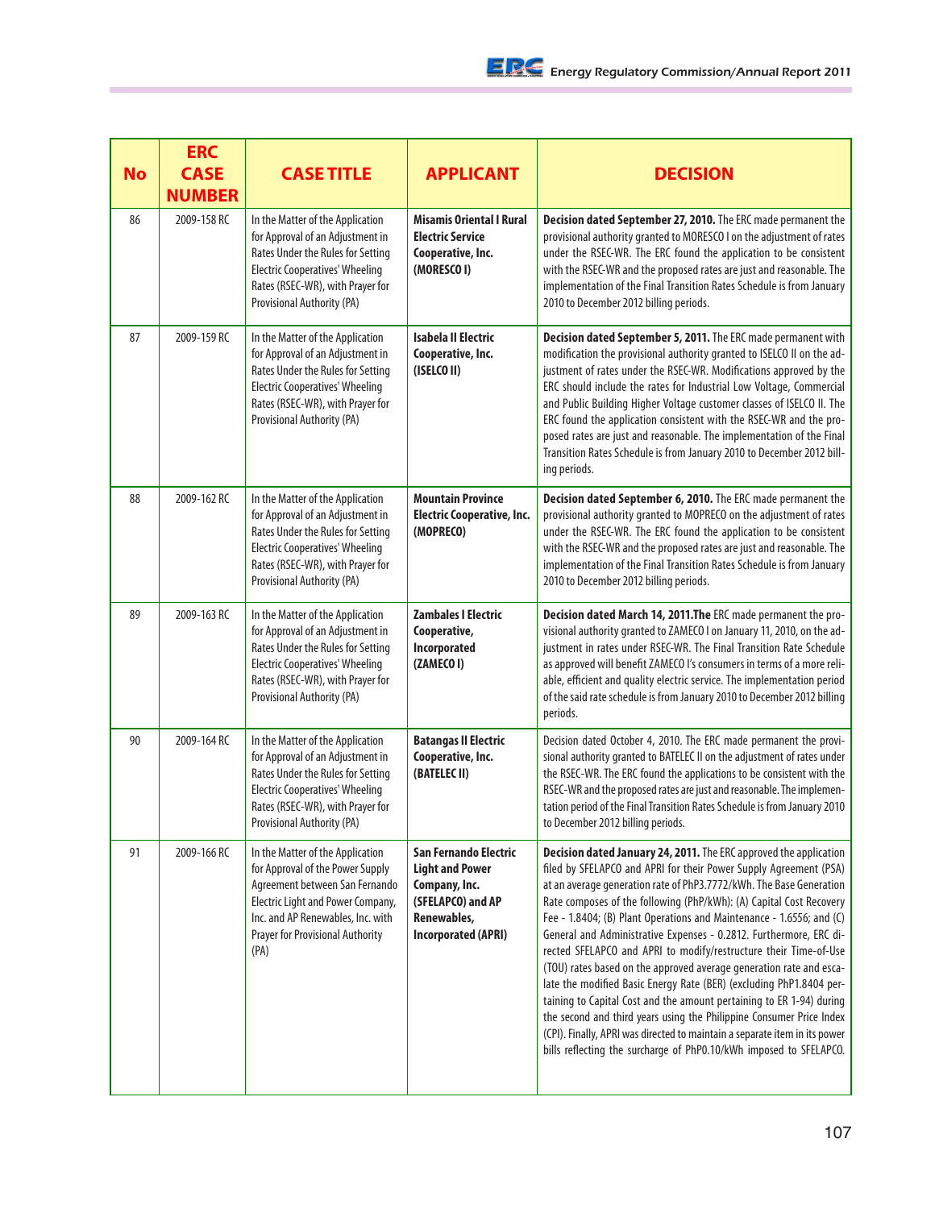| No | ERC CASE NUMBER | CASE TITLE | APPLICANT | DECISION |
|---|---|---|---|---|
| 86 | 2009-158 RC | In the Matter of the Application for Approval of an Adjustment in Rates Under the Rules for Setting Electric Cooperatives' Wheeling Rates (RSEC-WR), with Prayer for Provisional Authority (PA) | **Misamis Oriental I Rural Electric Service Cooperative, Inc. (MORESCO I)** | **Decision dated September 27, 2010.** The ERC made permanent the provisional authority granted to MORESCO I on the adjustment of rates under the RSEC-WR. The ERC found the application to be consistent with the RSEC-WR and the proposed rates are just and reasonable. The implementation of the Final Transition Rates Schedule is from January 2010 to December 2012 billing periods. |
| 87 | 2009-159 RC | In the Matter of the Application for Approval of an Adjustment in Rates Under the Rules for Setting Electric Cooperatives' Wheeling Rates (RSEC-WR), with Prayer for Provisional Authority (PA) | **Isabela II Electric Cooperative, Inc. (ISELCO II)** | **Decision dated September 5, 2011.** The ERC made permanent with modification the provisional authority granted to ISELCO II on the adjustment of rates under the RSEC-WR. Modifications approved by the ERC should include the rates for Industrial Low Voltage, Commercial and Public Building Higher Voltage customer classes of ISELCO II. The ERC found the application consistent with the RSEC-WR and the proposed rates are just and reasonable. The implementation of the Final Transition Rates Schedule is from January 2010 to December 2012 billing periods. |
| 88 | 2009-162 RC | In the Matter of the Application for Approval of an Adjustment in Rates Under the Rules for Setting Electric Cooperatives' Wheeling Rates (RSEC-WR), with Prayer for Provisional Authority (PA) | **Mountain Province Electric Cooperative, Inc. (MOPRECO)** | **Decision dated September 6, 2010.** The ERC made permanent the provisional authority granted to MOPRECO on the adjustment of rates under the RSEC-WR. The ERC found the application to be consistent with the RSEC-WR and the proposed rates are just and reasonable. The implementation of the Final Transition Rates Schedule is from January 2010 to December 2012 billing periods. |
| 89 | 2009-163 RC | In the Matter of the Application for Approval of an Adjustment in Rates Under the Rules for Setting Electric Cooperatives' Wheeling Rates (RSEC-WR), with Prayer for Provisional Authority (PA) | **Zambales I Electric Cooperative, Incorporated (ZAMECO I)** | **Decision dated March 14, 2011.The** ERC made permanent the provisional authority granted to ZAMECO I on January 11, 2010, on the adjustment in rates under RSEC-WR. The Final Transition Rate Schedule as approved will benefit ZAMECO I's consumers in terms of a more reliable, efficient and quality electric service. The implementation period of the said rate schedule is from January 2010 to December 2012 billing periods. |
| 90 | 2009-164 RC | In the Matter of the Application for Approval of an Adjustment in Rates Under the Rules for Setting Electric Cooperatives' Wheeling Rates (RSEC-WR), with Prayer for Provisional Authority (PA) | **Batangas II Electric Cooperative, Inc. (BATELEC II)** | Decision dated October 4, 2010. The ERC made permanent the provisional authority granted to BATELEC II on the adjustment of rates under the RSEC-WR. The ERC found the applications to be consistent with the RSEC-WR and the proposed rates are just and reasonable. The implementation period of the Final Transition Rates Schedule is from January 2010 to December 2012 billing periods. |
| 91 | 2009-166 RC | In the Matter of the Application for Approval of the Power Supply Agreement between San Fernando Electric Light and Power Company, Inc. and AP Renewables, Inc. with Prayer for Provisional Authority (PA) | **San Fernando Electric Light and Power Company, Inc. (SFELAPCO) and AP Renewables, Incorporated (APRI)** | **Decision dated January 24, 2011.** The ERC approved the application filed by SFELAPCO and APRI for their Power Supply Agreement (PSA) at an average generation rate of PhP3.7772/kWh. The Base Generation Rate composes of the following (PhP/kWh): (A) Capital Cost Recovery Fee - 1.8404; (B) Plant Operations and Maintenance - 1.6556; and (C) General and Administrative Expenses - 0.2812. Furthermore, ERC directed SFELAPCO and APRI to modify/restructure their Time-of-Use (TOU) rates based on the approved average generation rate and escalate the modified Basic Energy Rate (BER) (excluding PhP1.8404 pertaining to Capital Cost and the amount pertaining to ER 1-94) during the second and third years using the Philippine Consumer Price Index (CPI). Finally, APRI was directed to maintain a separate item in its power bills reflecting the surcharge of PhP0.10/kWh imposed to SFELAPCO. |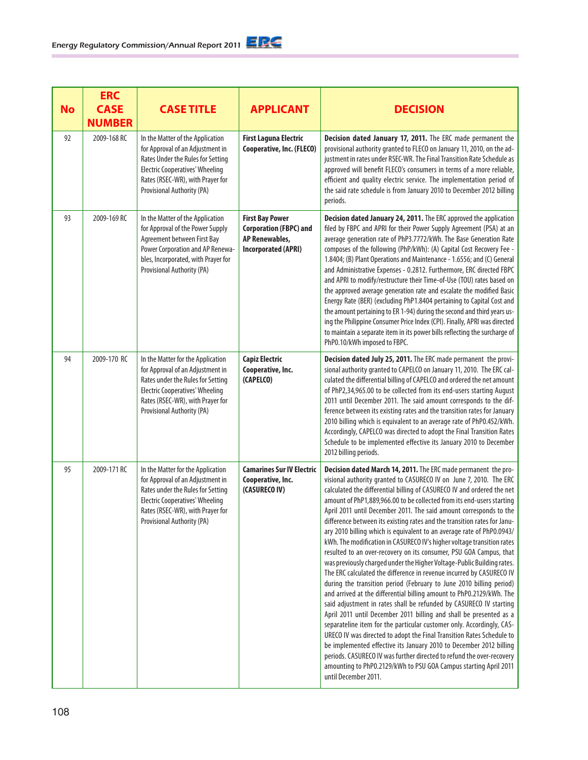| No | ERC CASE NUMBER | CASE TITLE | APPLICANT | DECISION |
|---|---|---|---|---|
| 92 | 2009-168 RC | In the Matter of the Application for Approval of an Adjustment in Rates Under the Rules for Setting Electric Cooperatives' Wheeling Rates (RSEC-WR), with Prayer for Provisional Authority (PA) | **First Laguna Electric Cooperative, Inc. (FLECO)** | **Decision dated January 17, 2011.** The ERC made permanent the provisional authority granted to FLECO on January 11, 2010, on the adjustment in rates under RSEC-WR. The Final Transition Rate Schedule as approved will benefit FLECO's consumers in terms of a more reliable, efficient and quality electric service. The implementation period of the said rate schedule is from January 2010 to December 2012 billing periods. |
| 93 | 2009-169 RC | In the Matter of the Application for Approval of the Power Supply Agreement between First Bay Power Corporation and AP Renewables, Incorporated, with Prayer for Provisional Authority (PA) | **First Bay Power Corporation (FBPC) and AP Renewables, Incorporated (APRI)** | **Decision dated January 24, 2011.** The ERC approved the application filed by FBPC and APRI for their Power Supply Agreement (PSA) at an average generation rate of PhP3.7772/kWh. The Base Generation Rate composes of the following (PhP/kWh): (A) Capital Cost Recovery Fee - 1.8404; (B) Plant Operations and Maintenance - 1.6556; and (C) General and Administrative Expenses - 0.2812. Furthermore, ERC directed FBPC and APRI to modify/restructure their Time-of-Use (TOU) rates based on the approved average generation rate and escalate the modified Basic Energy Rate (BER) (excluding PhP1.8404 pertaining to Capital Cost and the amount pertaining to ER 1-94) during the second and third years using the Philippine Consumer Price Index (CPI). Finally, APRI was directed to maintain a separate item in its power bills reflecting the surcharge of PhP0.10/kWh imposed to FBPC. |
| 94 | 2009-170 RC | In the Matter for the Application for Approval of an Adjustment in Rates under the Rules for Setting Electric Cooperatives' Wheeling Rates (RSEC-WR), with Prayer for Provisional Authority (PA) | **Capiz Electric Cooperative, Inc. (CAPELCO)** | **Decision dated July 25, 2011.** The ERC made permanent the provisional authority granted to CAPELCO on January 11, 2010. The ERC calculated the differential billing of CAPELCO and ordered the net amount of PhP2,34,965.00 to be collected from its end-users starting August 2011 until December 2011. The said amount corresponds to the difference between its existing rates and the transition rates for January 2010 billing which is equivalent to an average rate of PhP0.452/kWh. Accordingly, CAPELCO was directed to adopt the Final Transition Rates Schedule to be implemented effective its January 2010 to December 2012 billing periods. |
| 95 | 2009-171 RC | In the Matter for the Application for Approval of an Adjustment in Rates under the Rules for Setting Electric Cooperatives' Wheeling Rates (RSEC-WR), with Prayer for Provisional Authority (PA) | **Camarines Sur IV Electric Cooperative, Inc. (CASURECO IV)** | **Decision dated March 14, 2011.** The ERC made permanent the provisional authority granted to CASURECO IV on June 7, 2010. The ERC calculated the differential billing of CASURECO IV and ordered the net amount of PhP1,889,966.00 to be collected from its end-users starting April 2011 until December 2011. The said amount corresponds to the difference between its existing rates and the transition rates for January 2010 billing which is equivalent to an average rate of PhP0.0943/kWh. The modification in CASURECO IV's higher voltage transition rates resulted to an over-recovery on its consumer, PSU GOA Campus, that was previously charged under the Higher Voltage-Public Building rates. The ERC calculated the difference in revenue incurred by CASURECO IV during the transition period (February to June 2010 billing period) and arrived at the differential billing amount to PhP0.2129/kWh. The said adjustment in rates shall be refunded by CASURECO IV starting April 2011 until December 2011 billing and shall be presented as a separateline item for the particular customer only. Accordingly, CASURECO IV was directed to adopt the Final Transition Rates Schedule to be implemented effective its January 2010 to December 2012 billing periods. CASURECO IV was further directed to refund the over-recovery amounting to PhP0.2129/kWh to PSU GOA Campus starting April 2011 until December 2011. |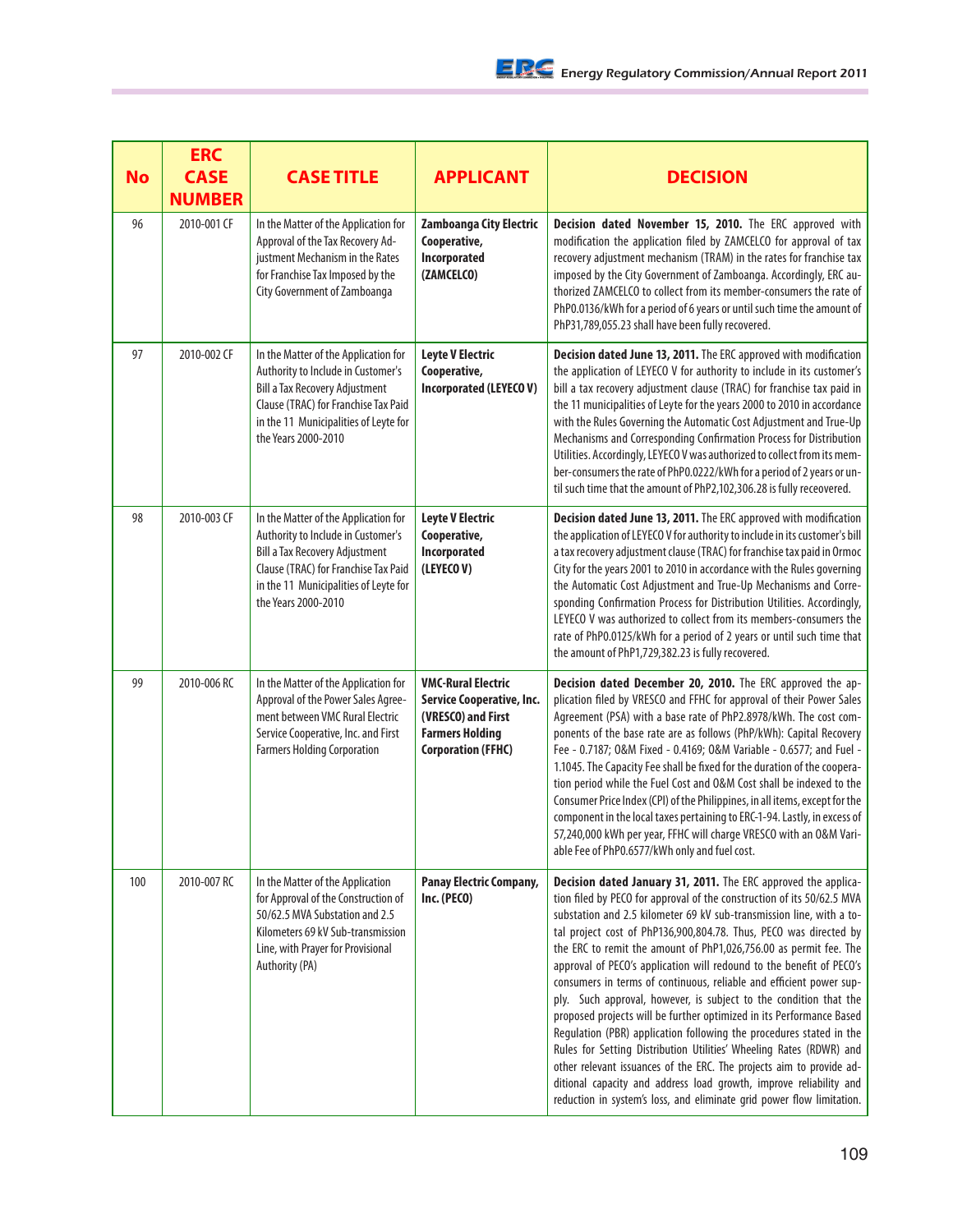| No | ERC CASE NUMBER | CASE TITLE | APPLICANT | DECISION |
|---|---|---|---|---|
| 96 | 2010-001 CF | In the Matter of the Application for Approval of the Tax Recovery Adjustment Mechanism in the Rates for Franchise Tax Imposed by the City Government of Zamboanga | **Zamboanga City Electric Cooperative, Incorporated (ZAMCELCO)** | **Decision dated November 15, 2010.** The ERC approved with modification the application filed by ZAMCELCO for approval of tax recovery adjustment mechanism (TRAM) in the rates for franchise tax imposed by the City Government of Zamboanga. Accordingly, ERC authorized ZAMCELCO to collect from its member-consumers the rate of PhP0.0136/kWh for a period of 6 years or until such time the amount of PhP31,789,055.23 shall have been fully recovered. |
| 97 | 2010-002 CF | In the Matter of the Application for Authority to Include in Customer's Bill a Tax Recovery Adjustment Clause (TRAC) for Franchise Tax Paid in the 11 Municipalities of Leyte for the Years 2000-2010 | **Leyte V Electric Cooperative, Incorporated (LEYECO V)** | **Decision dated June 13, 2011.** The ERC approved with modification the application of LEYECO V for authority to include in its customer's bill a tax recovery adjustment clause (TRAC) for franchise tax paid in the 11 municipalities of Leyte for the years 2000 to 2010 in accordance with the Rules Governing the Automatic Cost Adjustment and True-Up Mechanisms and Corresponding Confirmation Process for Distribution Utilities. Accordingly, LEYECO V was authorized to collect from its member-consumers the rate of PhP0.0222/kWh for a period of 2 years or until such time that the amount of PhP2,102,306.28 is fully receovered. |
| 98 | 2010-003 CF | In the Matter of the Application for Authority to Include in Customer's Bill a Tax Recovery Adjustment Clause (TRAC) for Franchise Tax Paid in the 11 Municipalities of Leyte for the Years 2000-2010 | **Leyte V Electric Cooperative, Incorporated (LEYECO V)** | **Decision dated June 13, 2011.** The ERC approved with modification the application of LEYECO V for authority to include in its customer's bill a tax recovery adjustment clause (TRAC) for franchise tax paid in Ormoc City for the years 2001 to 2010 in accordance with the Rules governing the Automatic Cost Adjustment and True-Up Mechanisms and Corresponding Confirmation Process for Distribution Utilities. Accordingly, LEYECO V was authorized to collect from its members-consumers the rate of PhP0.0125/kWh for a period of 2 years or until such time that the amount of PhP1,729,382.23 is fully recovered. |
| 99 | 2010-006 RC | In the Matter of the Application for Approval of the Power Sales Agreement between VMC Rural Electric Service Cooperative, Inc. and First Farmers Holding Corporation | **VMC-Rural Electric Service Cooperative, Inc. (VRESCO) and First Farmers Holding Corporation (FFHC)** | **Decision dated December 20, 2010.** The ERC approved the application filed by VRESCO and FFHC for approval of their Power Sales Agreement (PSA) with a base rate of PhP2.8978/kWh. The cost components of the base rate are as follows (PhP/kWh): Capital Recovery Fee - 0.7187; O&M Fixed - 0.4169; O&M Variable - 0.6577; and Fuel - 1.1045. The Capacity Fee shall be fixed for the duration of the cooperation period while the Fuel Cost and O&M Cost shall be indexed to the Consumer Price Index (CPI) of the Philippines, in all items, except for the component in the local taxes pertaining to ERC-1-94. Lastly, in excess of 57,240,000 kWh per year, FFHC will charge VRESCO with an O&M Variable Fee of PhP0.6577/kWh only and fuel cost. |
| 100 | 2010-007 RC | In the Matter of the Application for Approval of the Construction of 50/62.5 MVA Substation and 2.5 Kilometers 69 kV Sub-transmission Line, with Prayer for Provisional Authority (PA) | **Panay Electric Company, Inc. (PECO)** | **Decision dated January 31, 2011.** The ERC approved the application filed by PECO for approval of the construction of its 50/62.5 MVA substation and 2.5 kilometer 69 kV sub-transmission line, with a total project cost of PhP136,900,804.78. Thus, PECO was directed by the ERC to remit the amount of PhP1,026,756.00 as permit fee. The approval of PECO's application will redound to the benefit of PECO's consumers in terms of continuous, reliable and efficient power supply. Such approval, however, is subject to the condition that the proposed projects will be further optimized in its Performance Based Regulation (PBR) application following the procedures stated in the Rules for Setting Distribution Utilities' Wheeling Rates (RDWR) and other relevant issuances of the ERC. The projects aim to provide additional capacity and address load growth, improve reliability and reduction in system's loss, and eliminate grid power flow limitation. |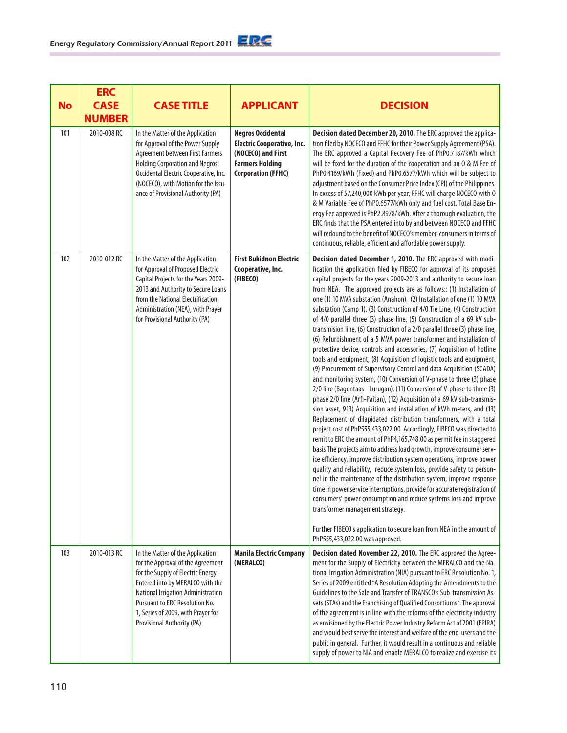| No | ERC CASE NUMBER | CASE TITLE | APPLICANT | DECISION |
|---|---|---|---|---|
| 101 | 2010-008 RC | In the Matter of the Application for Approval of the Power Supply Agreement between First Farmers Holding Corporation and Negros Occidental Electric Cooperative, Inc. (NOCECO), with Motion for the Issuance of Provisional Authority (PA) | **Negros Occidental Electric Cooperative, Inc. (NOCECO) and First Farmers Holding Corporation (FFHC)** | **Decision dated December 20, 2010.** The ERC approved the application filed by NOCECO and FFHC for their Power Supply Agreement (PSA). The ERC approved a Capital Recovery Fee of PhP0.7187/kWh which will be fixed for the duration of the cooperation and an O & M Fee of PhP0.4169/kWh (Fixed) and PhP0.6577/kWh which will be subject to adjustment based on the Consumer Price Index (CPI) of the Philippines. In excess of 57,240,000 kWh per year, FFHC will charge NOCECO with O & M Variable Fee of PhP0.6577/kWh only and fuel cost. Total Base Energy Fee approved is PhP2.8978/kWh. After a thorough evaluation, the ERC finds that the PSA entered into by and between NOCECO and FFHC will redound to the benefit of NOCECO's member-consumers in terms of continuous, reliable, efficient and affordable power supply. |
| 102 | 2010-012 RC | In the Matter of the Application for Approval of Proposed Electric Capital Projects for the Years 2009-2013 and Authority to Secure Loans from the National Electrification Administration (NEA), with Prayer for Provisional Authority (PA) | **First Bukidnon Electric Cooperative, Inc. (FIBECO)** | **Decision dated December 1, 2010.** The ERC approved with modification the application filed by FIBECO for approval of its proposed capital projects for the years 2009-2013 and authority to secure loan from NEA. The approved projects are as follows:: (1) Installation of one (1) 10 MVA substation (Anahon), (2) Installation of one (1) 10 MVA substation (Camp 1), (3) Construction of 4/0 Tie Line, (4) Construction of 4/0 parallel three (3) phase line, (5) Construction of a 69 kV sub-transmission line, (6) Construction of a 2/0 parallel three (3) phase line, (6) Refurbishment of a 5 MVA power transformer and installation of protective device, controls and accessories, (7) Acquisition of hotline tools and equipment, (8) Acquisition of logistic tools and equipment, (9) Procurement of Supervisory Control and data Acquisition (SCADA) and monitoring system, (10) Conversion of V-phase to three (3) phase 2/0 line (Bagontaas - Lurugan), (11) Conversion of V-phase to three (3) phase 2/0 line (Arfi-Paitan), (12) Acquisition of a 69 kV sub-transmission asset, 913) Acquisition and installation of kWh meters, and (13) Replacement of dilapidated distribution transformers, with a total project cost of PhP555,433,022.00. Accordingly, FIBECO was directed to remit to ERC the amount of PhP4,165,748.00 as permit fee in staggered basis The projects aim to address load growth, improve consumer service efficiency, improve distribution system operations, improve power quality and reliability, reduce system loss, provide safety to personnel in the maintenance of the distribution system, improve response time in power service interruptions, provide for accurate registration of consumers' power consumption and reduce systems loss and improve transformer management strategy.<br><br>Further FIBECO's application to secure loan from NEA in the amount of PhP555,433,022.00 was approved. |
| 103 | 2010-013 RC | In the Matter of the Application for the Approval of the Agreement for the Supply of Electric Energy Entered into by MERALCO with the National Irrigation Administration Pursuant to ERC Resolution No. 1, Series of 2009, with Prayer for Provisional Authority (PA) | **Manila Electric Company (MERALCO)** | **Decision dated November 22, 2010.** The ERC approved the Agreement for the Supply of Electricity between the MERALCO and the National Irrigation Administration (NIA) pursuant to ERC Resolution No. 1, Series of 2009 entitled "A Resolution Adopting the Amendments to the Guidelines to the Sale and Transfer of TRANSCO's Sub-transmission Assets (STAs) and the Franchising of Qualified Consortiums". The approval of the agreement is in line with the reforms of the electricity industry as envisioned by the Electric Power Industry Reform Act of 2001 (EPIRA) and would best serve the interest and welfare of the end-users and the public in general. Further, it would result in a continuous and reliable supply of power to NIA and enable MERALCO to realize and exercise its |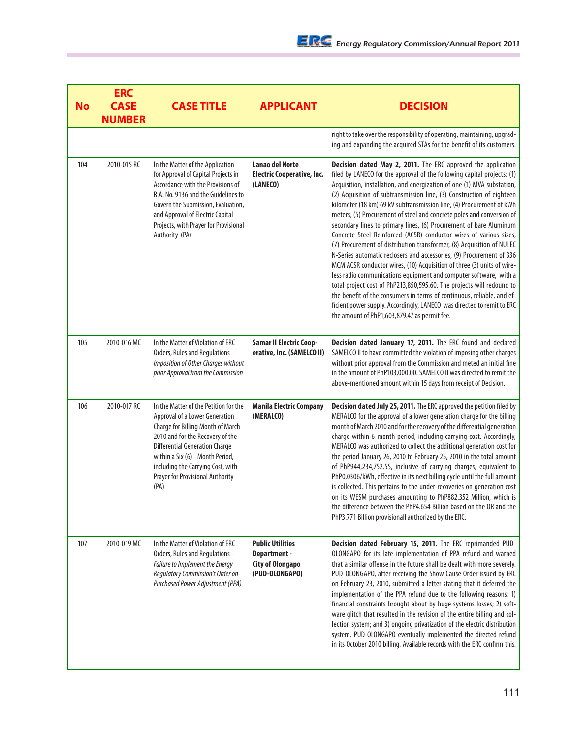| No | ERC CASE NUMBER | CASE TITLE | APPLICANT | DECISION |
|---|---|---|---|---|
| | | | | right to take over the responsibility of operating, maintaining, upgrading and expanding the acquired STAs for the benefit of its customers. |
| 104 | 2010-015 RC | In the Matter of the Application for Approval of Capital Projects in Accordance with the Provisions of R.A. No. 9136 and the Guidelines to Govern the Submission, Evaluation, and Approval of Electric Capital Projects, with Prayer for Provisional Authority (PA) | **Lanao del Norte Electric Cooperative, Inc. (LANECO)** | **Decision dated May 2, 2011.** The ERC approved the application filed by LANECO for the approval of the following capital projects: (1) Acquisition, installation, and energization of one (1) MVA substation, (2) Acquisition of subtransmission line, (3) Construction of eighteen kilometer (18 km) 69 kV subtransmission line, (4) Procurement of kWh meters, (5) Procurement of steel and concrete poles and conversion of secondary lines to primary lines, (6) Procurement of bare Aluminum Concrete Steel Reinforced (ACSR) conductor wires of various sizes, (7) Procurement of distribution transformer, (8) Acquisition of NULEC N-Series automatic reclosers and accessories, (9) Procurement of 336 MCM ACSR conductor wires, (10) Acquisition of three (3) units of wireless radio communications equipment and computer software, with a total project cost of PhP213,850,595.60. The projects will redound to the benefit of the consumers in terms of continuous, reliable, and efficient power supply. Accordingly, LANECO was directed to remit to ERC the amount of PhP1,603,879.47 as permit fee. |
| 105 | 2010-016 MC | In the Matter of Violation of ERC Orders, Rules and Regulations - *Imposition of Other Charges without prior Approval from the Commission* | **Samar II Electric Cooperative, Inc. (SAMELCO II)** | **Decision dated January 17, 2011.** The ERC found and declared SAMELCO II to have committed the violation of imposing other charges without prior approval from the Commission and meted an initial fine in the amount of PhP103,000.00. SAMELCO II was directed to remit the above-mentioned amount within 15 days from receipt of Decision. |
| 106 | 2010-017 RC | In the Matter of the Petition for the Approval of a Lower Generation Charge for Billing Month of March 2010 and for the Recovery of the Differential Generation Charge within a Six (6) - Month Period, including the Carrying Cost, with Prayer for Provisional Authority (PA) | **Manila Electric Company (MERALCO)** | **Decision dated July 25, 2011.** The ERC approved the petition filed by MERALCO for the approval of a lower generation charge for the billing month of March 2010 and for the recovery of the differential generation charge within 6-month period, including carrying cost. Accordingly, MERALCO was authorized to collect the additional generation cost for the period January 26, 2010 to February 25, 2010 in the total amount of PhP944,234,752.55, inclusive of carrying charges, equivalent to PhP0.0306/kWh, effective in its next billing cycle until the full amount is collected. This pertains to the under-recoveries on generation cost on its WESM purchases amounting to PhP882.352 Million, which is the difference between the PhP4.654 Billion based on the OR and the PhP3.771 Billion provisionall authorized by the ERC. |
| 107 | 2010-019 MC | In the Matter of Violation of ERC Orders, Rules and Regulations - *Failure to Implement the Energy Regulatory Commission's Order on Purchased Power Adjustment (PPA)* | **Public Utilities Department - City of Olongapo (PUD-OLONGAPO)** | **Decision dated February 15, 2011.** The ERC reprimanded PUD-OLONGAPO for its late implementation of PPA refund and warned that a similar offense in the future shall be dealt with more severely. PUD-OLONGAPO, after receiving the Show Cause Order issued by ERC on February 23, 2010, submitted a letter stating that it deferred the implementation of the PPA refund due to the following reasons: 1) financial constraints brought about by huge systems losses; 2) software glitch that resulted in the revision of the entire billing and collection system; and 3) ongoing privatization of the electric distribution system. PUD-OLONGAPO eventually implemented the directed refund in its October 2010 billing. Available records with the ERC confirm this. |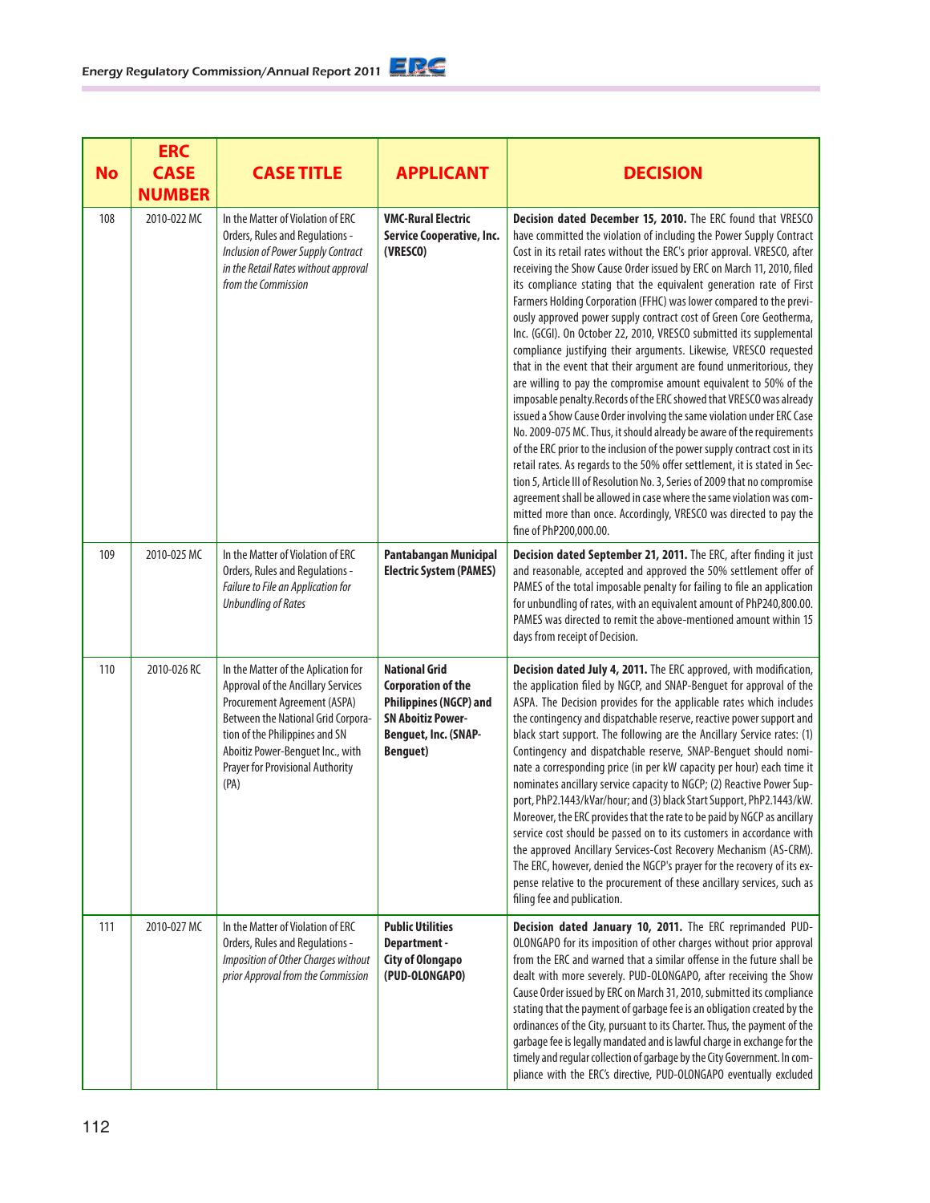| No | ERC CASE NUMBER | CASE TITLE | APPLICANT | DECISION |
|---|---|---|---|---|
| 108 | 2010-022 MC | In the Matter of Violation of ERC Orders, Rules and Regulations - *Inclusion of Power Supply Contract in the Retail Rates without approval from the Commission* | **VMC-Rural Electric Service Cooperative, Inc. (VRESCO)** | **Decision dated December 15, 2010.** The ERC found that VRESCO have committed the violation of including the Power Supply Contract Cost in its retail rates without the ERC's prior approval. VRESCO, after receiving the Show Cause Order issued by ERC on March 11, 2010, filed its compliance stating that the equivalent generation rate of First Farmers Holding Corporation (FFHC) was lower compared to the previously approved power supply contract cost of Green Core Geotherma, Inc. (GCGI). On October 22, 2010, VRESCO submitted its supplemental compliance justifying their arguments. Likewise, VRESCO requested that in the event that their argument are found unmeritorious, they are willing to pay the compromise amount equivalent to 50% of the imposable penalty.Records of the ERC showed that VRESCO was already issued a Show Cause Order involving the same violation under ERC Case No. 2009-075 MC. Thus, it should already be aware of the requirements of the ERC prior to the inclusion of the power supply contract cost in its retail rates. As regards to the 50% offer settlement, it is stated in Section 5, Article III of Resolution No. 3, Series of 2009 that no compromise agreement shall be allowed in case where the same violation was committed more than once. Accordingly, VRESCO was directed to pay the fine of PhP200,000.00. |
| 109 | 2010-025 MC | In the Matter of Violation of ERC Orders, Rules and Regulations - *Failure to File an Application for Unbundling of Rates* | **Pantabangan Municipal Electric System (PAMES)** | **Decision dated September 21, 2011.** The ERC, after finding it just and reasonable, accepted and approved the 50% settlement offer of PAMES of the total imposable penalty for failing to file an application for unbundling of rates, with an equivalent amount of PhP240,800.00. PAMES was directed to remit the above-mentioned amount within 15 days from receipt of Decision. |
| 110 | 2010-026 RC | In the Matter of the Aplication for Approval of the Ancillary Services Procurement Agreement (ASPA) Between the National Grid Corporation of the Philippines and SN Aboitiz Power-Benguet Inc., with Prayer for Provisional Authority (PA) | **National Grid Corporation of the Philippines (NGCP) and SN Aboitiz Power-Benguet, Inc. (SNAP-Benguet)** | **Decision dated July 4, 2011.** The ERC approved, with modification, the application filed by NGCP, and SNAP-Benguet for approval of the ASPA. The Decision provides for the applicable rates which includes the contingency and dispatchable reserve, reactive power support and black start support. The following are the Ancillary Service rates: (1) Contingency and dispatchable reserve, SNAP-Benguet should nominate a corresponding price (in per kW capacity per hour) each time it nominates ancillary service capacity to NGCP; (2) Reactive Power Support, PhP2.1443/kVar/hour; and (3) black Start Support, PhP2.1443/kW. Moreover, the ERC provides that the rate to be paid by NGCP as ancillary service cost should be passed on to its customers in accordance with the approved Ancillary Services-Cost Recovery Mechanism (AS-CRM). The ERC, however, denied the NGCP's prayer for the recovery of its expense relative to the procurement of these ancillary services, such as filing fee and publication. |
| 111 | 2010-027 MC | In the Matter of Violation of ERC Orders, Rules and Regulations - *Imposition of Other Charges without prior Approval from the Commission* | **Public Utilities Department - City of Olongapo (PUD-OLONGAPO)** | **Decision dated January 10, 2011.** The ERC reprimanded PUD-OLONGAPO for its imposition of other charges without prior approval from the ERC and warned that a similar offense in the future shall be dealt with more severely. PUD-OLONGAPO, after receiving the Show Cause Order issued by ERC on March 31, 2010, submitted its compliance stating that the payment of garbage fee is an obligation created by the ordinances of the City, pursuant to its Charter. Thus, the payment of the garbage fee is legally mandated and is lawful charge in exchange for the timely and regular collection of garbage by the City Government. In compliance with the ERC's directive, PUD-OLONGAPO eventually excluded |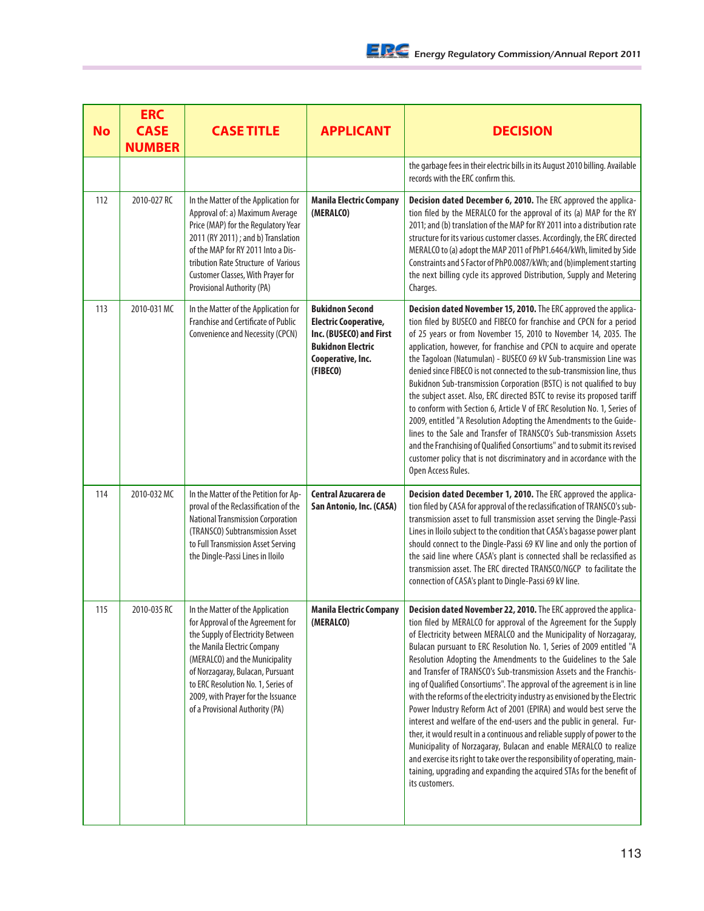| No | ERC CASE NUMBER | CASE TITLE | APPLICANT | DECISION |
|---|---|---|---|---|
| | | | | the garbage fees in their electric bills in its August 2010 billing. Available records with the ERC confirm this. |
| 112 | 2010-027 RC | In the Matter of the Application for Approval of: a) Maximum Average Price (MAP) for the Regulatory Year 2011 (RY 2011) ; and b) Translation of the MAP for RY 2011 Into a Distribution Rate Structure of Various Customer Classes, With Prayer for Provisional Authority (PA) | **Manila Electric Company (MERALCO)** | **Decision dated December 6, 2010.** The ERC approved the application filed by the MERALCO for the approval of its (a) MAP for the RY 2011; and (b) translation of the MAP for RY 2011 into a distribution rate structure for its various customer classes. Accordingly, the ERC directed MERALCO to (a) adopt the MAP 2011 of PhP1.6464/kWh, limited by Side Constraints and S Factor of PhP0.0087/kWh; and (b)implement starting the next billing cycle its approved Distribution, Supply and Metering Charges. |
| 113 | 2010-031 MC | In the Matter of the Application for Franchise and Certificate of Public Convenience and Necessity (CPCN) | **Bukidnon Second Electric Cooperative, Inc. (BUSECO) and First Bukidnon Electric Cooperative, Inc. (FIBECO)** | **Decision dated November 15, 2010.** The ERC approved the application filed by BUSECO and FIBECO for franchise and CPCN for a period of 25 years or from November 15, 2010 to November 14, 2035. The application, however, for franchise and CPCN to acquire and operate the Tagoloan (Natumulan) - BUSECO 69 kV Sub-transmission Line was denied since FIBECO is not connected to the sub-transmission line, thus Bukidnon Sub-transmission Corporation (BSTC) is not qualified to buy the subject asset. Also, ERC directed BSTC to revise its proposed tariff to conform with Section 6, Article V of ERC Resolution No. 1, Series of 2009, entitled "A Resolution Adopting the Amendments to the Guidelines to the Sale and Transfer of TRANSCO's Sub-transmission Assets and the Franchising of Qualified Consortiums" and to submit its revised customer policy that is not discriminatory and in accordance with the Open Access Rules. |
| 114 | 2010-032 MC | In the Matter of the Petition for Approval of the Reclassification of the National Transmission Corporation (TRANSCO) Subtransmission Asset to Full Transmission Asset Serving the Dingle-Passi Lines in Iloilo | **Central Azucarera de San Antonio, Inc. (CASA)** | **Decision dated December 1, 2010.** The ERC approved the application filed by CASA for approval of the reclassification of TRANSCO's sub-transmission asset to full transmission asset serving the Dingle-Passi Lines in Iloilo subject to the condition that CASA's bagasse power plant should connect to the Dingle-Passi 69 KV line and only the portion of the said line where CASA's plant is connected shall be reclassified as transmission asset. The ERC directed TRANSCO/NGCP to facilitate the connection of CASA's plant to Dingle-Passi 69 kV line. |
| 115 | 2010-035 RC | In the Matter of the Application for Approval of the Agreement for the Supply of Electricity Between the Manila Electric Company (MERALCO) and the Municipality of Norzagaray, Bulacan, Pursuant to ERC Resolution No. 1, Series of 2009, with Prayer for the Issuance of a Provisional Authority (PA) | **Manila Electric Company (MERALCO)** | **Decision dated November 22, 2010.** The ERC approved the application filed by MERALCO for approval of the Agreement for the Supply of Electricity between MERALCO and the Municipality of Norzagaray, Bulacan pursuant to ERC Resolution No. 1, Series of 2009 entitled "A Resolution Adopting the Amendments to the Guidelines to the Sale and Transfer of TRANSCO's Sub-transmission Assets and the Franchising of Qualified Consortiums". The approval of the agreement is in line with the reforms of the electricity industry as envisioned by the Electric Power Industry Reform Act of 2001 (EPIRA) and would best serve the interest and welfare of the end-users and the public in general. Further, it would result in a continuous and reliable supply of power to the Municipality of Norzagaray, Bulacan and enable MERALCO to realize and exercise its right to take over the responsibility of operating, maintaining, upgrading and expanding the acquired STAs for the benefit of its customers. |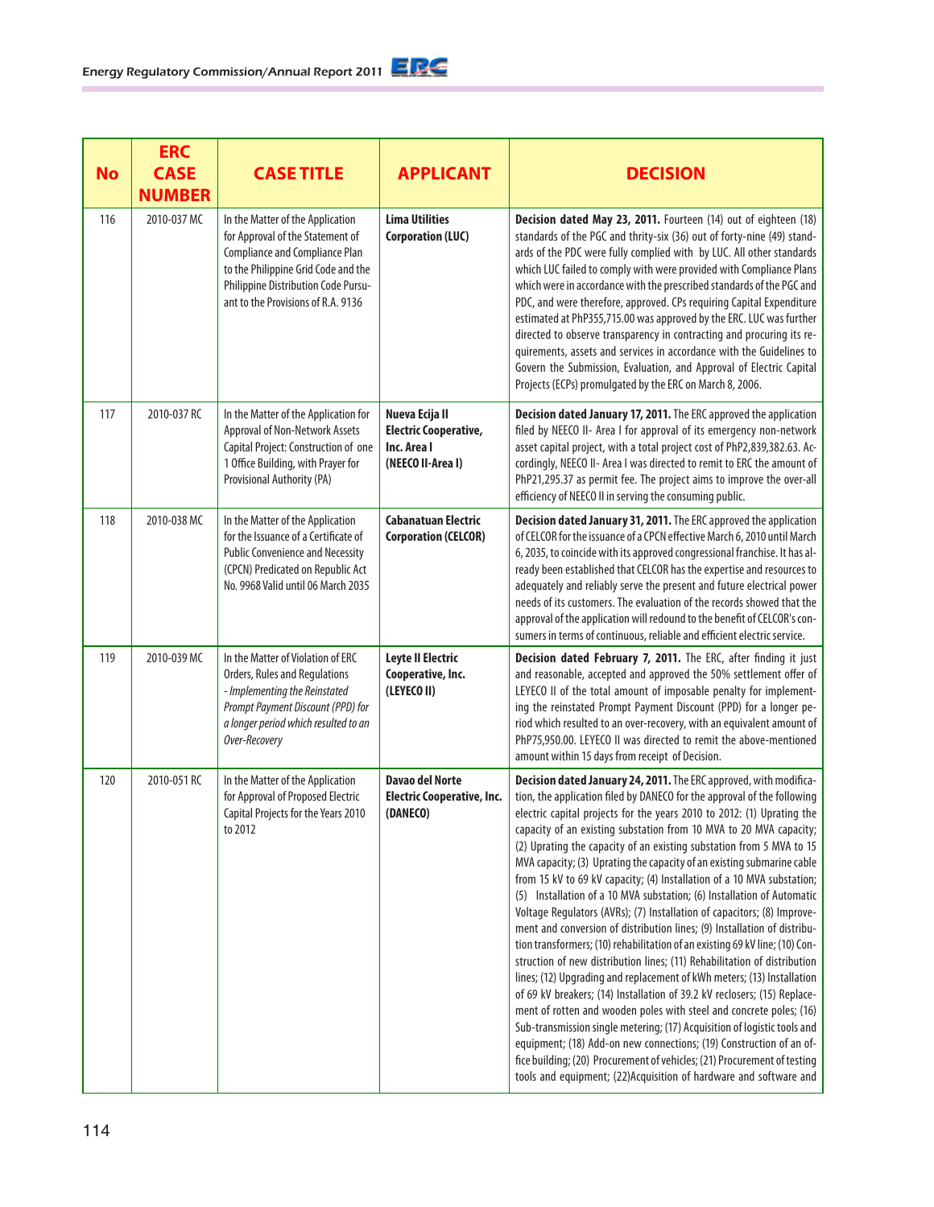| No | ERC CASE NUMBER | CASE TITLE | APPLICANT | DECISION |
|---|---|---|---|---|
| 116 | 2010-037 MC | In the Matter of the Application for Approval of the Statement of Compliance and Compliance Plan to the Philippine Grid Code and the Philippine Distribution Code Pursuant to the Provisions of R.A. 9136 | **Lima Utilities Corporation (LUC)** | **Decision dated May 23, 2011.** Fourteen (14) out of eighteen (18) standards of the PGC and thrity-six (36) out of forty-nine (49) standards of the PDC were fully complied with by LUC. All other standards which LUC failed to comply with were provided with Compliance Plans which were in accordance with the prescribed standards of the PGC and PDC, and were therefore, approved. CPs requiring Capital Expenditure estimated at PhP355,715.00 was approved by the ERC. LUC was further directed to observe transparency in contracting and procuring its requirements, assets and services in accordance with the Guidelines to Govern the Submission, Evaluation, and Approval of Electric Capital Projects (ECPs) promulgated by the ERC on March 8, 2006. |
| 117 | 2010-037 RC | In the Matter of the Application for Approval of Non-Network Assets Capital Project: Construction of one 1 Office Building, with Prayer for Provisional Authority (PA) | **Nueva Ecija II Electric Cooperative, Inc. Area I (NEECO II-Area I)** | **Decision dated January 17, 2011.** The ERC approved the application filed by NEECO II- Area I for approval of its emergency non-network asset capital project, with a total project cost of PhP2,839,382.63. Accordingly, NEECO II- Area I was directed to remit to ERC the amount of PhP21,295.37 as permit fee. The project aims to improve the over-all efficiency of NEECO II in serving the consuming public. |
| 118 | 2010-038 MC | In the Matter of the Application for the Issuance of a Certificate of Public Convenience and Necessity (CPCN) Predicated on Republic Act No. 9968 Valid until 06 March 2035 | **Cabanatuan Electric Corporation (CELCOR)** | **Decision dated January 31, 2011.** The ERC approved the application of CELCOR for the issuance of a CPCN effective March 6, 2010 until March 6, 2035, to coincide with its approved congressional franchise. It has already been established that CELCOR has the expertise and resources to adequately and reliably serve the present and future electrical power needs of its customers. The evaluation of the records showed that the approval of the application will redound to the benefit of CELCOR's consumers in terms of continuous, reliable and efficient electric service. |
| 119 | 2010-039 MC | In the Matter of Violation of ERC Orders, Rules and Regulations *- Implementing the Reinstated Prompt Payment Discount (PPD) for a longer period which resulted to an Over-Recovery* | **Leyte II Electric Cooperative, Inc. (LEYECO II)** | **Decision dated February 7, 2011.** The ERC, after finding it just and reasonable, accepted and approved the 50% settlement offer of LEYECO II of the total amount of imposable penalty for implementing the reinstated Prompt Payment Discount (PPD) for a longer period which resulted to an over-recovery, with an equivalent amount of PhP75,950.00. LEYECO II was directed to remit the above-mentioned amount within 15 days from receipt of Decision. |
| 120 | 2010-051 RC | In the Matter of the Application for Approval of Proposed Electric Capital Projects for the Years 2010 to 2012 | **Davao del Norte Electric Cooperative, Inc. (DANECO)** | **Decision dated January 24, 2011.** The ERC approved, with modification, the application filed by DANECO for the approval of the following electric capital projects for the years 2010 to 2012: (1) Uprating the capacity of an existing substation from 10 MVA to 20 MVA capacity; (2) Uprating the capacity of an existing substation from 5 MVA to 15 MVA capacity; (3) Uprating the capacity of an existing submarine cable from 15 kV to 69 kV capacity; (4) Installation of a 10 MVA substation; (5) Installation of a 10 MVA substation; (6) Installation of Automatic Voltage Regulators (AVRs); (7) Installation of capacitors; (8) Improvement and conversion of distribution lines; (9) Installation of distribution transformers; (10) rehabilitation of an existing 69 kV line; (10) Construction of new distribution lines; (11) Rehabilitation of distribution lines; (12) Upgrading and replacement of kWh meters; (13) Installation of 69 kV breakers; (14) Installation of 39.2 kV reclosers; (15) Replacement of rotten and wooden poles with steel and concrete poles; (16) Sub-transmission single metering; (17) Acquisition of logistic tools and equipment; (18) Add-on new connections; (19) Construction of an office building; (20) Procurement of vehicles; (21) Procurement of testing tools and equipment; (22)Acquisition of hardware and software and |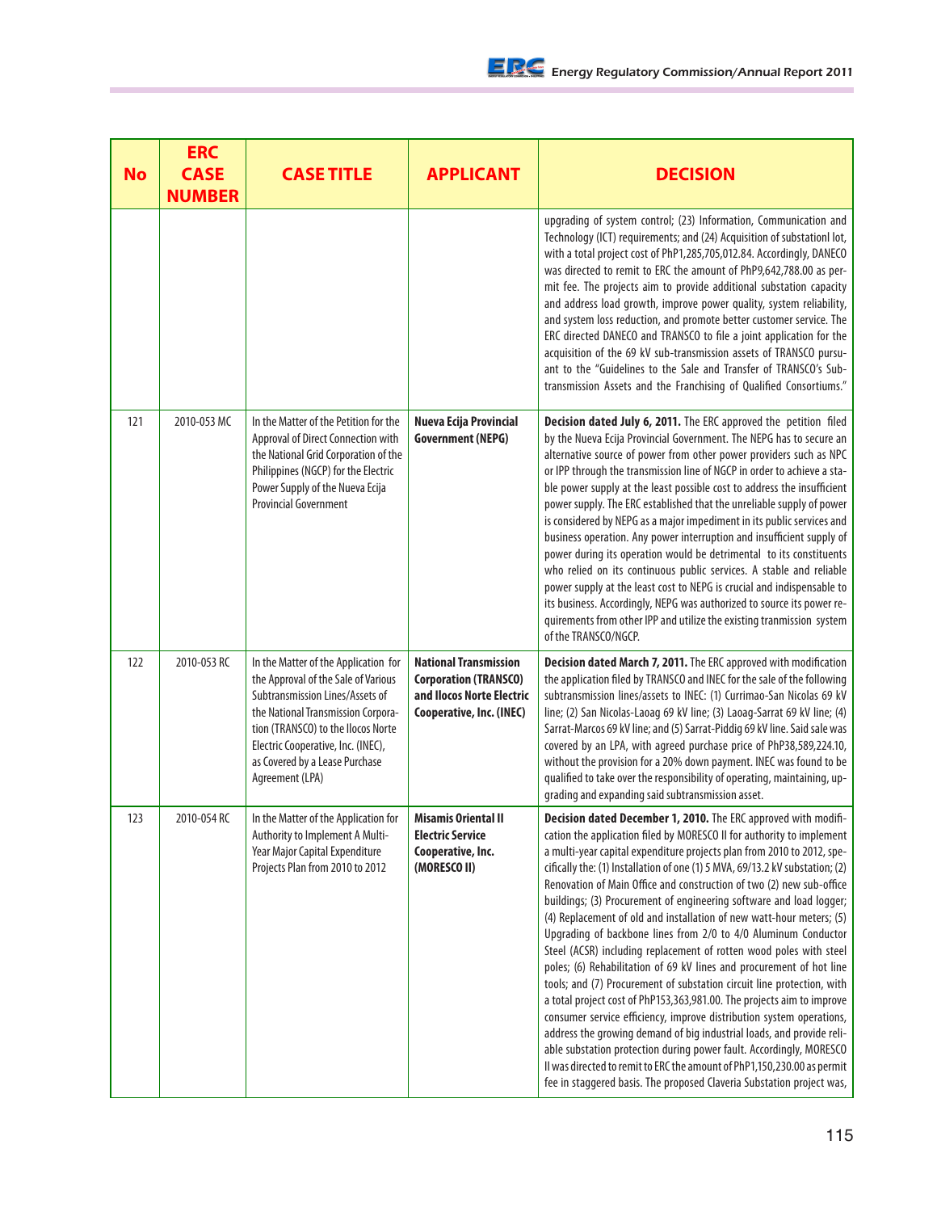| No | ERC CASE NUMBER | CASE TITLE | APPLICANT | DECISION |
|---|---|---|---|---|
| | | | | upgrading of system control; (23) Information, Communication and Technology (ICT) requirements; and (24) Acquisition of substationl lot, with a total project cost of PhP1,285,705,012.84. Accordingly, DANECO was directed to remit to ERC the amount of PhP9,642,788.00 as permit fee. The projects aim to provide additional substation capacity and address load growth, improve power quality, system reliability, and system loss reduction, and promote better customer service. The ERC directed DANECO and TRANSCO to file a joint application for the acquisition of the 69 kV sub-transmission assets of TRANSCO pursuant to the "Guidelines to the Sale and Transfer of TRANSCO's Sub-transmission Assets and the Franchising of Qualified Consortiums." |
| 121 | 2010-053 MC | In the Matter of the Petition for the Approval of Direct Connection with the National Grid Corporation of the Philippines (NGCP) for the Electric Power Supply of the Nueva Ecija Provincial Government | **Nueva Ecija Provincial Government (NEPG)** | **Decision dated July 6, 2011.** The ERC approved the petition filed by the Nueva Ecija Provincial Government. The NEPG has to secure an alternative source of power from other power providers such as NPC or IPP through the transmission line of NGCP in order to achieve a stable power supply at the least possible cost to address the insufficient power supply. The ERC established that the unreliable supply of power is considered by NEPG as a major impediment in its public services and business operation. Any power interruption and insufficient supply of power during its operation would be detrimental to its constituents who relied on its continuous public services. A stable and reliable power supply at the least cost to NEPG is crucial and indispensable to its business. Accordingly, NEPG was authorized to source its power requirements from other IPP and utilize the existing tranmission system of the TRANSCO/NGCP. |
| 122 | 2010-053 RC | In the Matter of the Application for the Approval of the Sale of Various Subtransmission Lines/Assets of the National Transmission Corporation (TRANSCO) to the Ilocos Norte Electric Cooperative, Inc. (INEC), as Covered by a Lease Purchase Agreement (LPA) | **National Transmission Corporation (TRANSCO) and Ilocos Norte Electric Cooperative, Inc. (INEC)** | **Decision dated March 7, 2011.** The ERC approved with modification the application filed by TRANSCO and INEC for the sale of the following subtransmission lines/assets to INEC: (1) Currimao-San Nicolas 69 kV line; (2) San Nicolas-Laoag 69 kV line; (3) Laoag-Sarrat 69 kV line; (4) Sarrat-Marcos 69 kV line; and (5) Sarrat-Piddig 69 kV line. Said sale was covered by an LPA, with agreed purchase price of PhP38,589,224.10, without the provision for a 20% down payment. INEC was found to be qualified to take over the responsibility of operating, maintaining, upgrading and expanding said subtransmission asset. |
| 123 | 2010-054 RC | In the Matter of the Application for Authority to Implement A Multi-Year Major Capital Expenditure Projects Plan from 2010 to 2012 | **Misamis Oriental II Electric Service Cooperative, Inc. (MORESCO II)** | **Decision dated December 1, 2010.** The ERC approved with modification the application filed by MORESCO II for authority to implement a multi-year capital expenditure projects plan from 2010 to 2012, specifically the: (1) Installation of one (1) 5 MVA, 69/13.2 kV substation; (2) Renovation of Main Office and construction of two (2) new sub-office buildings; (3) Procurement of engineering software and load logger; (4) Replacement of old and installation of new watt-hour meters; (5) Upgrading of backbone lines from 2/0 to 4/0 Aluminum Conductor Steel (ACSR) including replacement of rotten wood poles with steel poles; (6) Rehabilitation of 69 kV lines and procurement of hot line tools; and (7) Procurement of substation circuit line protection, with a total project cost of PhP153,363,981.00. The projects aim to improve consumer service efficiency, improve distribution system operations, address the growing demand of big industrial loads, and provide reliable substation protection during power fault. Accordingly, MORESCO II was directed to remit to ERC the amount of PhP1,150,230.00 as permit fee in staggered basis. The proposed Claveria Substation project was, |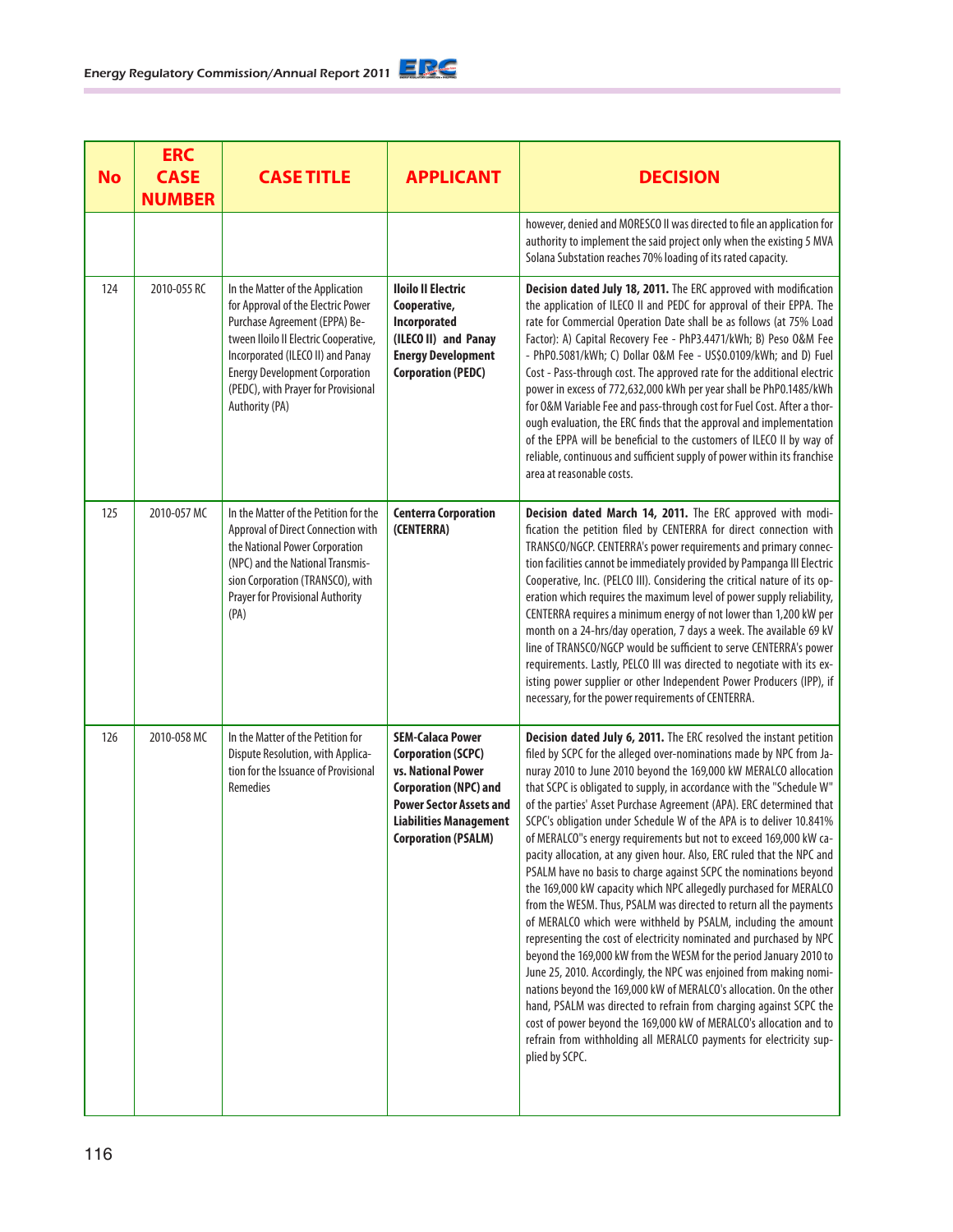| No | ERC CASE NUMBER | CASE TITLE | APPLICANT | DECISION |
|---|---|---|---|---|
| | | | | however, denied and MORESCO II was directed to file an application for authority to implement the said project only when the existing 5 MVA Solana Substation reaches 70% loading of its rated capacity. |
| 124 | 2010-055 RC | In the Matter of the Application for Approval of the Electric Power Purchase Agreement (EPPA) Between Iloilo II Electric Cooperative, Incorporated (ILECO II) and Panay Energy Development Corporation (PEDC), with Prayer for Provisional Authority (PA) | **Iloilo II Electric Cooperative, Incorporated (ILECO II) and Panay Energy Development Corporation (PEDC)** | **Decision dated July 18, 2011.** The ERC approved with modification the application of ILECO II and PEDC for approval of their EPPA. The rate for Commercial Operation Date shall be as follows (at 75% Load Factor): A) Capital Recovery Fee - PhP3.4471/kWh; B) Peso O&M Fee - PhP0.5081/kWh; C) Dollar O&M Fee - US$0.0109/kWh; and D) Fuel Cost - Pass-through cost. The approved rate for the additional electric power in excess of 772,632,000 kWh per year shall be PhP0.1485/kWh for O&M Variable Fee and pass-through cost for Fuel Cost. After a thorough evaluation, the ERC finds that the approval and implementation of the EPPA will be beneficial to the customers of ILECO II by way of reliable, continuous and sufficient supply of power within its franchise area at reasonable costs. |
| 125 | 2010-057 MC | In the Matter of the Petition for the Approval of Direct Connection with the National Power Corporation (NPC) and the National Transmission Corporation (TRANSCO), with Prayer for Provisional Authority (PA) | **Centerra Corporation (CENTERRA)** | **Decision dated March 14, 2011.** The ERC approved with modification the petition filed by CENTERRA for direct connection with TRANSCO/NGCP. CENTERRA's power requirements and primary connection facilities cannot be immediately provided by Pampanga III Electric Cooperative, Inc. (PELCO III). Considering the critical nature of its operation which requires the maximum level of power supply reliability, CENTERRA requires a minimum energy of not lower than 1,200 kW per month on a 24-hrs/day operation, 7 days a week. The available 69 kV line of TRANSCO/NGCP would be sufficient to serve CENTERRA's power requirements. Lastly, PELCO III was directed to negotiate with its existing power supplier or other Independent Power Producers (IPP), if necessary, for the power requirements of CENTERRA. |
| 126 | 2010-058 MC | In the Matter of the Petition for Dispute Resolution, with Application for the Issuance of Provisional Remedies | **SEM-Calaca Power Corporation (SCPC) vs. National Power Corporation (NPC) and Power Sector Assets and Liabilities Management Corporation (PSALM)** | **Decision dated July 6, 2011.** The ERC resolved the instant petition filed by SCPC for the alleged over-nominations made by NPC from Januray 2010 to June 2010 beyond the 169,000 kW MERALCO allocation that SCPC is obligated to supply, in accordance with the "Schedule W" of the parties' Asset Purchase Agreement (APA). ERC determined that SCPC's obligation under Schedule W of the APA is to deliver 10.841% of MERALCO"s energy requirements but not to exceed 169,000 kW capacity allocation, at any given hour. Also, ERC ruled that the NPC and PSALM have no basis to charge against SCPC the nominations beyond the 169,000 kW capacity which NPC allegedly purchased for MERALCO from the WESM. Thus, PSALM was directed to return all the payments of MERALCO which were withheld by PSALM, including the amount representing the cost of electricity nominated and purchased by NPC beyond the 169,000 kW from the WESM for the period January 2010 to June 25, 2010. Accordingly, the NPC was enjoined from making nominations beyond the 169,000 kW of MERALCO's allocation. On the other hand, PSALM was directed to refrain from charging against SCPC the cost of power beyond the 169,000 kW of MERALCO's allocation and to refrain from withholding all MERALCO payments for electricity supplied by SCPC. |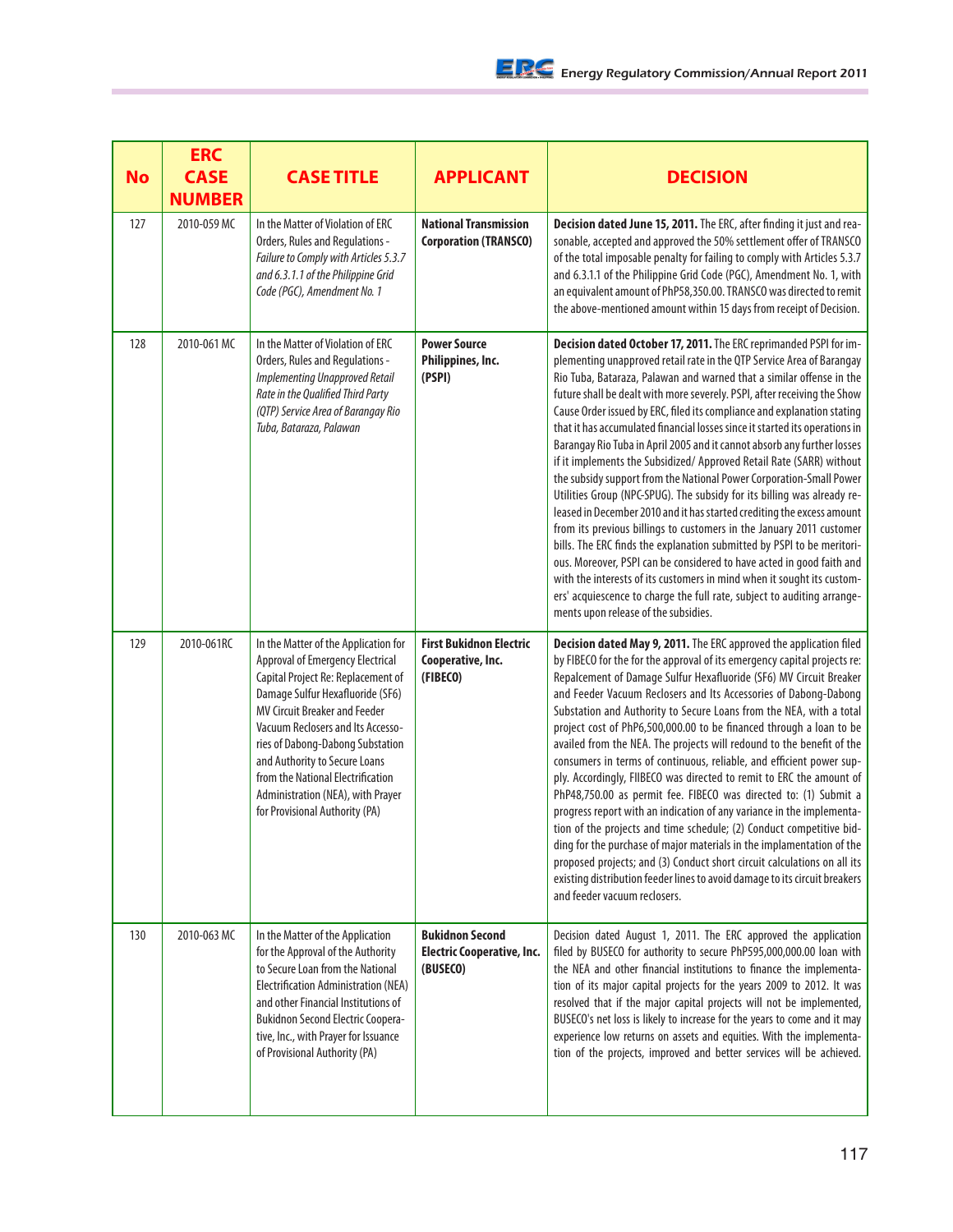| No | ERC CASE NUMBER | CASE TITLE | APPLICANT | DECISION |
|---|---|---|---|---|
| 127 | 2010-059 MC | In the Matter of Violation of ERC Orders, Rules and Regulations - *Failure to Comply with Articles 5.3.7 and 6.3.1.1 of the Philippine Grid Code (PGC), Amendment No. 1* | **National Transmission Corporation (TRANSCO)** | **Decision dated June 15, 2011.** The ERC, after finding it just and reasonable, accepted and approved the 50% settlement offer of TRANSCO of the total imposable penalty for failing to comply with Articles 5.3.7 and 6.3.1.1 of the Philippine Grid Code (PGC), Amendment No. 1, with an equivalent amount of PhP58,350.00. TRANSCO was directed to remit the above-mentioned amount within 15 days from receipt of Decision. |
| 128 | 2010-061 MC | In the Matter of Violation of ERC Orders, Rules and Regulations - *Implementing Unapproved Retail Rate in the Qualified Third Party (QTP) Service Area of Barangay Rio Tuba, Bataraza, Palawan* | **Power Source Philippines, Inc. (PSPI)** | **Decision dated October 17, 2011.** The ERC reprimanded PSPI for implementing unapproved retail rate in the QTP Service Area of Barangay Rio Tuba, Bataraza, Palawan and warned that a similar offense in the future shall be dealt with more severely. PSPI, after receiving the Show Cause Order issued by ERC, filed its compliance and explanation stating that it has accumulated financial losses since it started its operations in Barangay Rio Tuba in April 2005 and it cannot absorb any further losses if it implements the Subsidized/ Approved Retail Rate (SARR) without the subsidy support from the National Power Corporation-Small Power Utilities Group (NPC-SPUG). The subsidy for its billing was already released in December 2010 and it has started crediting the excess amount from its previous billings to customers in the January 2011 customer bills. The ERC finds the explanation submitted by PSPI to be meritorious. Moreover, PSPI can be considered to have acted in good faith and with the interests of its customers in mind when it sought its customers' acquiescence to charge the full rate, subject to auditing arrangements upon release of the subsidies. |
| 129 | 2010-061RC | In the Matter of the Application for Approval of Emergency Electrical Capital Project Re: Replacement of Damage Sulfur Hexafluoride (SF6) MV Circuit Breaker and Feeder Vacuum Reclosers and Its Accessories of Dabong-Dabong Substation and Authority to Secure Loans from the National Electrification Administration (NEA), with Prayer for Provisional Authority (PA) | **First Bukidnon Electric Cooperative, Inc. (FIBECO)** | **Decision dated May 9, 2011.** The ERC approved the application filed by FIBECO for the for the approval of its emergency capital projects re: Repalcement of Damage Sulfur Hexafluoride (SF6) MV Circuit Breaker and Feeder Vacuum Reclosers and Its Accessories of Dabong-Dabong Substation and Authority to Secure Loans from the NEA, with a total project cost of PhP6,500,000.00 to be financed through a loan to be availed from the NEA. The projects will redound to the benefit of the consumers in terms of continuous, reliable, and efficient power supply. Accordingly, FIIBECO was directed to remit to ERC the amount of PhP48,750.00 as permit fee. FIBECO was directed to: (1) Submit a progress report with an indication of any variance in the implementation of the projects and time schedule; (2) Conduct competitive bidding for the purchase of major materials in the implementation of the proposed projects; and (3) Conduct short circuit calculations on all its existing distribution feeder lines to avoid damage to its circuit breakers and feeder vacuum reclosers. |
| 130 | 2010-063 MC | In the Matter of the Application for the Approval of the Authority to Secure Loan from the National Electrification Administration (NEA) and other Financial Institutions of Bukidnon Second Electric Cooperative, Inc., with Prayer for Issuance of Provisional Authority (PA) | **Bukidnon Second Electric Cooperative, Inc. (BUSECO)** | Decision dated August 1, 2011. The ERC approved the application filed by BUSECO for authority to secure PhP595,000,000.00 loan with the NEA and other financial institutions to finance the implementation of its major capital projects for the years 2009 to 2012. It was resolved that if the major capital projects will not be implemented, BUSECO's net loss is likely to increase for the years to come and it may experience low returns on assets and equities. With the implementation of the projects, improved and better services will be achieved. |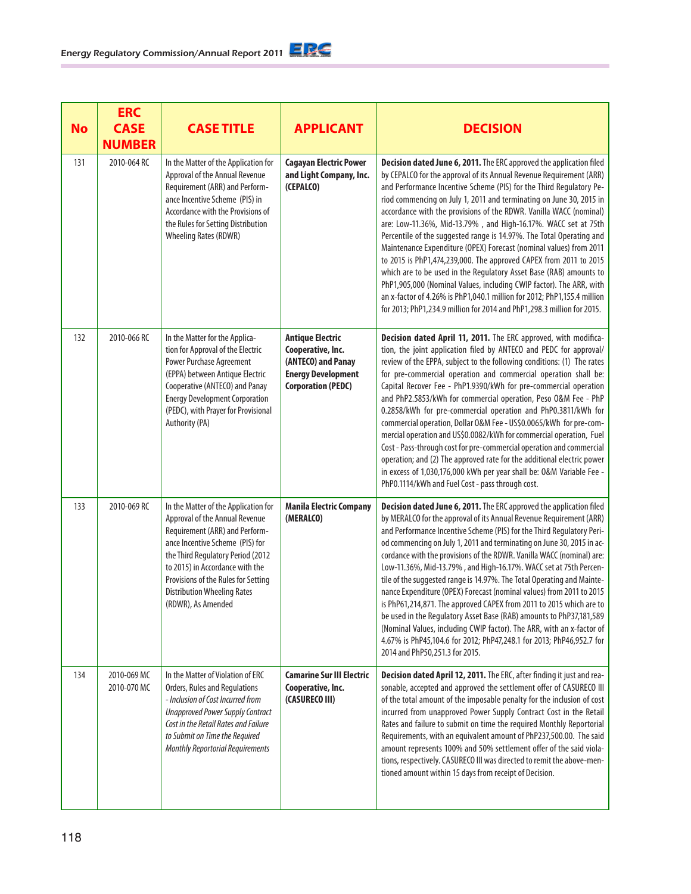| No | ERC CASE NUMBER | CASE TITLE | APPLICANT | DECISION |
|---|---|---|---|---|
| 131 | 2010-064 RC | In the Matter of the Application for Approval of the Annual Revenue Requirement (ARR) and Performance Incentive Scheme (PIS) in Accordance with the Provisions of the Rules for Setting Distribution Wheeling Rates (RDWR) | **Cagayan Electric Power and Light Company, Inc. (CEPALCO)** | **Decision dated June 6, 2011.** The ERC approved the application filed by CEPALCO for the approval of its Annual Revenue Requirement (ARR) and Performance Incentive Scheme (PIS) for the Third Regulatory Period commencing on July 1, 2011 and terminating on June 30, 2015 in accordance with the provisions of the RDWR. Vanilla WACC (nominal) are: Low-11.36%, Mid-13.79% , and High-16.17%. WACC set at 75th Percentile of the suggested range is 14.97%. The Total Operating and Maintenance Expenditure (OPEX) Forecast (nominal values) from 2011 to 2015 is PhP1,474,239,000. The approved CAPEX from 2011 to 2015 which are to be used in the Regulatory Asset Base (RAB) amounts to PhP1,905,000 (Nominal Values, including CWIP factor). The ARR, with an x-factor of 4.26% is PhP1,040.1 million for 2012; PhP1,155.4 million for 2013; PhP1,234.9 million for 2014 and PhP1,298.3 million for 2015. |
| 132 | 2010-066 RC | In the Matter for the Application for Approval of the Electric Power Purchase Agreement (EPPA) between Antique Electric Cooperative (ANTECO) and Panay Energy Development Corporation (PEDC), with Prayer for Provisional Authority (PA) | **Antique Electric Cooperative, Inc. (ANTECO) and Panay Energy Development Corporation (PEDC)** | **Decision dated April 11, 2011.** The ERC approved, with modification, the joint application filed by ANTECO and PEDC for approval/ review of the EPPA, subject to the following conditions: (1) The rates for pre-commercial operation and commercial operation shall be: Capital Recover Fee - PhP1.9390/kWh for pre-commercial operation and PhP2.5853/kWh for commercial operation, Peso O&M Fee - PhP 0.2858/kWh for pre-commercial operation and PhP0.3811/kWh for commercial operation, Dollar O&M Fee - US$0.0065/kWh for pre-commercial operation and US$0.0082/kWh for commercial operation, Fuel Cost - Pass-through cost for pre-commercial operation and commercial operation; and (2) The approved rate for the additional electric power in excess of 1,030,176,000 kWh per year shall be: O&M Variable Fee - PhP0.1114/kWh and Fuel Cost - pass through cost. |
| 133 | 2010-069 RC | In the Matter of the Application for Approval of the Annual Revenue Requirement (ARR) and Performance Incentive Scheme (PIS) for the Third Regulatory Period (2012 to 2015) in Accordance with the Provisions of the Rules for Setting Distribution Wheeling Rates (RDWR), As Amended | **Manila Electric Company (MERALCO)** | **Decision dated June 6, 2011.** The ERC approved the application filed by MERALCO for the approval of its Annual Revenue Requirement (ARR) and Performance Incentive Scheme (PIS) for the Third Regulatory Period commencing on July 1, 2011 and terminating on June 30, 2015 in accordance with the provisions of the RDWR. Vanilla WACC (nominal) are: Low-11.36%, Mid-13.79% , and High-16.17%. WACC set at 75th Percentile of the suggested range is 14.97%. The Total Operating and Maintenance Expenditure (OPEX) Forecast (nominal values) from 2011 to 2015 is PhP61,214,871. The approved CAPEX from 2011 to 2015 which are to be used in the Regulatory Asset Base (RAB) amounts to PhP37,181,589 (Nominal Values, including CWIP factor). The ARR, with an x-factor of 4.67% is PhP45,104.6 for 2012; PhP47,248.1 for 2013; PhP46,952.7 for 2014 and PhP50,251.3 for 2015. |
| 134 | 2010-069 MC 2010-070 MC | In the Matter of Violation of ERC Orders, Rules and Regulations *- Inclusion of Cost Incurred from Unapproved Power Supply Contract Cost in the Retail Rates and Failure to Submit on Time the Required Monthly Reportorial Requirements* | **Camarine Sur III Electric Cooperative, Inc. (CASURECO III)** | **Decision dated April 12, 2011.** The ERC, after finding it just and reasonable, accepted and approved the settlement offer of CASURECO III of the total amount of the imposable penalty for the inclusion of cost incurred from unapproved Power Supply Contract Cost in the Retail Rates and failure to submit on time the required Monthly Reportorial Requirements, with an equivalent amount of PhP237,500.00. The said amount represents 100% and 50% settlement offer of the said violations, respectively. CASURECO III was directed to remit the above-mentioned amount within 15 days from receipt of Decision. |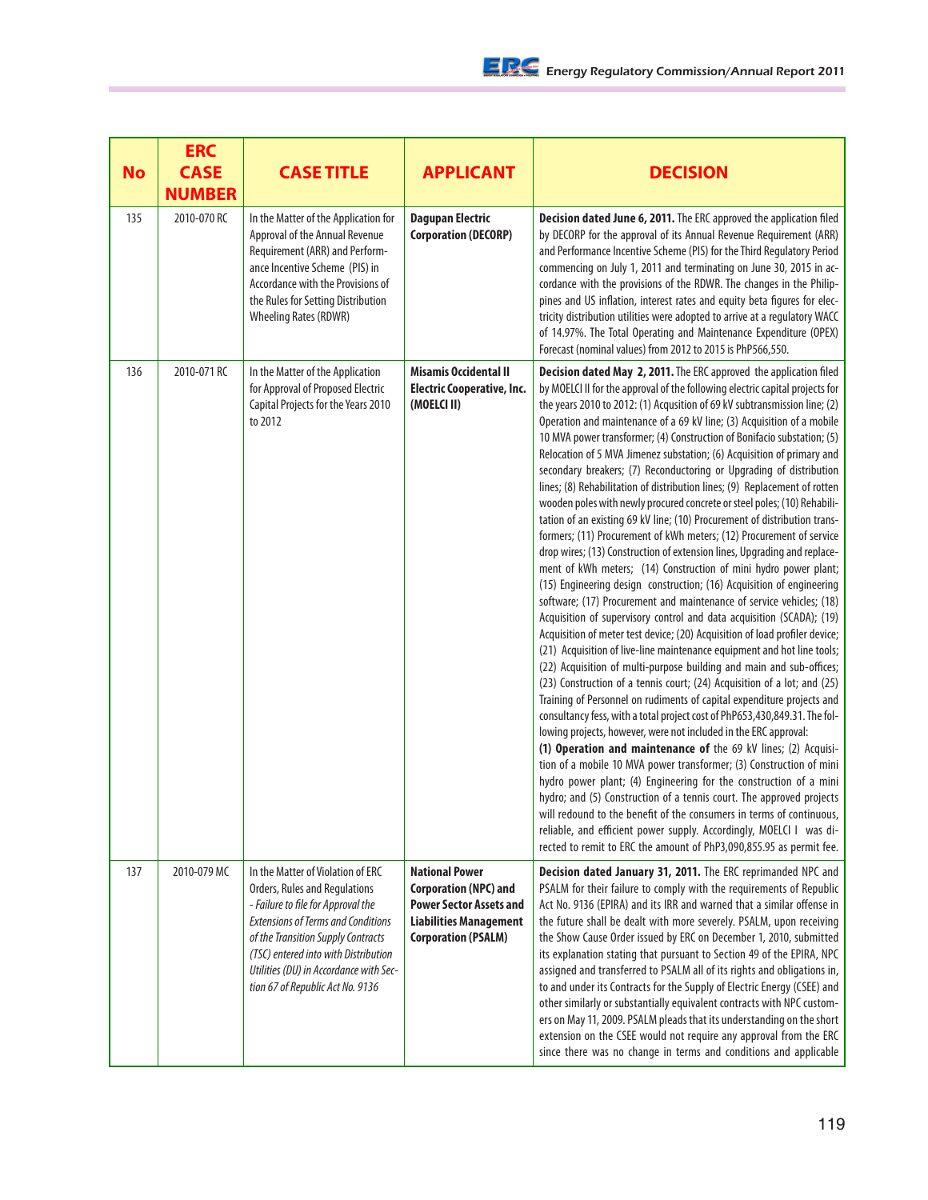| No | ERC CASE NUMBER | CASE TITLE | APPLICANT | DECISION |
|---|---|---|---|---|
| 135 | 2010-070 RC | In the Matter of the Application for Approval of the Annual Revenue Requirement (ARR) and Performance Incentive Scheme (PIS) in Accordance with the Provisions of the Rules for Setting Distribution Wheeling Rates (RDWR) | **Dagupan Electric Corporation (DECORP)** | **Decision dated June 6, 2011.** The ERC approved the application filed by DECORP for the approval of its Annual Revenue Requirement (ARR) and Performance Incentive Scheme (PIS) for the Third Regulatory Period commencing on July 1, 2011 and terminating on June 30, 2015 in accordance with the provisions of the RDWR. The changes in the Philippines and US inflation, interest rates and equity beta figures for electricity distribution utilities were adopted to arrive at a regulatory WACC of 14.97%. The Total Operating and Maintenance Expenditure (OPEX) Forecast (nominal values) from 2012 to 2015 is PhP566,550. |
| 136 | 2010-071 RC | In the Matter of the Application for Approval of Proposed Electric Capital Projects for the Years 2010 to 2012 | **Misamis Occidental II Electric Cooperative, Inc. (MOELCI II)** | **Decision dated May 2, 2011.** The ERC approved the application filed by MOELCI II for the approval of the following electric capital projects for the years 2010 to 2012: (1) Acqusition of 69 kV subtransmission line; (2) Operation and maintenance of a 69 kV line; (3) Acquisition of a mobile 10 MVA power transformer; (4) Construction of Bonifacio substation; (5) Relocation of 5 MVA Jimenez substation; (6) Acquisition of primary and secondary breakers; (7) Reconductoring or Upgrading of distribution lines; (8) Rehabilitation of distribution lines; (9) Replacement of rotten wooden poles with newly procured concrete or steel poles; (10) Rehabilitation of an existing 69 kV line; (10) Procurement of distribution transformers; (11) Procurement of kWh meters; (12) Procurement of service drop wires; (13) Construction of extension lines, Upgrading and replacement of kWh meters; (14) Construction of mini hydro power plant; (15) Engineering design construction; (16) Acquisition of engineering software; (17) Procurement and maintenance of service vehicles; (18) Acquisition of supervisory control and data acquisition (SCADA); (19) Acquisition of meter test device; (20) Acquisition of load profiler device; (21) Acquisition of live-line maintenance equipment and hot line tools; (22) Acquisition of multi-purpose building and main and sub-offices; (23) Construction of a tennis court; (24) Acquisition of a lot; and (25) Training of Personnel on rudiments of capital expenditure projects and consultancy fess, with a total project cost of PhP653,430,849.31. The following projects, however, were not included in the ERC approval: **(1) Operation and maintenance of** the 69 kV lines; (2) Acquisition of a mobile 10 MVA power transformer; (3) Construction of mini hydro power plant; (4) Engineering for the construction of a mini hydro; and (5) Construction of a tennis court. The approved projects will redound to the benefit of the consumers in terms of continuous, reliable, and efficient power supply. Accordingly, MOELCI I was directed to remit to ERC the amount of PhP3,090,855.95 as permit fee. |
| 137 | 2010-079 MC | In the Matter of Violation of ERC Orders, Rules and Regulations *- Failure to file for Approval the Extensions of Terms and Conditions of the Transition Supply Contracts (TSC) entered into with Distribution Utilities (DU) in Accordance with Section 67 of Republic Act No. 9136* | **National Power Corporation (NPC) and Power Sector Assets and Liabilities Management Corporation (PSALM)** | **Decision dated January 31, 2011.** The ERC reprimanded NPC and PSALM for their failure to comply with the requirements of Republic Act No. 9136 (EPIRA) and its IRR and warned that a similar offense in the future shall be dealt with more severely. PSALM, upon receiving the Show Cause Order issued by ERC on December 1, 2010, submitted its explanation stating that pursuant to Section 49 of the EPIRA, NPC assigned and transferred to PSALM all of its rights and obligations in, to and under its Contracts for the Supply of Electric Energy (CSEE) and other similarly or substantially equivalent contracts with NPC customers on May 11, 2009. PSALM pleads that its understanding on the short extension on the CSEE would not require any approval from the ERC since there was no change in terms and conditions and applicable |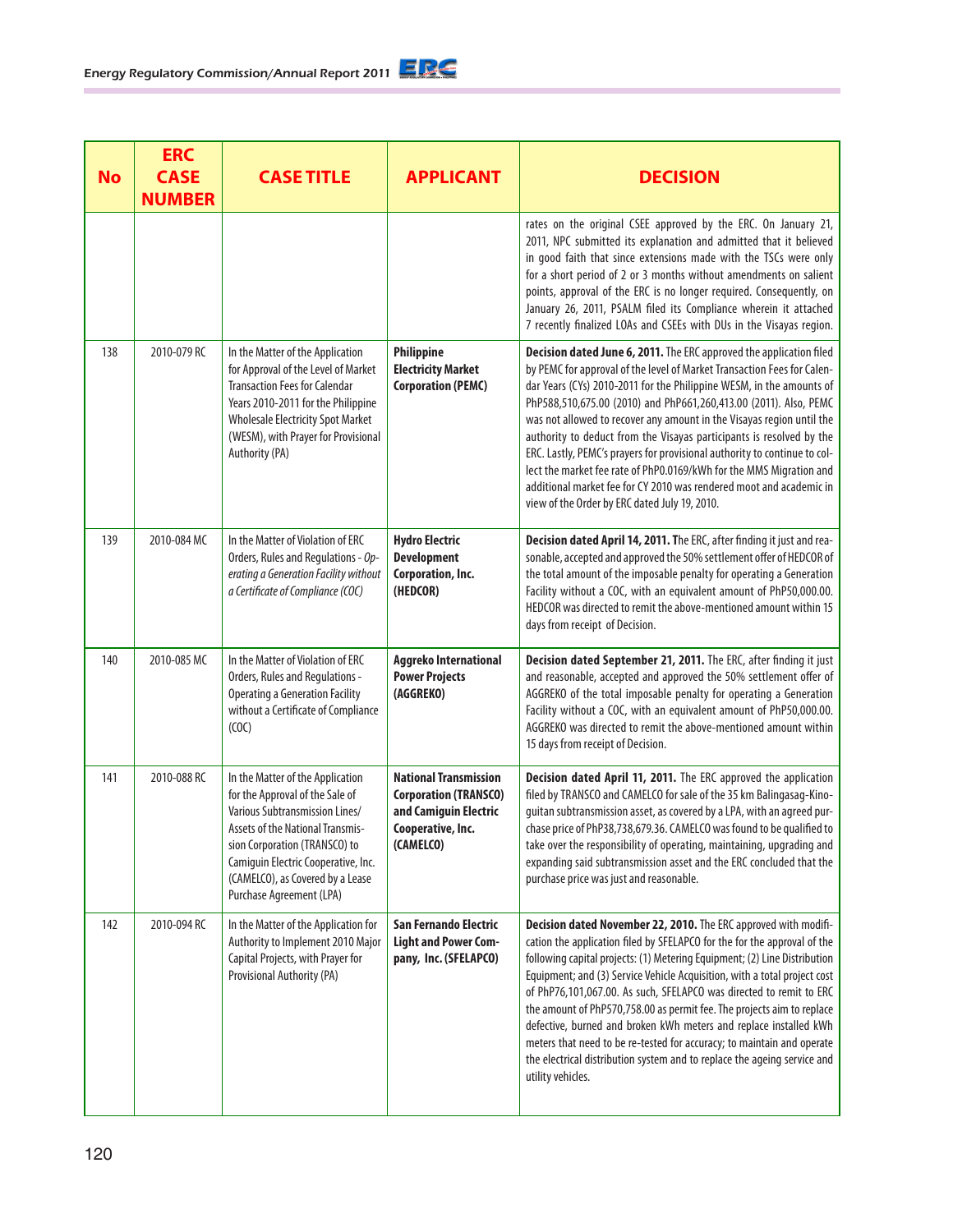| No | ERC CASE NUMBER | CASE TITLE | APPLICANT | DECISION |
|---|---|---|---|---|
| | | | | rates on the original CSEE approved by the ERC. On January 21, 2011, NPC submitted its explanation and admitted that it believed in good faith that since extensions made with the TSCs were only for a short period of 2 or 3 months without amendments on salient points, approval of the ERC is no longer required. Consequently, on January 26, 2011, PSALM filed its Compliance wherein it attached 7 recently finalized LOAs and CSEEs with DUs in the Visayas region. |
| 138 | 2010-079 RC | In the Matter of the Application for Approval of the Level of Market Transaction Fees for Calendar Years 2010-2011 for the Philippine Wholesale Electricity Spot Market (WESM), with Prayer for Provisional Authority (PA) | **Philippine Electricity Market Corporation (PEMC)** | **Decision dated June 6, 2011.** The ERC approved the application filed by PEMC for approval of the level of Market Transaction Fees for Calendar Years (CYs) 2010-2011 for the Philippine WESM, in the amounts of PhP588,510,675.00 (2010) and PhP661,260,413.00 (2011). Also, PEMC was not allowed to recover any amount in the Visayas region until the authority to deduct from the Visayas participants is resolved by the ERC. Lastly, PEMC's prayers for provisional authority to continue to collect the market fee rate of PhP0.0169/kWh for the MMS Migration and additional market fee for CY 2010 was rendered moot and academic in view of the Order by ERC dated July 19, 2010. |
| 139 | 2010-084 MC | In the Matter of Violation of ERC Orders, Rules and Regulations - *Operating a Generation Facility without a Certificate of Compliance (COC)* | **Hydro Electric Development Corporation, Inc. (HEDCOR)** | **Decision dated April 14, 2011. T**he ERC, after finding it just and reasonable, accepted and approved the 50% settlement offer of HEDCOR of the total amount of the imposable penalty for operating a Generation Facility without a COC, with an equivalent amount of PhP50,000.00. HEDCOR was directed to remit the above-mentioned amount within 15 days from receipt of Decision. |
| 140 | 2010-085 MC | In the Matter of Violation of ERC Orders, Rules and Regulations - Operating a Generation Facility without a Certificate of Compliance (COC) | **Aggreko International Power Projects (AGGREKO)** | **Decision dated September 21, 2011.** The ERC, after finding it just and reasonable, accepted and approved the 50% settlement offer of AGGREKO of the total imposable penalty for operating a Generation Facility without a COC, with an equivalent amount of PhP50,000.00. AGGREKO was directed to remit the above-mentioned amount within 15 days from receipt of Decision. |
| 141 | 2010-088 RC | In the Matter of the Application for the Approval of the Sale of Various Subtransmission Lines/ Assets of the National Transmission Corporation (TRANSCO) to Camiguin Electric Cooperative, Inc. (CAMELCO), as Covered by a Lease Purchase Agreement (LPA) | **National Transmission Corporation (TRANSCO) and Camiguin Electric Cooperative, Inc. (CAMELCO)** | **Decision dated April 11, 2011.** The ERC approved the application filed by TRANSCO and CAMELCO for sale of the 35 km Balingasag-Kinoguitan subtransmission asset, as covered by a LPA, with an agreed purchase price of PhP38,738,679.36. CAMELCO was found to be qualified to take over the responsibility of operating, maintaining, upgrading and expanding said subtransmission asset and the ERC concluded that the purchase price was just and reasonable. |
| 142 | 2010-094 RC | In the Matter of the Application for Authority to Implement 2010 Major Capital Projects, with Prayer for Provisional Authority (PA) | **San Fernando Electric Light and Power Company, Inc. (SFELAPCO)** | **Decision dated November 22, 2010.** The ERC approved with modification the application filed by SFELAPCO for the for the approval of the following capital projects: (1) Metering Equipment; (2) Line Distribution Equipment; and (3) Service Vehicle Acquisition, with a total project cost of PhP76,101,067.00. As such, SFELAPCO was directed to remit to ERC the amount of PhP570,758.00 as permit fee. The projects aim to replace defective, burned and broken kWh meters and replace installed kWh meters that need to be re-tested for accuracy; to maintain and operate the electrical distribution system and to replace the ageing service and utility vehicles. |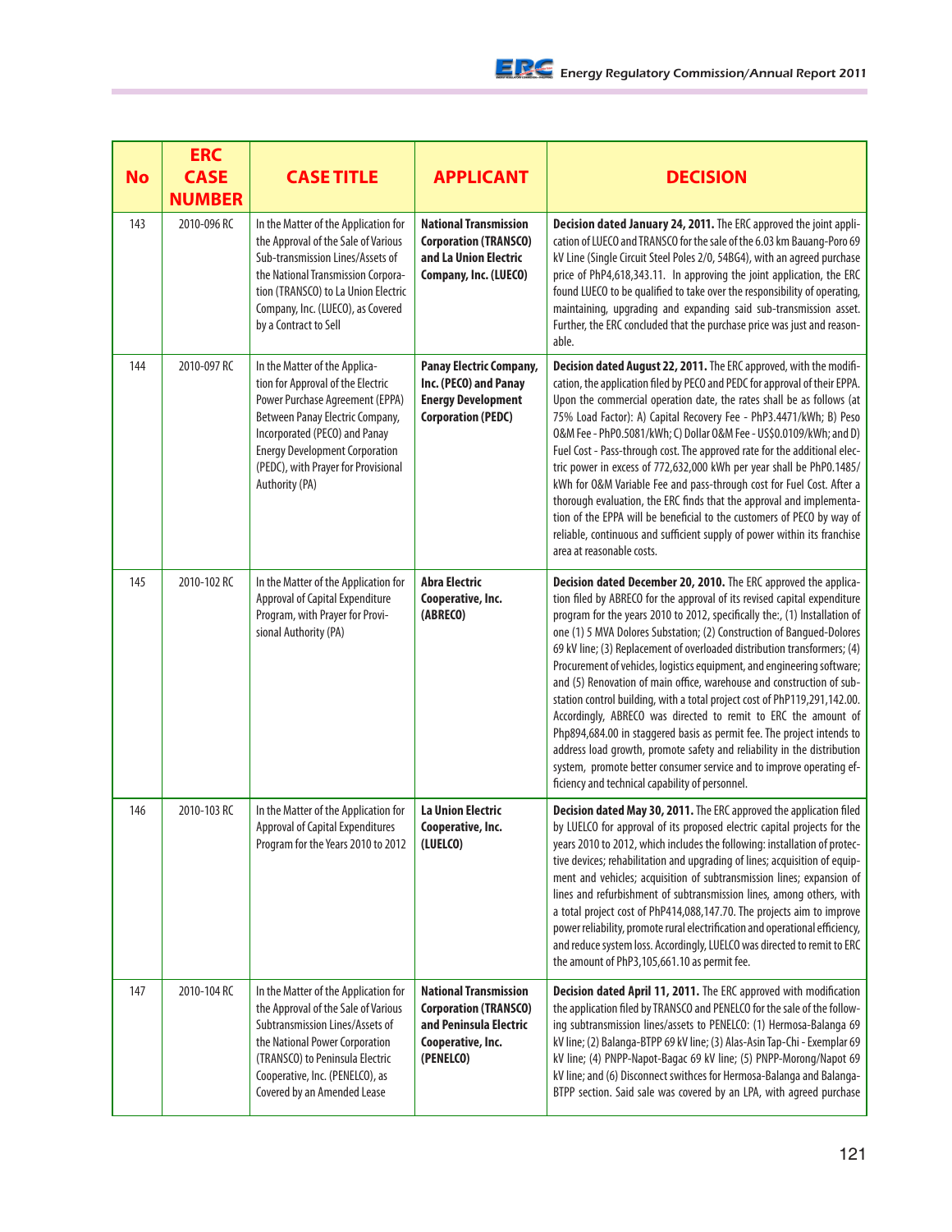| No | ERC CASE NUMBER | CASE TITLE | APPLICANT | DECISION |
|---|---|---|---|---|
| 143 | 2010-096 RC | In the Matter of the Application for the Approval of the Sale of Various Sub-transmission Lines/Assets of the National Transmission Corporation (TRANSCO) to La Union Electric Company, Inc. (LUECO), as Covered by a Contract to Sell | **National Transmission Corporation (TRANSCO) and La Union Electric Company, Inc. (LUECO)** | **Decision dated January 24, 2011.** The ERC approved the joint application of LUECO and TRANSCO for the sale of the 6.03 km Bauang-Poro 69 kV Line (Single Circuit Steel Poles 2/0, 54BG4), with an agreed purchase price of PhP4,618,343.11. In approving the joint application, the ERC found LUECO to be qualified to take over the responsibility of operating, maintaining, upgrading and expanding said sub-transmission asset. Further, the ERC concluded that the purchase price was just and reasonable. |
| 144 | 2010-097 RC | In the Matter of the Application for Approval of the Electric Power Purchase Agreement (EPPA) Between Panay Electric Company, Incorporated (PECO) and Panay Energy Development Corporation (PEDC), with Prayer for Provisional Authority (PA) | **Panay Electric Company, Inc. (PECO) and Panay Energy Development Corporation (PEDC)** | **Decision dated August 22, 2011.** The ERC approved, with the modification, the application filed by PECO and PEDC for approval of their EPPA. Upon the commercial operation date, the rates shall be as follows (at 75% Load Factor): A) Capital Recovery Fee - PhP3.4471/kWh; B) Peso O&M Fee - PhP0.5081/kWh; C) Dollar O&M Fee - US$0.0109/kWh; and D) Fuel Cost - Pass-through cost. The approved rate for the additional electric power in excess of 772,632,000 kWh per year shall be PhP0.1485/kWh for O&M Variable Fee and pass-through cost for Fuel Cost. After a thorough evaluation, the ERC finds that the approval and implementation of the EPPA will be beneficial to the customers of PECO by way of reliable, continuous and sufficient supply of power within its franchise area at reasonable costs. |
| 145 | 2010-102 RC | In the Matter of the Application for Approval of Capital Expenditure Program, with Prayer for Provisional Authority (PA) | **Abra Electric Cooperative, Inc. (ABRECO)** | **Decision dated December 20, 2010.** The ERC approved the application filed by ABRECO for the approval of its revised capital expenditure program for the years 2010 to 2012, specifically the:, (1) Installation of one (1) 5 MVA Dolores Substation; (2) Construction of Bangued-Dolores 69 kV line; (3) Replacement of overloaded distribution transformers; (4) Procurement of vehicles, logistics equipment, and engineering software; and (5) Renovation of main office, warehouse and construction of substation control building, with a total project cost of PhP119,291,142.00. Accordingly, ABRECO was directed to remit to ERC the amount of Php894,684.00 in staggered basis as permit fee. The project intends to address load growth, promote safety and reliability in the distribution system, promote better consumer service and to improve operating efficiency and technical capability of personnel. |
| 146 | 2010-103 RC | In the Matter of the Application for Approval of Capital Expenditures Program for the Years 2010 to 2012 | **La Union Electric Cooperative, Inc. (LUELCO)** | **Decision dated May 30, 2011.** The ERC approved the application filed by LUELCO for approval of its proposed electric capital projects for the years 2010 to 2012, which includes the following: installation of protective devices; rehabilitation and upgrading of lines; acquisition of equipment and vehicles; acquisition of subtransmission lines; expansion of lines and refurbishment of subtransmission lines, among others, with a total project cost of PhP414,088,147.70. The projects aim to improve power reliability, promote rural electrification and operational efficiency, and reduce system loss. Accordingly, LUELCO was directed to remit to ERC the amount of PhP3,105,661.10 as permit fee. |
| 147 | 2010-104 RC | In the Matter of the Application for the Approval of the Sale of Various Subtransmission Lines/Assets of the National Power Corporation (TRANSCO) to Peninsula Electric Cooperative, Inc. (PENELCO), as Covered by an Amended Lease | **National Transmission Corporation (TRANSCO) and Peninsula Electric Cooperative, Inc. (PENELCO)** | **Decision dated April 11, 2011.** The ERC approved with modification the application filed by TRANSCO and PENELCO for the sale of the following subtransmission lines/assets to PENELCO: (1) Hermosa-Balanga 69 kV line; (2) Balanga-BTPP 69 kV line; (3) Alas-Asin Tap-Chi - Exemplar 69 kV line; (4) PNPP-Napot-Bagac 69 kV line; (5) PNPP-Morong/Napot 69 kV line; and (6) Disconnect swithces for Hermosa-Balanga and Balanga-BTPP section. Said sale was covered by an LPA, with agreed purchase |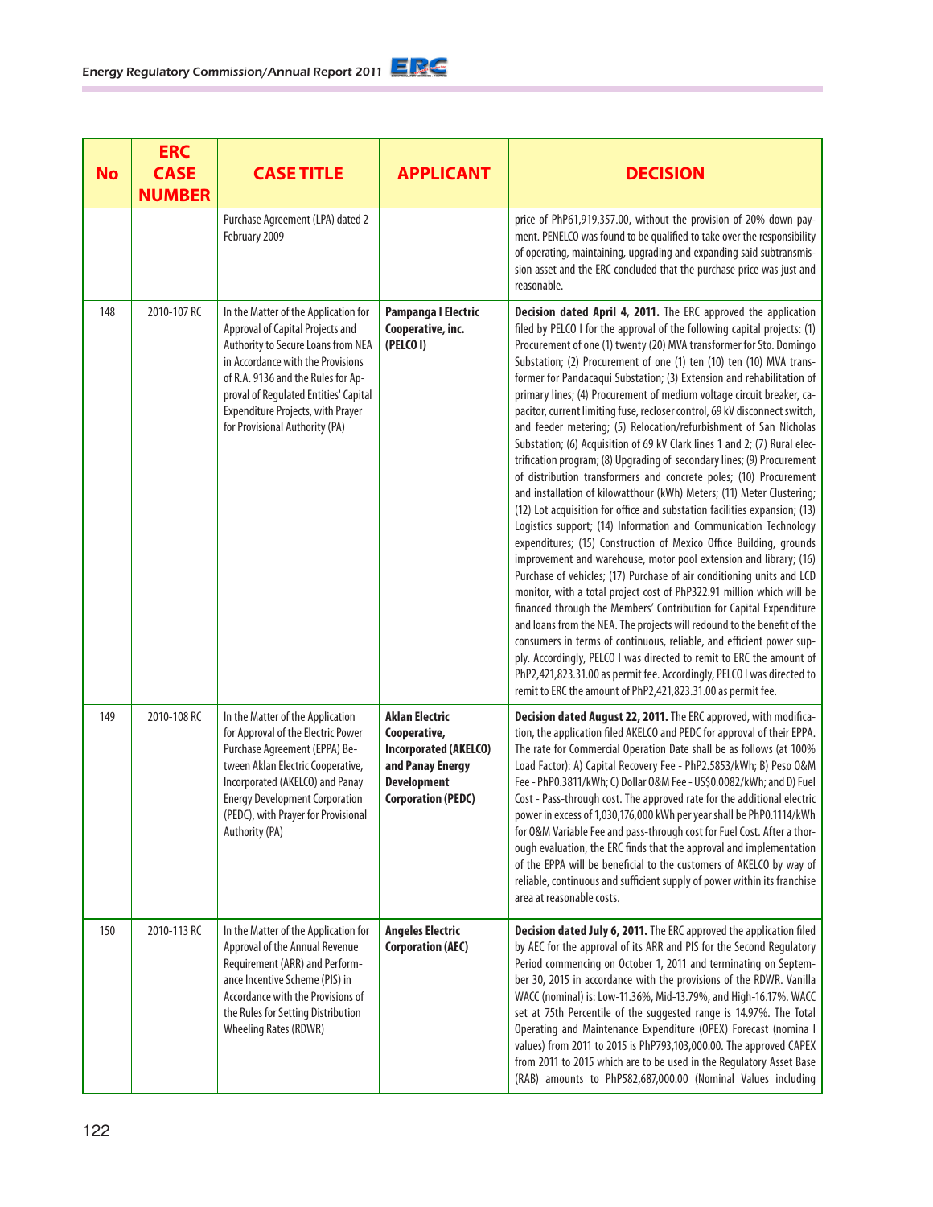| No | ERC CASE NUMBER | CASE TITLE | APPLICANT | DECISION |
|---|---|---|---|---|
| | | Purchase Agreement (LPA) dated 2 February 2009 | | price of PhP61,919,357.00, without the provision of 20% down payment. PENELCO was found to be qualified to take over the responsibility of operating, maintaining, upgrading and expanding said subtransmission asset and the ERC concluded that the purchase price was just and reasonable. |
| 148 | 2010-107 RC | In the Matter of the Application for Approval of Capital Projects and Authority to Secure Loans from NEA in Accordance with the Provisions of R.A. 9136 and the Rules for Approval of Regulated Entities' Capital Expenditure Projects, with Prayer for Provisional Authority (PA) | **Pampanga I Electric Cooperative, inc. (PELCO I)** | **Decision dated April 4, 2011.** The ERC approved the application filed by PELCO I for the approval of the following capital projects: (1) Procurement of one (1) twenty (20) MVA transformer for Sto. Domingo Substation; (2) Procurement of one (1) ten (10) ten (10) MVA transformer for Pandacaqui Substation; (3) Extension and rehabilitation of primary lines; (4) Procurement of medium voltage circuit breaker, capacitor, current limiting fuse, recloser control, 69 kV disconnect switch, and feeder metering; (5) Relocation/refurbishment of San Nicholas Substation; (6) Acquisition of 69 kV Clark lines 1 and 2; (7) Rural electrification program; (8) Upgrading of secondary lines; (9) Procurement of distribution transformers and concrete poles; (10) Procurement and installation of kilowatthour (kWh) Meters; (11) Meter Clustering; (12) Lot acquisition for office and substation facilities expansion; (13) Logistics support; (14) Information and Communication Technology expenditures; (15) Construction of Mexico Office Building, grounds improvement and warehouse, motor pool extension and library; (16) Purchase of vehicles; (17) Purchase of air conditioning units and LCD monitor, with a total project cost of PhP322.91 million which will be financed through the Members' Contribution for Capital Expenditure and loans from the NEA. The projects will redound to the benefit of the consumers in terms of continuous, reliable, and efficient power supply. Accordingly, PELCO I was directed to remit to ERC the amount of PhP2,421,823.31.00 as permit fee. Accordingly, PELCO I was directed to remit to ERC the amount of PhP2,421,823.31.00 as permit fee. |
| 149 | 2010-108 RC | In the Matter of the Application for Approval of the Electric Power Purchase Agreement (EPPA) Between Aklan Electric Cooperative, Incorporated (AKELCO) and Panay Energy Development Corporation (PEDC), with Prayer for Provisional Authority (PA) | **Aklan Electric Cooperative, Incorporated (AKELCO) and Panay Energy Development Corporation (PEDC)** | **Decision dated August 22, 2011.** The ERC approved, with modification, the application filed AKELCO and PEDC for approval of their EPPA. The rate for Commercial Operation Date shall be as follows (at 100% Load Factor): A) Capital Recovery Fee - PhP2.5853/kWh; B) Peso O&M Fee - PhP0.3811/kWh; C) Dollar O&M Fee - US$0.0082/kWh; and D) Fuel Cost - Pass-through cost. The approved rate for the additional electric power in excess of 1,030,176,000 kWh per year shall be PhP0.1114/kWh for O&M Variable Fee and pass-through cost for Fuel Cost. After a thorough evaluation, the ERC finds that the approval and implementation of the EPPA will be beneficial to the customers of AKELCO by way of reliable, continuous and sufficient supply of power within its franchise area at reasonable costs. |
| 150 | 2010-113 RC | In the Matter of the Application for Approval of the Annual Revenue Requirement (ARR) and Performance Incentive Scheme (PIS) in Accordance with the Provisions of the Rules for Setting Distribution Wheeling Rates (RDWR) | **Angeles Electric Corporation (AEC)** | **Decision dated July 6, 2011.** The ERC approved the application filed by AEC for the approval of its ARR and PIS for the Second Regulatory Period commencing on October 1, 2011 and terminating on September 30, 2015 in accordance with the provisions of the RDWR. Vanilla WACC (nominal) is: Low-11.36%, Mid-13.79%, and High-16.17%. WACC set at 75th Percentile of the suggested range is 14.97%. The Total Operating and Maintenance Expenditure (OPEX) Forecast (nomina l values) from 2011 to 2015 is PhP793,103,000.00. The approved CAPEX from 2011 to 2015 which are to be used in the Regulatory Asset Base (RAB) amounts to PhP582,687,000.00 (Nominal Values including |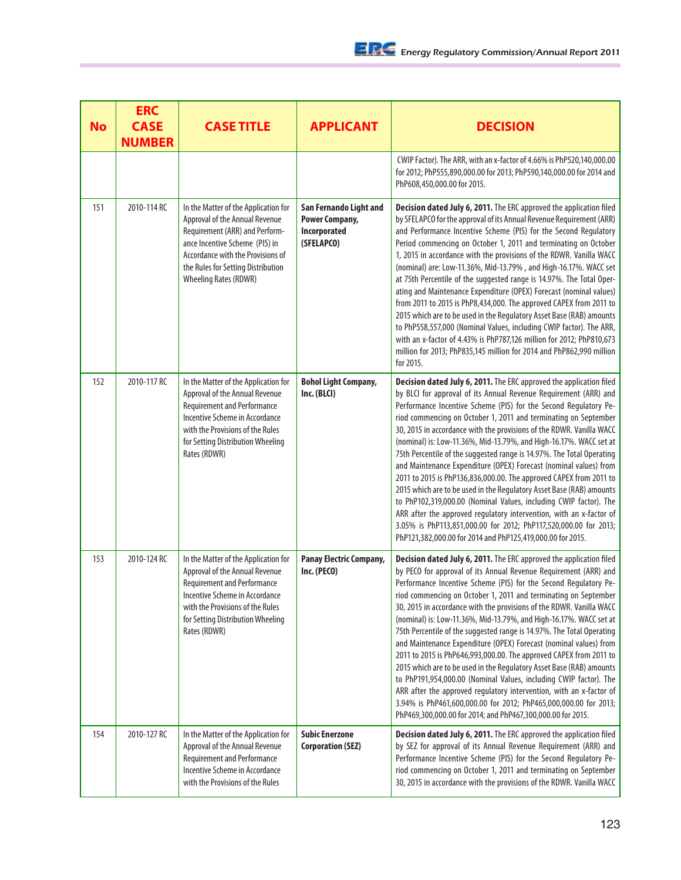| No | ERC CASE NUMBER | CASE TITLE | APPLICANT | DECISION |
|---|---|---|---|---|
| | | | | CWIP Factor). The ARR, with an x-factor of 4.66% is PhP520,140,000.00 for 2012; PhP555,890,000.00 for 2013; PhP590,140,000.00 for 2014 and PhP608,450,000.00 for 2015. |
| 151 | 2010-114 RC | In the Matter of the Application for Approval of the Annual Revenue Requirement (ARR) and Performance Incentive Scheme (PIS) in Accordance with the Provisions of the Rules for Setting Distribution Wheeling Rates (RDWR) | **San Fernando Light and Power Company, Incorporated (SFELAPCO)** | **Decision dated July 6, 2011.** The ERC approved the application filed by SFELAPCO for the approval of its Annual Revenue Requirement (ARR) and Performance Incentive Scheme (PIS) for the Second Regulatory Period commencing on October 1, 2011 and terminating on October 1, 2015 in accordance with the provisions of the RDWR. Vanilla WACC (nominal) are: Low-11.36%, Mid-13.79% , and High-16.17%. WACC set at 75th Percentile of the suggested range is 14.97%. The Total Operating and Maintenance Expenditure (OPEX) Forecast (nominal values) from 2011 to 2015 is PhP8,434,000. The approved CAPEX from 2011 to 2015 which are to be used in the Regulatory Asset Base (RAB) amounts to PhP558,557,000 (Nominal Values, including CWIP factor). The ARR, with an x-factor of 4.43% is PhP787,126 million for 2012; PhP810,673 million for 2013; PhP835,145 million for 2014 and PhP862,990 million for 2015. |
| 152 | 2010-117 RC | In the Matter of the Application for Approval of the Annual Revenue Requirement and Performance Incentive Scheme in Accordance with the Provisions of the Rules for Setting Distribution Wheeling Rates (RDWR) | **Bohol Light Company, Inc. (BLCI)** | **Decision dated July 6, 2011.** The ERC approved the application filed by BLCI for approval of its Annual Revenue Requirement (ARR) and Performance Incentive Scheme (PIS) for the Second Regulatory Period commencing on October 1, 2011 and terminating on September 30, 2015 in accordance with the provisions of the RDWR. Vanilla WACC (nominal) is: Low-11.36%, Mid-13.79%, and High-16.17%. WACC set at 75th Percentile of the suggested range is 14.97%. The Total Operating and Maintenance Expenditure (OPEX) Forecast (nominal values) from 2011 to 2015 is PhP136,836,000.00. The approved CAPEX from 2011 to 2015 which are to be used in the Regulatory Asset Base (RAB) amounts to PhP102,319,000.00 (Nominal Values, including CWIP factor). The ARR after the approved regulatory intervention, with an x-factor of 3.05% is PhP113,851,000.00 for 2012; PhP117,520,000.00 for 2013; PhP121,382,000.00 for 2014 and PhP125,419,000.00 for 2015. |
| 153 | 2010-124 RC | In the Matter of the Application for Approval of the Annual Revenue Requirement and Performance Incentive Scheme in Accordance with the Provisions of the Rules for Setting Distribution Wheeling Rates (RDWR) | **Panay Electric Company, Inc. (PECO)** | **Decision dated July 6, 2011.** The ERC approved the application filed by PECO for approval of its Annual Revenue Requirement (ARR) and Performance Incentive Scheme (PIS) for the Second Regulatory Period commencing on October 1, 2011 and terminating on September 30, 2015 in accordance with the provisions of the RDWR. Vanilla WACC (nominal) is: Low-11.36%, Mid-13.79%, and High-16.17%. WACC set at 75th Percentile of the suggested range is 14.97%. The Total Operating and Maintenance Expenditure (OPEX) Forecast (nominal values) from 2011 to 2015 is PhP646,993,000.00. The approved CAPEX from 2011 to 2015 which are to be used in the Regulatory Asset Base (RAB) amounts to PhP191,954,000.00 (Nominal Values, including CWIP factor). The ARR after the approved regulatory intervention, with an x-factor of 3.94% is PhP461,600,000.00 for 2012; PhP465,000,000.00 for 2013; PhP469,300,000.00 for 2014; and PhP467,300,000.00 for 2015. |
| 154 | 2010-127 RC | In the Matter of the Application for Approval of the Annual Revenue Requirement and Performance Incentive Scheme in Accordance with the Provisions of the Rules | **Subic Enerzone Corporation (SEZ)** | **Decision dated July 6, 2011.** The ERC approved the application filed by SEZ for approval of its Annual Revenue Requirement (ARR) and Performance Incentive Scheme (PIS) for the Second Regulatory Period commencing on October 1, 2011 and terminating on September 30, 2015 in accordance with the provisions of the RDWR. Vanilla WACC |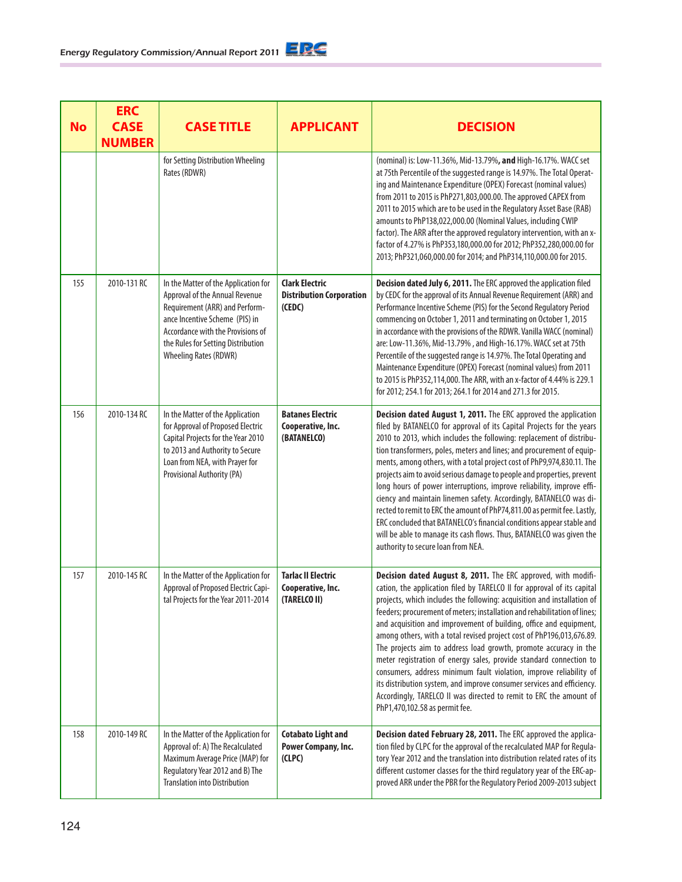| No | ERC CASE NUMBER | CASE TITLE | APPLICANT | DECISION |
|---|---|---|---|---|
| | | for Setting Distribution Wheeling Rates (RDWR) | | (nominal) is: Low-11.36%, Mid-13.79%, **and** High-16.17%. WACC set at 75th Percentile of the suggested range is 14.97%. The Total Operating and Maintenance Expenditure (OPEX) Forecast (nominal values) from 2011 to 2015 is PhP271,803,000.00. The approved CAPEX from 2011 to 2015 which are to be used in the Regulatory Asset Base (RAB) amounts to PhP138,022,000.00 (Nominal Values, including CWIP factor). The ARR after the approved regulatory intervention, with an x-factor of 4.27% is PhP353,180,000.00 for 2012; PhP352,280,000.00 for 2013; PhP321,060,000.00 for 2014; and PhP314,110,000.00 for 2015. |
| 155 | 2010-131 RC | In the Matter of the Application for Approval of the Annual Revenue Requirement (ARR) and Performance Incentive Scheme (PIS) in Accordance with the Provisions of the Rules for Setting Distribution Wheeling Rates (RDWR) | **Clark Electric Distribution Corporation (CEDC)** | **Decision dated July 6, 2011.** The ERC approved the application filed by CEDC for the approval of its Annual Revenue Requirement (ARR) and Performance Incentive Scheme (PIS) for the Second Regulatory Period commencing on October 1, 2011 and terminating on October 1, 2015 in accordance with the provisions of the RDWR. Vanilla WACC (nominal) are: Low-11.36%, Mid-13.79% , and High-16.17%. WACC set at 75th Percentile of the suggested range is 14.97%. The Total Operating and Maintenance Expenditure (OPEX) Forecast (nominal values) from 2011 to 2015 is PhP352,114,000. The ARR, with an x-factor of 4.44% is 229.1 for 2012; 254.1 for 2013; 264.1 for 2014 and 271.3 for 2015. |
| 156 | 2010-134 RC | In the Matter of the Application for Approval of Proposed Electric Capital Projects for the Year 2010 to 2013 and Authority to Secure Loan from NEA, with Prayer for Provisional Authority (PA) | **Batanes Electric Cooperative, Inc. (BATANELCO)** | **Decision dated August 1, 2011.** The ERC approved the application filed by BATANELCO for approval of its Capital Projects for the years 2010 to 2013, which includes the following: replacement of distribution transformers, poles, meters and lines; and procurement of equipments, among others, with a total project cost of PhP9,974,830.11. The projects aim to avoid serious damage to people and properties, prevent long hours of power interruptions, improve reliability, improve efficiency and maintain linemen safety. Accordingly, BATANELCO was directed to remit to ERC the amount of PhP74,811.00 as permit fee. Lastly, ERC concluded that BATANELCO's financial conditions appear stable and will be able to manage its cash flows. Thus, BATANELCO was given the authority to secure loan from NEA. |
| 157 | 2010-145 RC | In the Matter of the Application for Approval of Proposed Electric Capital Projects for the Year 2011-2014 | **Tarlac II Electric Cooperative, Inc. (TARELCO II)** | **Decision dated August 8, 2011.** The ERC approved, with modification, the application filed by TARELCO II for approval of its capital projects, which includes the following: acquisition and installation of feeders; procurement of meters; installation and rehabilitation of lines; and acquisition and improvement of building, office and equipment, among others, with a total revised project cost of PhP196,013,676.89. The projects aim to address load growth, promote accuracy in the meter registration of energy sales, provide standard connection to consumers, address minimum fault violation, improve reliability of its distribution system, and improve consumer services and efficiency. Accordingly, TARELCO II was directed to remit to ERC the amount of PhP1,470,102.58 as permit fee. |
| 158 | 2010-149 RC | In the Matter of the Application for Approval of: A) The Recalculated Maximum Average Price (MAP) for Regulatory Year 2012 and B) The Translation into Distribution | **Cotabato Light and Power Company, Inc. (CLPC)** | **Decision dated February 28, 2011.** The ERC approved the application filed by CLPC for the approval of the recalculated MAP for Regulatory Year 2012 and the translation into distribution related rates of its different customer classes for the third regulatory year of the ERC-approved ARR under the PBR for the Regulatory Period 2009-2013 subject |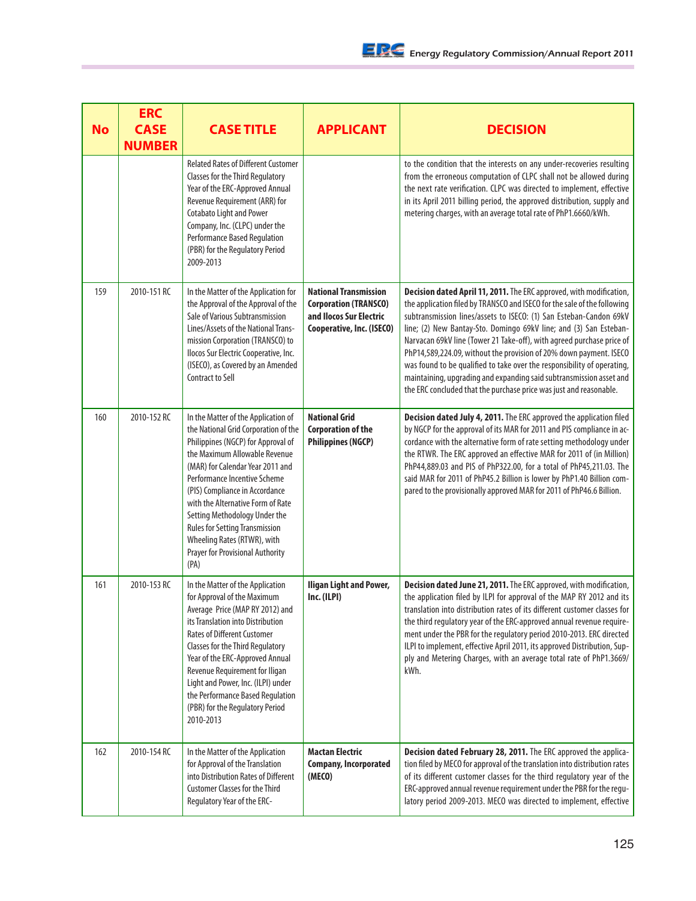| No | ERC CASE NUMBER | CASE TITLE | APPLICANT | DECISION |
|---|---|---|---|---|
| | | Related Rates of Different Customer Classes for the Third Regulatory Year of the ERC-Approved Annual Revenue Requirement (ARR) for Cotabato Light and Power Company, Inc. (CLPC) under the Performance Based Regulation (PBR) for the Regulatory Period 2009-2013 | | to the condition that the interests on any under-recoveries resulting from the erroneous computation of CLPC shall not be allowed during the next rate verification. CLPC was directed to implement, effective in its April 2011 billing period, the approved distribution, supply and metering charges, with an average total rate of PhP1.6660/kWh. |
| 159 | 2010-151 RC | In the Matter of the Application for the Approval of the Approval of the Sale of Various Subtransmission Lines/Assets of the National Transmission Corporation (TRANSCO) to Ilocos Sur Electric Cooperative, Inc. (ISECO), as Covered by an Amended Contract to Sell | **National Transmission Corporation (TRANSCO) and Ilocos Sur Electric Cooperative, Inc. (ISECO)** | **Decision dated April 11, 2011.** The ERC approved, with modification, the application filed by TRANSCO and ISECO for the sale of the following subtransmission lines/assets to ISECO: (1) San Esteban-Candon 69kV line; (2) New Bantay-Sto. Domingo 69kV line; and (3) San Esteban-Narvacan 69kV line (Tower 21 Take-off), with agreed purchase price of PhP14,589,224.09, without the provision of 20% down payment. ISECO was found to be qualified to take over the responsibility of operating, maintaining, upgrading and expanding said subtransmission asset and the ERC concluded that the purchase price was just and reasonable. |
| 160 | 2010-152 RC | In the Matter of the Application of the National Grid Corporation of the Philippines (NGCP) for Approval of the Maximum Allowable Revenue (MAR) for Calendar Year 2011 and Performance Incentive Scheme (PIS) Compliance in Accordance with the Alternative Form of Rate Setting Methodology Under the Rules for Setting Transmission Wheeling Rates (RTWR), with Prayer for Provisional Authority (PA) | **National Grid Corporation of the Philippines (NGCP)** | **Decision dated July 4, 2011.** The ERC approved the application filed by NGCP for the approval of its MAR for 2011 and PIS compliance in accordance with the alternative form of rate setting methodology under the RTWR. The ERC approved an effective MAR for 2011 of (in Million) PhP44,889.03 and PIS of PhP322.00, for a total of PhP45,211.03. The said MAR for 2011 of PhP45.2 Billion is lower by PhP1.40 Billion compared to the provisionally approved MAR for 2011 of PhP46.6 Billion. |
| 161 | 2010-153 RC | In the Matter of the Application for Approval of the Maximum Average Price (MAP RY 2012) and its Translation into Distribution Rates of Different Customer Classes for the Third Regulatory Year of the ERC-Approved Annual Revenue Requirement for Iligan Light and Power, Inc. (ILPI) under the Performance Based Regulation (PBR) for the Regulatory Period 2010-2013 | **Iligan Light and Power, Inc. (ILPI)** | **Decision dated June 21, 2011.** The ERC approved, with modification, the application filed by ILPI for approval of the MAP RY 2012 and its translation into distribution rates of its different customer classes for the third regulatory year of the ERC-approved annual revenue requirement under the PBR for the regulatory period 2010-2013. ERC directed ILPI to implement, effective April 2011, its approved Distribution, Supply and Metering Charges, with an average total rate of PhP1.3669/kWh. |
| 162 | 2010-154 RC | In the Matter of the Application for Approval of the Translation into Distribution Rates of Different Customer Classes for the Third Regulatory Year of the ERC- | **Mactan Electric Company, Incorporated (MECO)** | **Decision dated February 28, 2011.** The ERC approved the application filed by MECO for approval of the translation into distribution rates of its different customer classes for the third regulatory year of the ERC-approved annual revenue requirement under the PBR for the regulatory period 2009-2013. MECO was directed to implement, effective |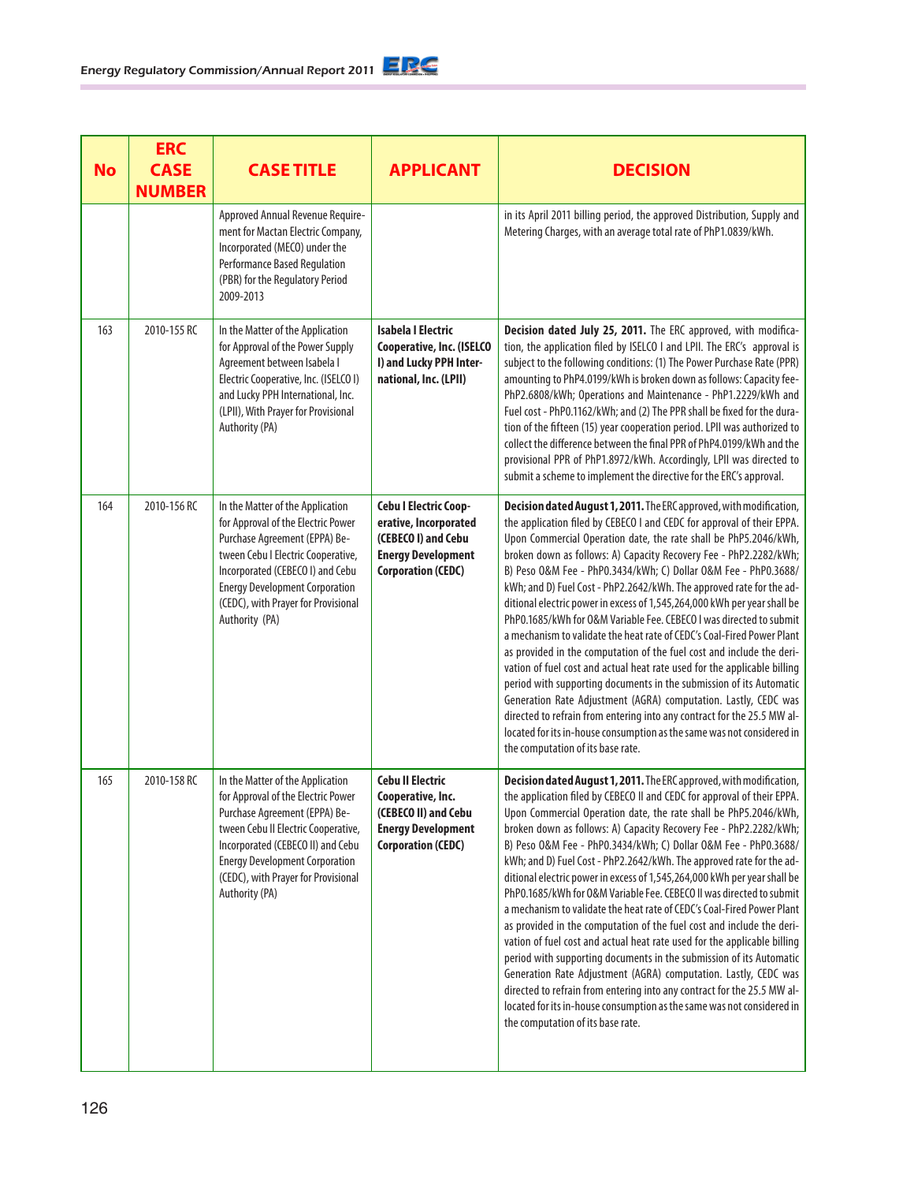| No | ERC CASE NUMBER | CASE TITLE | APPLICANT | DECISION |
|---|---|---|---|---|
| | | Approved Annual Revenue Requirement for Mactan Electric Company, Incorporated (MECO) under the Performance Based Regulation (PBR) for the Regulatory Period 2009-2013 | | in its April 2011 billing period, the approved Distribution, Supply and Metering Charges, with an average total rate of PhP1.0839/kWh. |
| 163 | 2010-155 RC | In the Matter of the Application for Approval of the Power Supply Agreement between Isabela I Electric Cooperative, Inc. (ISELCO I) and Lucky PPH International, Inc. (LPII), With Prayer for Provisional Authority (PA) | **Isabela I Electric Cooperative, Inc. (ISELCO I) and Lucky PPH International, Inc. (LPII)** | **Decision dated July 25, 2011.** The ERC approved, with modification, the application filed by ISELCO I and LPII. The ERC's approval is subject to the following conditions: (1) The Power Purchase Rate (PPR) amounting to PhP4.0199/kWh is broken down as follows: Capacity fee- PhP2.6808/kWh; Operations and Maintenance - PhP1.2229/kWh and Fuel cost - PhP0.1162/kWh; and (2) The PPR shall be fixed for the duration of the fifteen (15) year cooperation period. LPII was authorized to collect the difference between the final PPR of PhP4.0199/kWh and the provisional PPR of PhP1.8972/kWh. Accordingly, LPII was directed to submit a scheme to implement the directive for the ERC's approval. |
| 164 | 2010-156 RC | In the Matter of the Application for Approval of the Electric Power Purchase Agreement (EPPA) Between Cebu I Electric Cooperative, Incorporated (CEBECO I) and Cebu Energy Development Corporation (CEDC), with Prayer for Provisional Authority (PA) | **Cebu I Electric Cooperative, Incorporated (CEBECO I) and Cebu Energy Development Corporation (CEDC)** | **Decision dated August 1, 2011.** The ERC approved, with modification, the application filed by CEBECO I and CEDC for approval of their EPPA. Upon Commercial Operation date, the rate shall be PhP5.2046/kWh, broken down as follows: A) Capacity Recovery Fee - PhP2.2282/kWh; B) Peso O&M Fee - PhP0.3434/kWh; C) Dollar O&M Fee - PhP0.3688/kWh; and D) Fuel Cost - PhP2.2642/kWh. The approved rate for the additional electric power in excess of 1,545,264,000 kWh per year shall be PhP0.1685/kWh for O&M Variable Fee. CEBECO I was directed to submit a mechanism to validate the heat rate of CEDC's Coal-Fired Power Plant as provided in the computation of the fuel cost and include the derivation of fuel cost and actual heat rate used for the applicable billing period with supporting documents in the submission of its Automatic Generation Rate Adjustment (AGRA) computation. Lastly, CEDC was directed to refrain from entering into any contract for the 25.5 MW allocated for its in-house consumption as the same was not considered in the computation of its base rate. |
| 165 | 2010-158 RC | In the Matter of the Application for Approval of the Electric Power Purchase Agreement (EPPA) Between Cebu II Electric Cooperative, Incorporated (CEBECO II) and Cebu Energy Development Corporation (CEDC), with Prayer for Provisional Authority (PA) | **Cebu II Electric Cooperative, Inc. (CEBECO II) and Cebu Energy Development Corporation (CEDC)** | **Decision dated August 1, 2011.** The ERC approved, with modification, the application filed by CEBECO II and CEDC for approval of their EPPA. Upon Commercial Operation date, the rate shall be PhP5.2046/kWh, broken down as follows: A) Capacity Recovery Fee - PhP2.2282/kWh; B) Peso O&M Fee - PhP0.3434/kWh; C) Dollar O&M Fee - PhP0.3688/kWh; and D) Fuel Cost - PhP2.2642/kWh. The approved rate for the additional electric power in excess of 1,545,264,000 kWh per year shall be PhP0.1685/kWh for O&M Variable Fee. CEBECO II was directed to submit a mechanism to validate the heat rate of CEDC's Coal-Fired Power Plant as provided in the computation of the fuel cost and include the derivation of fuel cost and actual heat rate used for the applicable billing period with supporting documents in the submission of its Automatic Generation Rate Adjustment (AGRA) computation. Lastly, CEDC was directed to refrain from entering into any contract for the 25.5 MW allocated for its in-house consumption as the same was not considered in the computation of its base rate. |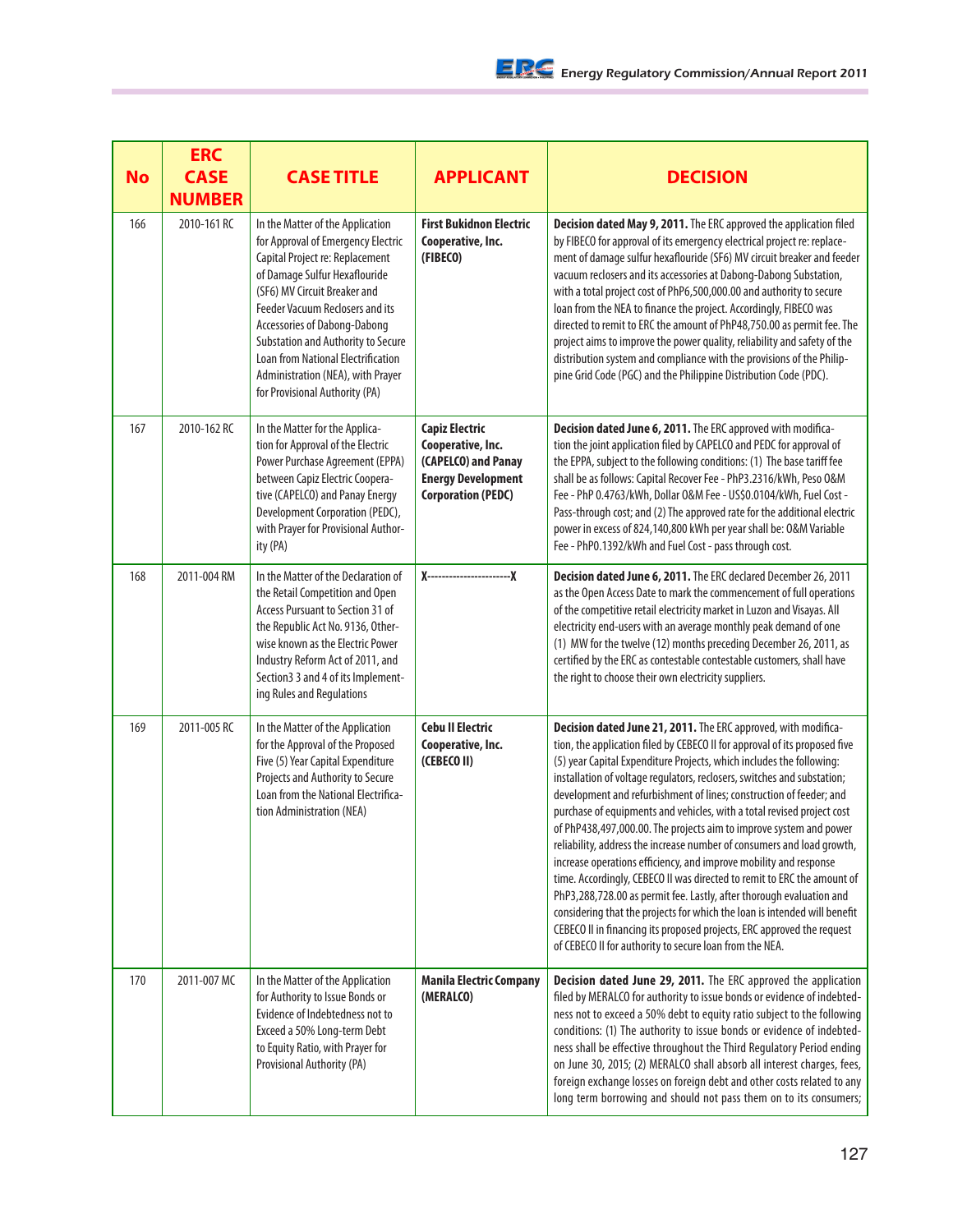| No | ERC CASE NUMBER | CASE TITLE | APPLICANT | DECISION |
|---|---|---|---|---|
| 166 | 2010-161 RC | In the Matter of the Application for Approval of Emergency Electric Capital Project re: Replacement of Damage Sulfur Hexaflouride (SF6) MV Circuit Breaker and Feeder Vacuum Reclosers and its Accessories of Dabong-Dabong Substation and Authority to Secure Loan from National Electrification Administration (NEA), with Prayer for Provisional Authority (PA) | **First Bukidnon Electric Cooperative, Inc. (FIBECO)** | **Decision dated May 9, 2011.** The ERC approved the application filed by FIBECO for approval of its emergency electrical project re: replacement of damage sulfur hexaflouride (SF6) MV circuit breaker and feeder vacuum reclosers and its accessories at Dabong-Dabong Substation, with a total project cost of PhP6,500,000.00 and authority to secure loan from the NEA to finance the project. Accordingly, FIBECO was directed to remit to ERC the amount of PhP48,750.00 as permit fee. The project aims to improve the power quality, reliability and safety of the distribution system and compliance with the provisions of the Philippine Grid Code (PGC) and the Philippine Distribution Code (PDC). |
| 167 | 2010-162 RC | In the Matter for the Application for Approval of the Electric Power Purchase Agreement (EPPA) between Capiz Electric Cooperative (CAPELCO) and Panay Energy Development Corporation (PEDC), with Prayer for Provisional Authority (PA) | **Capiz Electric Cooperative, Inc. (CAPELCO) and Panay Energy Development Corporation (PEDC)** | **Decision dated June 6, 2011.** The ERC approved with modification the joint application filed by CAPELCO and PEDC for approval of the EPPA, subject to the following conditions: (1) The base tariff fee shall be as follows: Capital Recover Fee - PhP3.2316/kWh, Peso O&M Fee - PhP 0.4763/kWh, Dollar O&M Fee - US$0.0104/kWh, Fuel Cost - Pass-through cost; and (2) The approved rate for the additional electric power in excess of 824,140,800 kWh per year shall be: O&M Variable Fee - PhP0.1392/kWh and Fuel Cost - pass through cost. |
| 168 | 2011-004 RM | In the Matter of the Declaration of the Retail Competition and Open Access Pursuant to Section 31 of the Republic Act No. 9136, Otherwise known as the Electric Power Industry Reform Act of 2011, and Section3 3 and 4 of its Implementing Rules and Regulations | **X-----------------------X** | **Decision dated June 6, 2011.** The ERC declared December 26, 2011 as the Open Access Date to mark the commencement of full operations of the competitive retail electricity market in Luzon and Visayas. All electricity end-users with an average monthly peak demand of one (1) MW for the twelve (12) months preceding December 26, 2011, as certified by the ERC as contestable contestable customers, shall have the right to choose their own electricity suppliers. |
| 169 | 2011-005 RC | In the Matter of the Application for the Approval of the Proposed Five (5) Year Capital Expenditure Projects and Authority to Secure Loan from the National Electrification Administration (NEA) | **Cebu II Electric Cooperative, Inc. (CEBECO II)** | **Decision dated June 21, 2011.** The ERC approved, with modification, the application filed by CEBECO II for approval of its proposed five (5) year Capital Expenditure Projects, which includes the following: installation of voltage regulators, reclosers, switches and substation; development and refurbishment of lines; construction of feeder; and purchase of equipments and vehicles, with a total revised project cost of PhP438,497,000.00. The projects aim to improve system and power reliability, address the increase number of consumers and load growth, increase operations efficiency, and improve mobility and response time. Accordingly, CEBECO II was directed to remit to ERC the amount of PhP3,288,728.00 as permit fee. Lastly, after thorough evaluation and considering that the projects for which the loan is intended will benefit CEBECO II in financing its proposed projects, ERC approved the request of CEBECO II for authority to secure loan from the NEA. |
| 170 | 2011-007 MC | In the Matter of the Application for Authority to Issue Bonds or Evidence of Indebtedness not to Exceed a 50% Long-term Debt to Equity Ratio, with Prayer for Provisional Authority (PA) | **Manila Electric Company (MERALCO)** | **Decision dated June 29, 2011.** The ERC approved the application filed by MERALCO for authority to issue bonds or evidence of indebtedness not to exceed a 50% debt to equity ratio subject to the following conditions: (1) The authority to issue bonds or evidence of indebtedness shall be effective throughout the Third Regulatory Period ending on June 30, 2015; (2) MERALCO shall absorb all interest charges, fees, foreign exchange losses on foreign debt and other costs related to any long term borrowing and should not pass them on to its consumers; |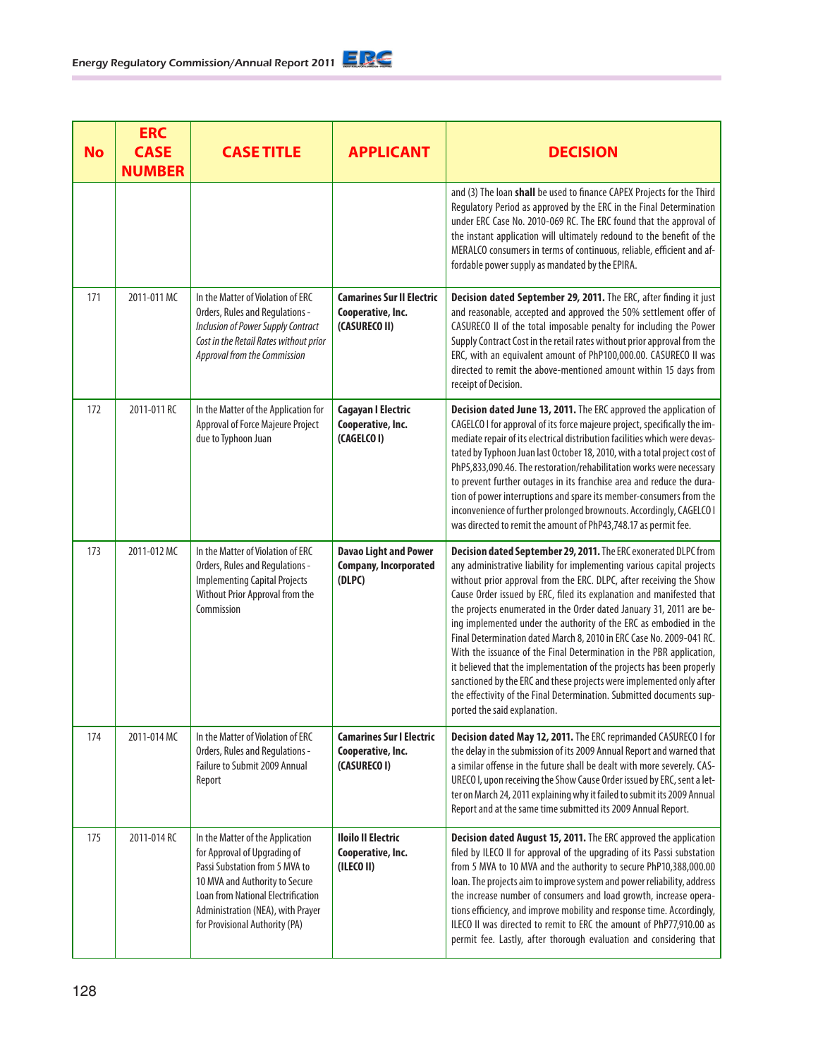| No | ERC CASE NUMBER | CASE TITLE | APPLICANT | DECISION |
|---|---|---|---|---|
| | | | | and (3) The loan **shall** be used to finance CAPEX Projects for the Third Regulatory Period as approved by the ERC in the Final Determination under ERC Case No. 2010-069 RC. The ERC found that the approval of the instant application will ultimately redound to the benefit of the MERALCO consumers in terms of continuous, reliable, efficient and affordable power supply as mandated by the EPIRA. |
| 171 | 2011-011 MC | In the Matter of Violation of ERC Orders, Rules and Regulations - *Inclusion of Power Supply Contract Cost in the Retail Rates without prior Approval from the Commission* | **Camarines Sur II Electric Cooperative, Inc. (CASURECO II)** | **Decision dated September 29, 2011.** The ERC, after finding it just and reasonable, accepted and approved the 50% settlement offer of CASURECO II of the total imposable penalty for including the Power Supply Contract Cost in the retail rates without prior approval from the ERC, with an equivalent amount of PhP100,000.00. CASURECO II was directed to remit the above-mentioned amount within 15 days from receipt of Decision. |
| 172 | 2011-011 RC | In the Matter of the Application for Approval of Force Majeure Project due to Typhoon Juan | **Cagayan I Electric Cooperative, Inc. (CAGELCO I)** | **Decision dated June 13, 2011.** The ERC approved the application of CAGELCO I for approval of its force majeure project, specifically the immediate repair of its electrical distribution facilities which were devastated by Typhoon Juan last October 18, 2010, with a total project cost of PhP5,833,090.46. The restoration/rehabilitation works were necessary to prevent further outages in its franchise area and reduce the duration of power interruptions and spare its member-consumers from the inconvenience of further prolonged brownouts. Accordingly, CAGELCO I was directed to remit the amount of PhP43,748.17 as permit fee. |
| 173 | 2011-012 MC | In the Matter of Violation of ERC Orders, Rules and Regulations - Implementing Capital Projects Without Prior Approval from the Commission | **Davao Light and Power Company, Incorporated (DLPC)** | **Decision dated September 29, 2011.** The ERC exonerated DLPC from any administrative liability for implementing various capital projects without prior approval from the ERC. DLPC, after receiving the Show Cause Order issued by ERC, filed its explanation and manifested that the projects enumerated in the Order dated January 31, 2011 are being implemented under the authority of the ERC as embodied in the Final Determination dated March 8, 2010 in ERC Case No. 2009-041 RC. With the issuance of the Final Determination in the PBR application, it believed that the implementation of the projects has been properly sanctioned by the ERC and these projects were implemented only after the effectivity of the Final Determination. Submitted documents supported the said explanation. |
| 174 | 2011-014 MC | In the Matter of Violation of ERC Orders, Rules and Regulations - Failure to Submit 2009 Annual Report | **Camarines Sur I Electric Cooperative, Inc. (CASURECO I)** | **Decision dated May 12, 2011.** The ERC reprimanded CASURECO I for the delay in the submission of its 2009 Annual Report and warned that a similar offense in the future shall be dealt with more severely. CASURECO I, upon receiving the Show Cause Order issued by ERC, sent a letter on March 24, 2011 explaining why it failed to submit its 2009 Annual Report and at the same time submitted its 2009 Annual Report. |
| 175 | 2011-014 RC | In the Matter of the Application for Approval of Upgrading of Passi Substation from 5 MVA to 10 MVA and Authority to Secure Loan from National Electrification Administration (NEA), with Prayer for Provisional Authority (PA) | **Iloilo II Electric Cooperative, Inc. (ILECO II)** | **Decision dated August 15, 2011.** The ERC approved the application filed by ILECO II for approval of the upgrading of its Passi substation from 5 MVA to 10 MVA and the authority to secure PhP10,388,000.00 loan. The projects aim to improve system and power reliability, address the increase number of consumers and load growth, increase operations efficiency, and improve mobility and response time. Accordingly, ILECO II was directed to remit to ERC the amount of PhP77,910.00 as permit fee. Lastly, after thorough evaluation and considering that |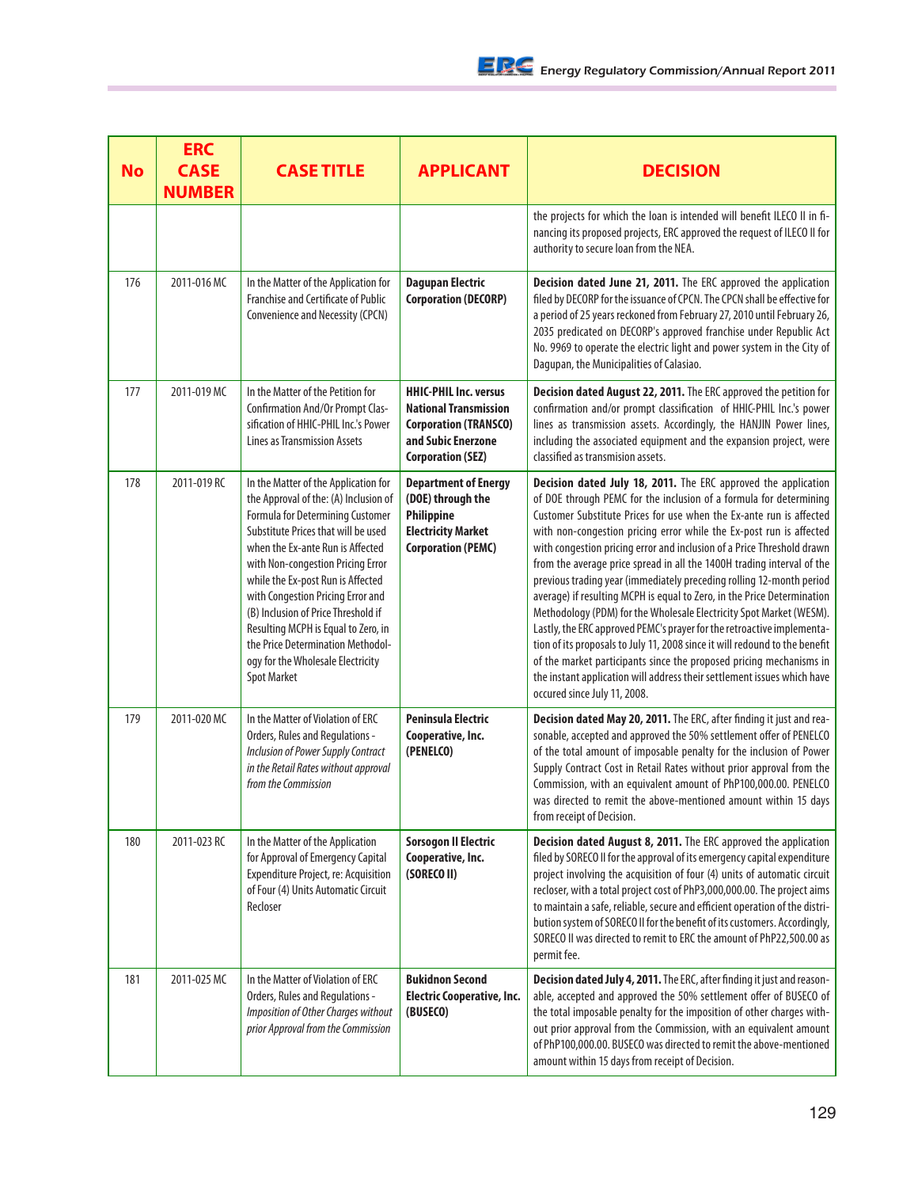| No | ERC CASE NUMBER | CASE TITLE | APPLICANT | DECISION |
|---|---|---|---|---|
| | | | | the projects for which the loan is intended will benefit ILECO II in financing its proposed projects, ERC approved the request of ILECO II for authority to secure loan from the NEA. |
| 176 | 2011-016 MC | In the Matter of the Application for Franchise and Certificate of Public Convenience and Necessity (CPCN) | **Dagupan Electric Corporation (DECORP)** | **Decision dated June 21, 2011.** The ERC approved the application filed by DECORP for the issuance of CPCN. The CPCN shall be effective for a period of 25 years reckoned from February 27, 2010 until February 26, 2035 predicated on DECORP's approved franchise under Republic Act No. 9969 to operate the electric light and power system in the City of Dagupan, the Municipalities of Calasiao. |
| 177 | 2011-019 MC | In the Matter of the Petition for Confirmation And/Or Prompt Classification of HHIC-PHIL Inc.'s Power Lines as Transmission Assets | **HHIC-PHIL Inc. versus National Transmission Corporation (TRANSCO) and Subic Enerzone Corporation (SEZ)** | **Decision dated August 22, 2011.** The ERC approved the petition for confirmation and/or prompt classification of HHIC-PHIL Inc.'s power lines as transmission assets. Accordingly, the HANJIN Power lines, including the associated equipment and the expansion project, were classified as transmision assets. |
| 178 | 2011-019 RC | In the Matter of the Application for the Approval of the: (A) Inclusion of Formula for Determining Customer Substitute Prices that will be used when the Ex-ante Run is Affected with Non-congestion Pricing Error while the Ex-post Run is Affected with Congestion Pricing Error and (B) Inclusion of Price Threshold if Resulting MCPH is Equal to Zero, in the Price Determination Methodology for the Wholesale Electricity Spot Market | **Department of Energy (DOE) through the Philippine Electricity Market Corporation (PEMC)** | **Decision dated July 18, 2011.** The ERC approved the application of DOE through PEMC for the inclusion of a formula for determining Customer Substitute Prices for use when the Ex-ante run is affected with non-congestion pricing error while the Ex-post run is affected with congestion pricing error and inclusion of a Price Threshold drawn from the average price spread in all the 1400H trading interval of the previous trading year (immediately preceding rolling 12-month period average) if resulting MCPH is equal to Zero, in the Price Determination Methodology (PDM) for the Wholesale Electricity Spot Market (WESM). Lastly, the ERC approved PEMC's prayer for the retroactive implementation of its proposals to July 11, 2008 since it will redound to the benefit of the market participants since the proposed pricing mechanisms in the instant application will address their settlement issues which have occured since July 11, 2008. |
| 179 | 2011-020 MC | In the Matter of Violation of ERC Orders, Rules and Regulations - *Inclusion of Power Supply Contract in the Retail Rates without approval from the Commission* | **Peninsula Electric Cooperative, Inc. (PENELCO)** | **Decision dated May 20, 2011.** The ERC, after finding it just and reasonable, accepted and approved the 50% settlement offer of PENELCO of the total amount of imposable penalty for the inclusion of Power Supply Contract Cost in Retail Rates without prior approval from the Commission, with an equivalent amount of PhP100,000.00. PENELCO was directed to remit the above-mentioned amount within 15 days from receipt of Decision. |
| 180 | 2011-023 RC | In the Matter of the Application for Approval of Emergency Capital Expenditure Project, re: Acquisition of Four (4) Units Automatic Circuit Recloser | **Sorsogon II Electric Cooperative, Inc. (SORECO II)** | **Decision dated August 8, 2011.** The ERC approved the application filed by SORECO II for the approval of its emergency capital expenditure project involving the acquisition of four (4) units of automatic circuit recloser, with a total project cost of PhP3,000,000.00. The project aims to maintain a safe, reliable, secure and efficient operation of the distribution system of SORECO II for the benefit of its customers. Accordingly, SORECO II was directed to remit to ERC the amount of PhP22,500.00 as permit fee. |
| 181 | 2011-025 MC | In the Matter of Violation of ERC Orders, Rules and Regulations - *Imposition of Other Charges without prior Approval from the Commission* | **Bukidnon Second Electric Cooperative, Inc. (BUSECO)** | **Decision dated July 4, 2011.** The ERC, after finding it just and reasonable, accepted and approved the 50% settlement offer of BUSECO of the total imposable penalty for the imposition of other charges without prior approval from the Commission, with an equivalent amount of PhP100,000.00. BUSECO was directed to remit the above-mentioned amount within 15 days from receipt of Decision. |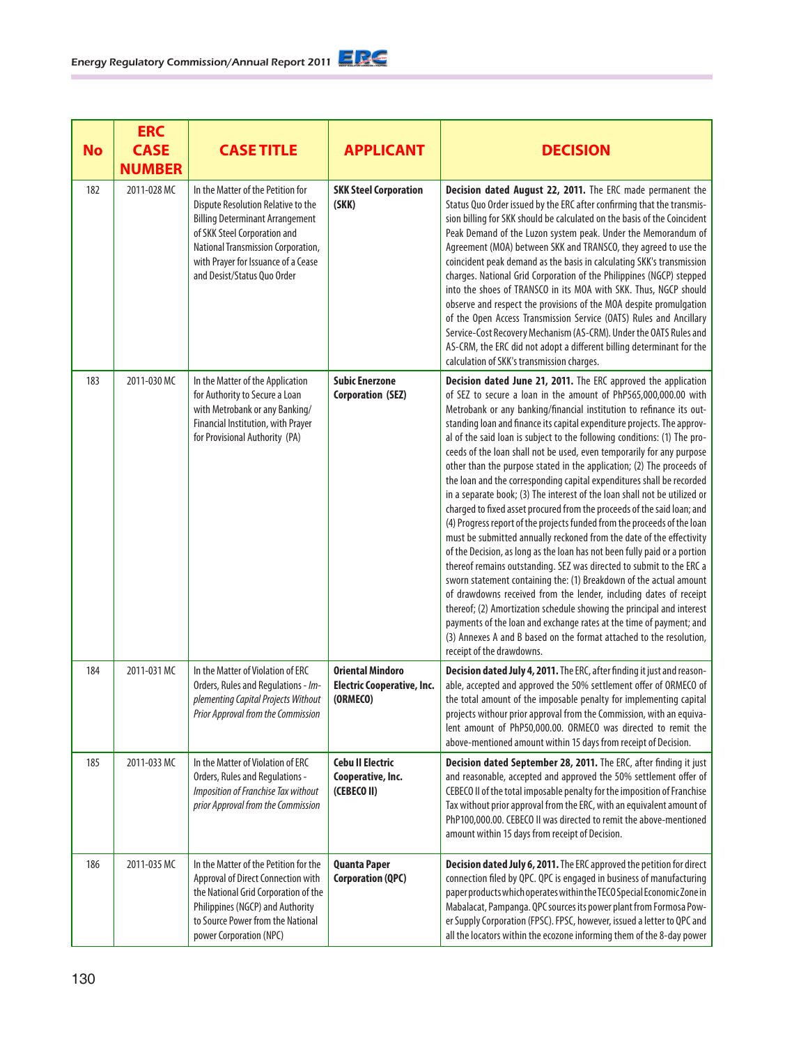| No | ERC CASE NUMBER | CASE TITLE | APPLICANT | DECISION |
|---|---|---|---|---|
| 182 | 2011-028 MC | In the Matter of the Petition for Dispute Resolution Relative to the Billing Determinant Arrangement of SKK Steel Corporation and National Transmission Corporation, with Prayer for Issuance of a Cease and Desist/Status Quo Order | **SKK Steel Corporation (SKK)** | **Decision dated August 22, 2011.** The ERC made permanent the Status Quo Order issued by the ERC after confirming that the transmission billing for SKK should be calculated on the basis of the Coincident Peak Demand of the Luzon system peak. Under the Memorandum of Agreement (MOA) between SKK and TRANSCO, they agreed to use the coincident peak demand as the basis in calculating SKK's transmission charges. National Grid Corporation of the Philippines (NGCP) stepped into the shoes of TRANSCO in its MOA with SKK. Thus, NGCP should observe and respect the provisions of the MOA despite promulgation of the Open Access Transmission Service (OATS) Rules and Ancillary Service-Cost Recovery Mechanism (AS-CRM). Under the OATS Rules and AS-CRM, the ERC did not adopt a different billing determinant for the calculation of SKK's transmission charges. |
| 183 | 2011-030 MC | In the Matter of the Application for Authority to Secure a Loan with Metrobank or any Banking/ Financial Institution, with Prayer for Provisional Authority (PA) | **Subic Enerzone Corporation (SEZ)** | **Decision dated June 21, 2011.** The ERC approved the application of SEZ to secure a loan in the amount of PhP565,000,000.00 with Metrobank or any banking/financial institution to refinance its outstanding loan and finance its capital expenditure projects. The approval of the said loan is subject to the following conditions: (1) The proceeds of the loan shall not be used, even temporarily for any purpose other than the purpose stated in the application; (2) The proceeds of the loan and the corresponding capital expenditures shall be recorded in a separate book; (3) The interest of the loan shall not be utilized or charged to fixed asset procured from the proceeds of the said loan; and (4) Progress report of the projects funded from the proceeds of the loan must be submitted annually reckoned from the date of the effectivity of the Decision, as long as the loan has not been fully paid or a portion thereof remains outstanding. SEZ was directed to submit to the ERC a sworn statement containing the: (1) Breakdown of the actual amount of drawdowns received from the lender, including dates of receipt thereof; (2) Amortization schedule showing the principal and interest payments of the loan and exchange rates at the time of payment; and (3) Annexes A and B based on the format attached to the resolution, receipt of the drawdowns. |
| 184 | 2011-031 MC | In the Matter of Violation of ERC Orders, Rules and Regulations - *Implementing Capital Projects Without Prior Approval from the Commission* | **Oriental Mindoro Electric Cooperative, Inc. (ORMECO)** | **Decision dated July 4, 2011.** The ERC, after finding it just and reasonable, accepted and approved the 50% settlement offer of ORMECO of the total amount of the imposable penalty for implementing capital projects withour prior approval from the Commission, with an equivalent amount of PhP50,000.00. ORMECO was directed to remit the above-mentioned amount within 15 days from receipt of Decision. |
| 185 | 2011-033 MC | In the Matter of Violation of ERC Orders, Rules and Regulations - *Imposition of Franchise Tax without prior Approval from the Commission* | **Cebu II Electric Cooperative, Inc. (CEBECO II)** | **Decision dated September 28, 2011.** The ERC, after finding it just and reasonable, accepted and approved the 50% settlement offer of CEBECO II of the total imposable penalty for the imposition of Franchise Tax without prior approval from the ERC, with an equivalent amount of PhP100,000.00. CEBECO II was directed to remit the above-mentioned amount within 15 days from receipt of Decision. |
| 186 | 2011-035 MC | In the Matter of the Petition for the Approval of Direct Connection with the National Grid Corporation of the Philippines (NGCP) and Authority to Source Power from the National power Corporation (NPC) | **Quanta Paper Corporation (QPC)** | **Decision dated July 6, 2011.** The ERC approved the petition for direct connection filed by QPC. QPC is engaged in business of manufacturing paper products which operates within the TECO Special Economic Zone in Mabalacat, Pampanga. QPC sources its power plant from Formosa Power Supply Corporation (FPSC). FPSC, however, issued a letter to QPC and all the locators within the ecozone informing them of the 8-day power |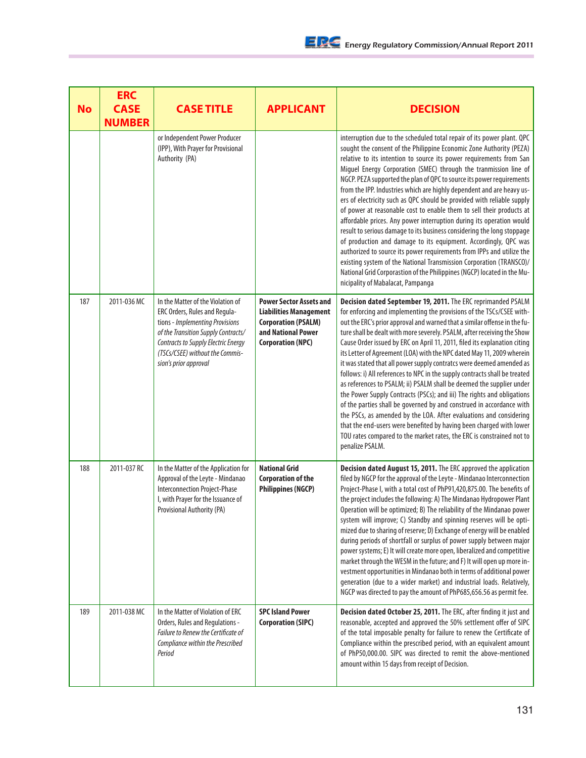| No | ERC CASE NUMBER | CASE TITLE | APPLICANT | DECISION |
|---|---|---|---|---|
| | | or Independent Power Producer (IPP), With Prayer for Provisional Authority (PA) | | interruption due to the scheduled total repair of its power plant. QPC sought the consent of the Philippine Economic Zone Authority (PEZA) relative to its intention to source its power requirements from San Miguel Energy Corporation (SMEC) through the tranmission line of NGCP. PEZA supported the plan of QPC to source its power requirements from the IPP. Industries which are highly dependent and are heavy users of electricity such as QPC should be provided with reliable supply of power at reasonable cost to enable them to sell their products at affordable prices. Any power interruption during its operation would result to serious damage to its business considering the long stoppage of production and damage to its equipment. Accordingly, QPC was authorized to source its power requirements from IPPs and utilize the existing system of the National Transmission Corporation (TRANSCO)/ National Grid Corporastion of the Philippines (NGCP) located in the Municipality of Mabalacat, Pampanga |
| 187 | 2011-036 MC | In the Matter of the Violation of ERC Orders, Rules and Regulations - *Implementing Provisions of the Transition Supply Contracts/ Contracts to Supply Electric Energy (TSCs/CSEE) without the Commission's prior approval* | **Power Sector Assets and Liabilities Management Corporation (PSALM) and National Power Corporation (NPC)** | **Decision dated September 19, 2011.** The ERC reprimanded PSALM for enforcing and implementing the provisions of the TSCs/CSEE without the ERC's prior approval and warned that a similar offense in the future shall be dealt with more severely. PSALM, after receiving the Show Cause Order issued by ERC on April 11, 2011, filed its explanation citing its Letter of Agreement (LOA) with the NPC dated May 11, 2009 wherein it was stated that all power supply contratcs were deemed amended as follows: i) All references to NPC in the supply contracts shall be treated as references to PSALM; ii) PSALM shall be deemed the supplier under the Power Supply Contracts (PSCs); and iii) The rights and obligations of the parties shall be governed by and construed in accordance with the PSCs, as amended by the LOA. After evaluations and considering that the end-users were benefited by having been charged with lower TOU rates compared to the market rates, the ERC is constrained not to penalize PSALM. |
| 188 | 2011-037 RC | In the Matter of the Application for Approval of the Leyte - Mindanao Interconnection Project-Phase I, with Prayer for the Issuance of Provisional Authority (PA) | **National Grid Corporation of the Philippines (NGCP)** | **Decision dated August 15, 2011.** The ERC approved the application filed by NGCP for the approval of the Leyte - Mindanao Interconnection Project-Phase I, with a total cost of PhP91,420,875.00. The benefits of the project includes the following: A) The Mindanao Hydropower Plant Operation will be optimized; B) The reliability of the Mindanao power system will improve; C) Standby and spinning reserves will be optimized due to sharing of reserve; D) Exchange of energy will be enabled during periods of shortfall or surplus of power supply between major power systems; E) It will create more open, liberalized and competitive market through the WESM in the future; and F) It will open up more investment opportunities in Mindanao both in terms of additional power generation (due to a wider market) and industrial loads. Relatively, NGCP was directed to pay the amount of PhP685,656.56 as permit fee. |
| 189 | 2011-038 MC | In the Matter of Violation of ERC Orders, Rules and Regulations - *Failure to Renew the Certificate of Compliance within the Prescribed Period* | **SPC Island Power Corporation (SIPC)** | **Decision dated October 25, 2011.** The ERC, after finding it just and reasonable, accepted and approved the 50% settlement offer of SIPC of the total imposable penalty for failure to renew the Certificate of Compliance within the prescribed period, with an equivalent amount of PhP50,000.00. SIPC was directed to remit the above-mentioned amount within 15 days from receipt of Decision. |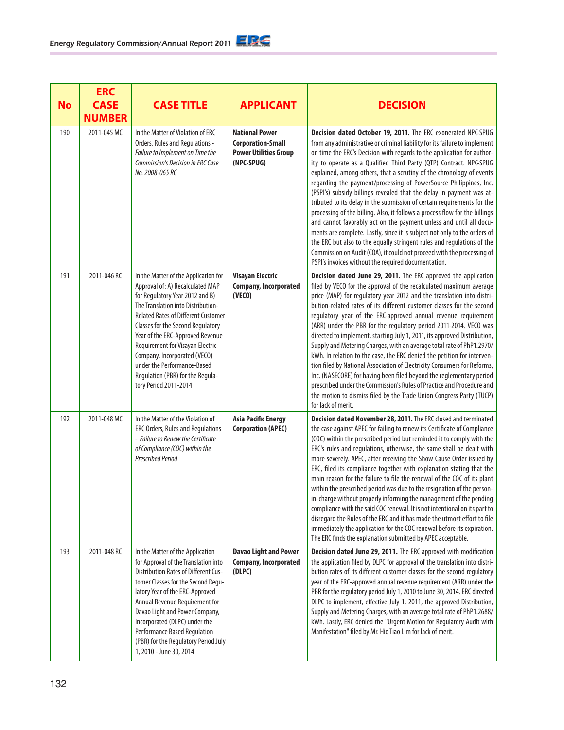| No | ERC CASE NUMBER | CASE TITLE | APPLICANT | DECISION |
|---|---|---|---|---|
| 190 | 2011-045 MC | In the Matter of Violation of ERC Orders, Rules and Regulations - *Failure to Implement on Time the Commission's Decision in ERC Case No. 2008-065 RC* | **National Power Corporation-Small Power Utilities Group (NPC-SPUG)** | **Decision dated October 19, 2011.** The ERC exonerated NPC-SPUG from any administrative or criminal liability for its failure to implement on time the ERC's Decision with regards to the application for authority to operate as a Qualified Third Party (QTP) Contract. NPC-SPUG explained, among others, that a scrutiny of the chronology of events regarding the payment/processing of PowerSource Philippines, Inc. (PSPI's) subsidy billings revealed that the delay in payment was attributed to its delay in the submission of certain requirements for the processing of the billing. Also, it follows a process flow for the billings and cannot favorably act on the payment unless and until all documents are complete. Lastly, since it is subject not only to the orders of the ERC but also to the equally stringent rules and regulations of the Commission on Audit (COA), it could not proceed with the processing of PSPI's invoices without the required documentation. |
| 191 | 2011-046 RC | In the Matter of the Application for Approval of: A) Recalculated MAP for Regulatory Year 2012 and B) The Translation into Distribution-Related Rates of Different Customer Classes for the Second Regulatory Year of the ERC-Approved Revenue Requirement for Visayan Electric Company, Incorporated (VECO) under the Performance-Based Regulation (PBR) for the Regulatory Period 2011-2014 | **Visayan Electric Company, Incorporated (VECO)** | **Decision dated June 29, 2011.** The ERC approved the application filed by VECO for the approval of the recalculated maximum average price (MAP) for regulatory year 2012 and the translation into distribution-related rates of its different customer classes for the second regulatory year of the ERC-approved annual revenue requirement (ARR) under the PBR for the regulatory period 2011-2014. VECO was directed to implement, starting July 1, 2011, its approved Distribution, Supply and Metering Charges, with an average total rate of PhP1.2970/kWh. In relation to the case, the ERC denied the petition for intervention filed by National Association of Electricity Consumers for Reforms, Inc. (NASECORE) for having been filed beyond the reglementary period prescribed under the Commission's Rules of Practice and Procedure and the motion to dismiss filed by the Trade Union Congress Party (TUCP) for lack of merit. |
| 192 | 2011-048 MC | In the Matter of the Violation of ERC Orders, Rules and Regulations - *Failure to Renew the Certificate of Compliance (COC) within the Prescribed Period* | **Asia Pacific Energy Corporation (APEC)** | **Decision dated November 28, 2011.** The ERC closed and terminated the case against APEC for failing to renew its Certificate of Compliance (COC) within the prescribed period but reminded it to comply with the ERC's rules and regulations, otherwise, the same shall be dealt with more severely. APEC, after receiving the Show Cause Order issued by ERC, filed its compliance together with explanation stating that the main reason for the failure to file the renewal of the COC of its plant within the prescribed period was due to the resignation of the person-in-charge without properly informing the management of the pending compliance with the said COC renewal. It is not intentional on its part to disregard the Rules of the ERC and it has made the utmost effort to file immediately the application for the COC renewal before its expiration. The ERC finds the explanation submitted by APEC acceptable. |
| 193 | 2011-048 RC | In the Matter of the Application for Approval of the Translation into Distribution Rates of Different Customer Classes for the Second Regulatory Year of the ERC-Approved Annual Revenue Requirement for Davao Light and Power Company, Incorporated (DLPC) under the Performance Based Regulation (PBR) for the Regulatory Period July 1, 2010 - June 30, 2014 | **Davao Light and Power Company, Incorporated (DLPC)** | **Decision dated June 29, 2011.** The ERC approved with modification the application filed by DLPC for approval of the translation into distribution rates of its different customer classes for the second regulatory year of the ERC-approved annual revenue requirement (ARR) under the PBR for the regulatory period July 1, 2010 to June 30, 2014. ERC directed DLPC to implement, effective July 1, 2011, the approved Distribution, Supply and Metering Charges, with an average total rate of PhP1.2688/kWh. Lastly, ERC denied the "Urgent Motion for Regulatory Audit with Manifestation" filed by Mr. Hio Tiao Lim for lack of merit. |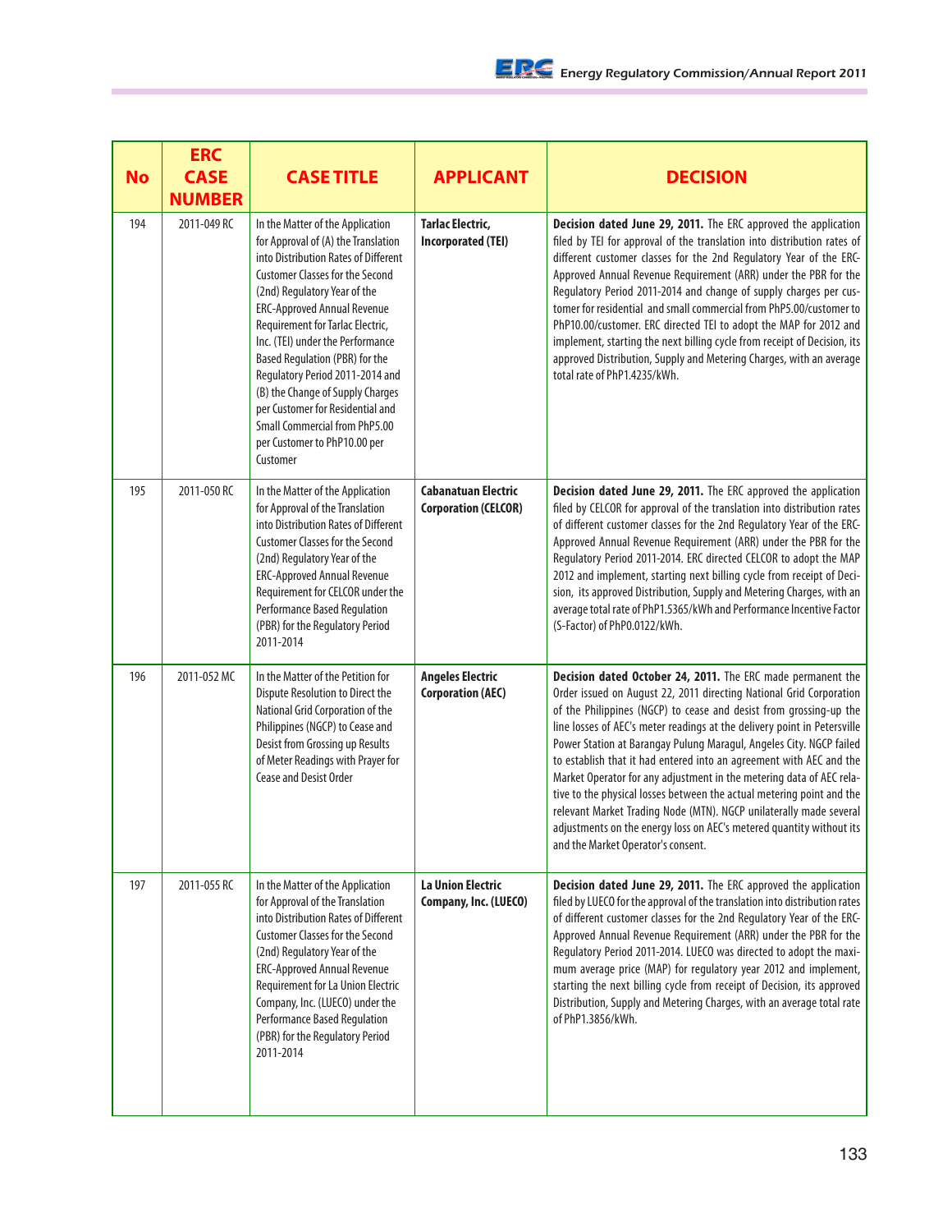| No | ERC CASE NUMBER | CASE TITLE | APPLICANT | DECISION |
|---|---|---|---|---|
| 194 | 2011-049 RC | In the Matter of the Application for Approval of (A) the Translation into Distribution Rates of Different Customer Classes for the Second (2nd) Regulatory Year of the ERC-Approved Annual Revenue Requirement for Tarlac Electric, Inc. (TEI) under the Performance Based Regulation (PBR) for the Regulatory Period 2011-2014 and (B) the Change of Supply Charges per Customer for Residential and Small Commercial from PhP5.00 per Customer to PhP10.00 per Customer | **Tarlac Electric, Incorporated (TEI)** | **Decision dated June 29, 2011.** The ERC approved the application filed by TEI for approval of the translation into distribution rates of different customer classes for the 2nd Regulatory Year of the ERC-Approved Annual Revenue Requirement (ARR) under the PBR for the Regulatory Period 2011-2014 and change of supply charges per customer for residential and small commercial from PhP5.00/customer to PhP10.00/customer. ERC directed TEI to adopt the MAP for 2012 and implement, starting the next billing cycle from receipt of Decision, its approved Distribution, Supply and Metering Charges, with an average total rate of PhP1.4235/kWh. |
| 195 | 2011-050 RC | In the Matter of the Application for Approval of the Translation into Distribution Rates of Different Customer Classes for the Second (2nd) Regulatory Year of the ERC-Approved Annual Revenue Requirement for CELCOR under the Performance Based Regulation (PBR) for the Regulatory Period 2011-2014 | **Cabanatuan Electric Corporation (CELCOR)** | **Decision dated June 29, 2011.** The ERC approved the application filed by CELCOR for approval of the translation into distribution rates of different customer classes for the 2nd Regulatory Year of the ERC-Approved Annual Revenue Requirement (ARR) under the PBR for the Regulatory Period 2011-2014. ERC directed CELCOR to adopt the MAP 2012 and implement, starting next billing cycle from receipt of Decision, its approved Distribution, Supply and Metering Charges, with an average total rate of PhP1.5365/kWh and Performance Incentive Factor (S-Factor) of PhP0.0122/kWh. |
| 196 | 2011-052 MC | In the Matter of the Petition for Dispute Resolution to Direct the National Grid Corporation of the Philippines (NGCP) to Cease and Desist from Grossing up Results of Meter Readings with Prayer for Cease and Desist Order | **Angeles Electric Corporation (AEC)** | **Decision dated October 24, 2011.** The ERC made permanent the Order issued on August 22, 2011 directing National Grid Corporation of the Philippines (NGCP) to cease and desist from grossing-up the line losses of AEC's meter readings at the delivery point in Petersville Power Station at Barangay Pulung Maragul, Angeles City. NGCP failed to establish that it had entered into an agreement with AEC and the Market Operator for any adjustment in the metering data of AEC relative to the physical losses between the actual metering point and the relevant Market Trading Node (MTN). NGCP unilaterally made several adjustments on the energy loss on AEC's metered quantity without its and the Market Operator's consent. |
| 197 | 2011-055 RC | In the Matter of the Application for Approval of the Translation into Distribution Rates of Different Customer Classes for the Second (2nd) Regulatory Year of the ERC-Approved Annual Revenue Requirement for La Union Electric Company, Inc. (LUECO) under the Performance Based Regulation (PBR) for the Regulatory Period 2011-2014 | **La Union Electric Company, Inc. (LUECO)** | **Decision dated June 29, 2011.** The ERC approved the application filed by LUECO for the approval of the translation into distribution rates of different customer classes for the 2nd Regulatory Year of the ERC-Approved Annual Revenue Requirement (ARR) under the PBR for the Regulatory Period 2011-2014. LUECO was directed to adopt the maximum average price (MAP) for regulatory year 2012 and implement, starting the next billing cycle from receipt of Decision, its approved Distribution, Supply and Metering Charges, with an average total rate of PhP1.3856/kWh. |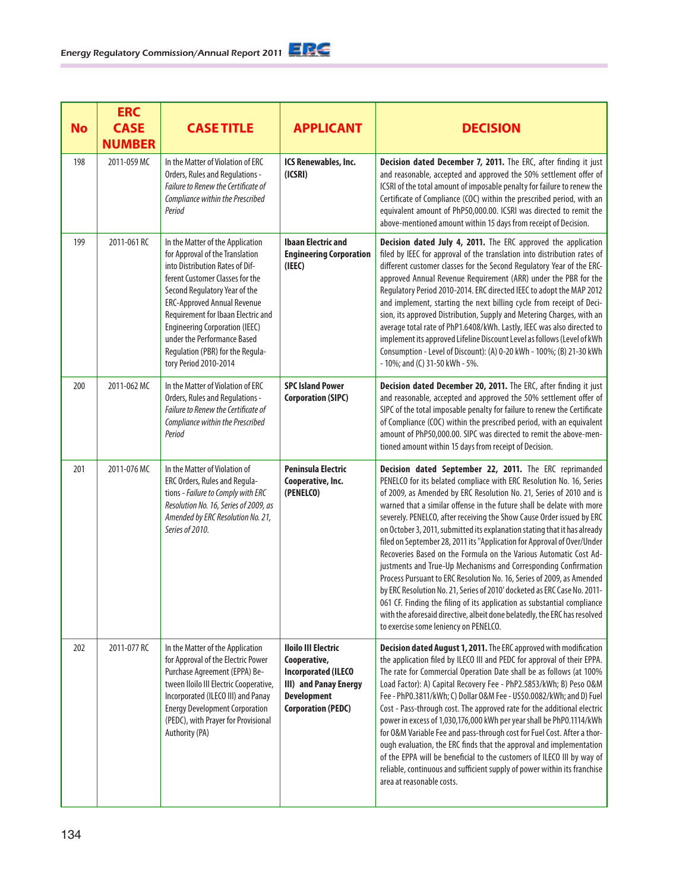| No | ERC CASE NUMBER | CASE TITLE | APPLICANT | DECISION |
|---|---|---|---|---|
| 198 | 2011-059 MC | In the Matter of Violation of ERC Orders, Rules and Regulations - *Failure to Renew the Certificate of Compliance within the Prescribed Period* | **ICS Renewables, Inc. (ICSRI)** | **Decision dated December 7, 2011.** The ERC, after finding it just and reasonable, accepted and approved the 50% settlement offer of ICSRI of the total amount of imposable penalty for failure to renew the Certificate of Compliance (COC) within the prescribed period, with an equivalent amount of PhP50,000.00. ICSRI was directed to remit the above-mentioned amount within 15 days from receipt of Decision. |
| 199 | 2011-061 RC | In the Matter of the Application for Approval of the Translation into Distribution Rates of Different Customer Classes for the Second Regulatory Year of the ERC-Approved Annual Revenue Requirement for Ibaan Electric and Engineering Corporation (IEEC) under the Performance Based Regulation (PBR) for the Regulatory Period 2010-2014 | **Ibaan Electric and Engineering Corporation (IEEC)** | **Decision dated July 4, 2011.** The ERC approved the application filed by IEEC for approval of the translation into distribution rates of different customer classes for the Second Regulatory Year of the ERC-approved Annual Revenue Requirement (ARR) under the PBR for the Regulatory Period 2010-2014. ERC directed IEEC to adopt the MAP 2012 and implement, starting the next billing cycle from receipt of Decision, its approved Distribution, Supply and Metering Charges, with an average total rate of PhP1.6408/kWh. Lastly, IEEC was also directed to implement its approved Lifeline Discount Level as follows (Level of kWh Consumption - Level of Discount): (A) 0-20 kWh - 100%; (B) 21-30 kWh - 10%; and (C) 31-50 kWh - 5%. |
| 200 | 2011-062 MC | In the Matter of Violation of ERC Orders, Rules and Regulations - *Failure to Renew the Certificate of Compliance within the Prescribed Period* | **SPC Island Power Corporation (SIPC)** | **Decision dated December 20, 2011.** The ERC, after finding it just and reasonable, accepted and approved the 50% settlement offer of SIPC of the total imposable penalty for failure to renew the Certificate of Compliance (COC) within the prescribed period, with an equivalent amount of PhP50,000.00. SIPC was directed to remit the above-mentioned amount within 15 days from receipt of Decision. |
| 201 | 2011-076 MC | In the Matter of Violation of ERC Orders, Rules and Regulations - *Failure to Comply with ERC Resolution No. 16, Series of 2009, as Amended by ERC Resolution No. 21, Series of 2010.* | **Peninsula Electric Cooperative, Inc. (PENELCO)** | **Decision dated September 22, 2011.** The ERC reprimanded PENELCO for its belated compliace with ERC Resolution No. 16, Series of 2009, as Amended by ERC Resolution No. 21, Series of 2010 and is warned that a similar offense in the future shall be delate with more severely. PENELCO, after receiving the Show Cause Order issued by ERC on October 3, 2011, submitted its explanation stating that it has already filed on September 28, 2011 its "Application for Approval of Over/Under Recoveries Based on the Formula on the Various Automatic Cost Adjustments and True-Up Mechanisms and Corresponding Confirmation Process Pursuant to ERC Resolution No. 16, Series of 2009, as Amended by ERC Resolution No. 21, Series of 2010' docketed as ERC Case No. 2011-061 CF. Finding the filing of its application as substantial compliance with the aforesaid directive, albeit done belatedly, the ERC has resolved to exercise some leniency on PENELCO. |
| 202 | 2011-077 RC | In the Matter of the Application for Approval of the Electric Power Purchase Agreement (EPPA) Between Iloilo III Electric Cooperative, Incorporated (ILECO III) and Panay Energy Development Corporation (PEDC), with Prayer for Provisional Authority (PA) | **Iloilo III Electric Cooperative, Incorporated (ILECO III) and Panay Energy Development Corporation (PEDC)** | **Decision dated August 1, 2011.** The ERC approved with modification the application filed by ILECO III and PEDC for approval of their EPPA. The rate for Commercial Operation Date shall be as follows (at 100% Load Factor): A) Capital Recovery Fee - PhP2.5853/kWh; B) Peso O&M Fee - PhP0.3811/kWh; C) Dollar O&M Fee - US$0.0082/kWh; and D) Fuel Cost - Pass-through cost. The approved rate for the additional electric power in excess of 1,030,176,000 kWh per year shall be PhP0.1114/kWh for O&M Variable Fee and pass-through cost for Fuel Cost. After a thorough evaluation, the ERC finds that the approval and implementation of the EPPA will be beneficial to the customers of ILECO III by way of reliable, continuous and sufficient supply of power within its franchise area at reasonable costs. |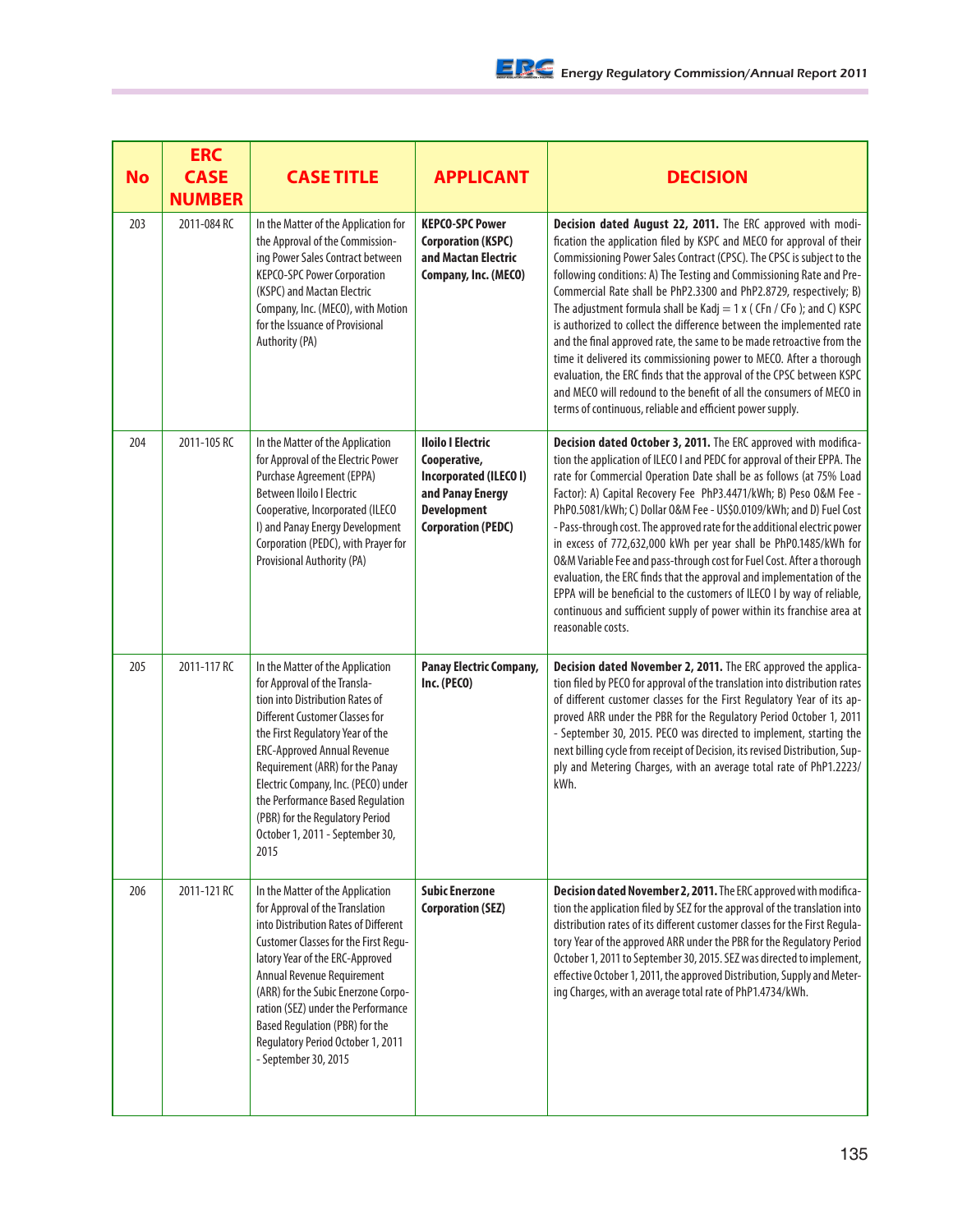| No | ERC CASE NUMBER | CASE TITLE | APPLICANT | DECISION |
|---|---|---|---|---|
| 203 | 2011-084 RC | In the Matter of the Application for the Approval of the Commissioning Power Sales Contract between KEPCO-SPC Power Corporation (KSPC) and Mactan Electric Company, Inc. (MECO), with Motion for the Issuance of Provisional Authority (PA) | **KEPCO-SPC Power Corporation (KSPC) and Mactan Electric Company, Inc. (MECO)** | **Decision dated August 22, 2011.** The ERC approved with modification the application filed by KSPC and MECO for approval of their Commissioning Power Sales Contract (CPSC). The CPSC is subject to the following conditions: A) The Testing and Commissioning Rate and Pre-Commercial Rate shall be PhP2.3300 and PhP2.8729, respectively; B) The adjustment formula shall be Kadj = 1 x ( CFn / CFo ); and C) KSPC is authorized to collect the difference between the implemented rate and the final approved rate, the same to be made retroactive from the time it delivered its commissioning power to MECO. After a thorough evaluation, the ERC finds that the approval of the CPSC between KSPC and MECO will redound to the benefit of all the consumers of MECO in terms of continuous, reliable and efficient power supply. |
| 204 | 2011-105 RC | In the Matter of the Application for Approval of the Electric Power Purchase Agreement (EPPA) Between Iloilo I Electric Cooperative, Incorporated (ILECO I) and Panay Energy Development Corporation (PEDC), with Prayer for Provisional Authority (PA) | **Iloilo I Electric Cooperative, Incorporated (ILECO I) and Panay Energy Development Corporation (PEDC)** | **Decision dated October 3, 2011.** The ERC approved with modification the application of ILECO I and PEDC for approval of their EPPA. The rate for Commercial Operation Date shall be as follows (at 75% Load Factor): A) Capital Recovery Fee PhP3.4471/kWh; B) Peso O&M Fee - PhP0.5081/kWh; C) Dollar O&M Fee - US$0.0109/kWh; and D) Fuel Cost - Pass-through cost. The approved rate for the additional electric power in excess of 772,632,000 kWh per year shall be PhP0.1485/kWh for O&M Variable Fee and pass-through cost for Fuel Cost. After a thorough evaluation, the ERC finds that the approval and implementation of the EPPA will be beneficial to the customers of ILECO I by way of reliable, continuous and sufficient supply of power within its franchise area at reasonable costs. |
| 205 | 2011-117 RC | In the Matter of the Application for Approval of the Translation into Distribution Rates of Different Customer Classes for the First Regulatory Year of the ERC-Approved Annual Revenue Requirement (ARR) for the Panay Electric Company, Inc. (PECO) under the Performance Based Regulation (PBR) for the Regulatory Period October 1, 2011 - September 30, 2015 | **Panay Electric Company, Inc. (PECO)** | **Decision dated November 2, 2011.** The ERC approved the application filed by PECO for approval of the translation into distribution rates of different customer classes for the First Regulatory Year of its approved ARR under the PBR for the Regulatory Period October 1, 2011 - September 30, 2015. PECO was directed to implement, starting the next billing cycle from receipt of Decision, its revised Distribution, Supply and Metering Charges, with an average total rate of PhP1.2223/kWh. |
| 206 | 2011-121 RC | In the Matter of the Application for Approval of the Translation into Distribution Rates of Different Customer Classes for the First Regulatory Year of the ERC-Approved Annual Revenue Requirement (ARR) for the Subic Enerzone Corporation (SEZ) under the Performance Based Regulation (PBR) for the Regulatory Period October 1, 2011 - September 30, 2015 | **Subic Enerzone Corporation (SEZ)** | **Decision dated November 2, 2011.** The ERC approved with modification the application filed by SEZ for the approval of the translation into distribution rates of its different customer classes for the First Regulatory Year of the approved ARR under the PBR for the Regulatory Period October 1, 2011 to September 30, 2015. SEZ was directed to implement, effective October 1, 2011, the approved Distribution, Supply and Metering Charges, with an average total rate of PhP1.4734/kWh. |